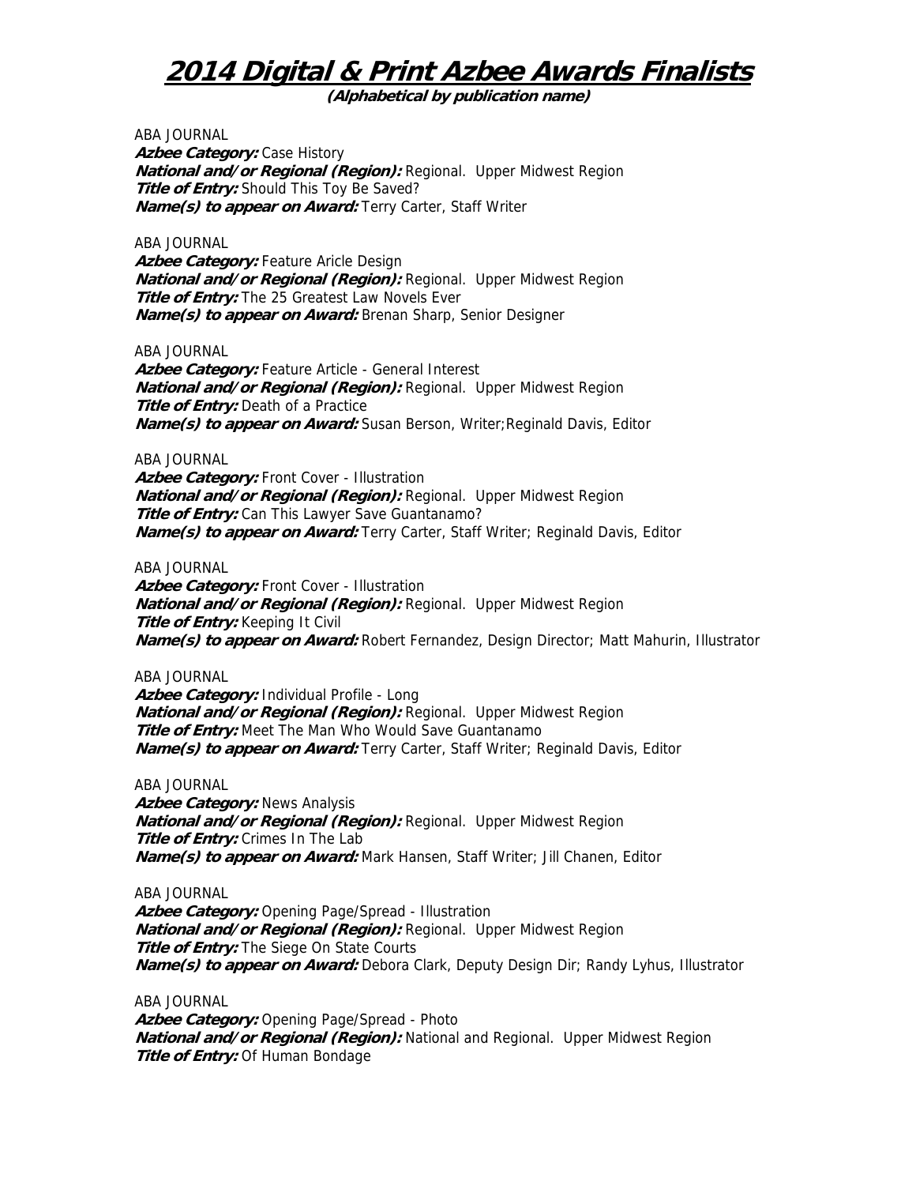# 2014 Digital & Print Azbee Awards Finalists

**(Alphabetical by publication name)**

ABA JOURNAL
***Azbee Category:*** Case History
***National and/or Regional (Region):*** Regional. Upper Midwest Region
***Title of Entry:*** Should This Toy Be Saved?
***Name(s) to appear on Award:*** Terry Carter, Staff Writer

ABA JOURNAL
***Azbee Category:*** Feature Aricle Design
***National and/or Regional (Region):*** Regional. Upper Midwest Region
***Title of Entry:*** The 25 Greatest Law Novels Ever
***Name(s) to appear on Award:*** Brenan Sharp, Senior Designer

ABA JOURNAL
***Azbee Category:*** Feature Article - General Interest
***National and/or Regional (Region):*** Regional. Upper Midwest Region
***Title of Entry:*** Death of a Practice
***Name(s) to appear on Award:*** Susan Berson, Writer;Reginald Davis, Editor

ABA JOURNAL
***Azbee Category:*** Front Cover - Illustration
***National and/or Regional (Region):*** Regional. Upper Midwest Region
***Title of Entry:*** Can This Lawyer Save Guantanamo?
***Name(s) to appear on Award:*** Terry Carter, Staff Writer; Reginald Davis, Editor

ABA JOURNAL
***Azbee Category:*** Front Cover - Illustration
***National and/or Regional (Region):*** Regional. Upper Midwest Region
***Title of Entry:*** Keeping It Civil
***Name(s) to appear on Award:*** Robert Fernandez, Design Director; Matt Mahurin, Illustrator

ABA JOURNAL
***Azbee Category:*** Individual Profile - Long
***National and/or Regional (Region):*** Regional. Upper Midwest Region
***Title of Entry:*** Meet The Man Who Would Save Guantanamo
***Name(s) to appear on Award:*** Terry Carter, Staff Writer; Reginald Davis, Editor

ABA JOURNAL
***Azbee Category:*** News Analysis
***National and/or Regional (Region):*** Regional. Upper Midwest Region
***Title of Entry:*** Crimes In The Lab
***Name(s) to appear on Award:*** Mark Hansen, Staff Writer; Jill Chanen, Editor

ABA JOURNAL
***Azbee Category:*** Opening Page/Spread - Illustration
***National and/or Regional (Region):*** Regional. Upper Midwest Region
***Title of Entry:*** The Siege On State Courts
***Name(s) to appear on Award:*** Debora Clark, Deputy Design Dir; Randy Lyhus, Illustrator

ABA JOURNAL
***Azbee Category:*** Opening Page/Spread - Photo
***National and/or Regional (Region):*** National and Regional. Upper Midwest Region
***Title of Entry:*** Of Human Bondage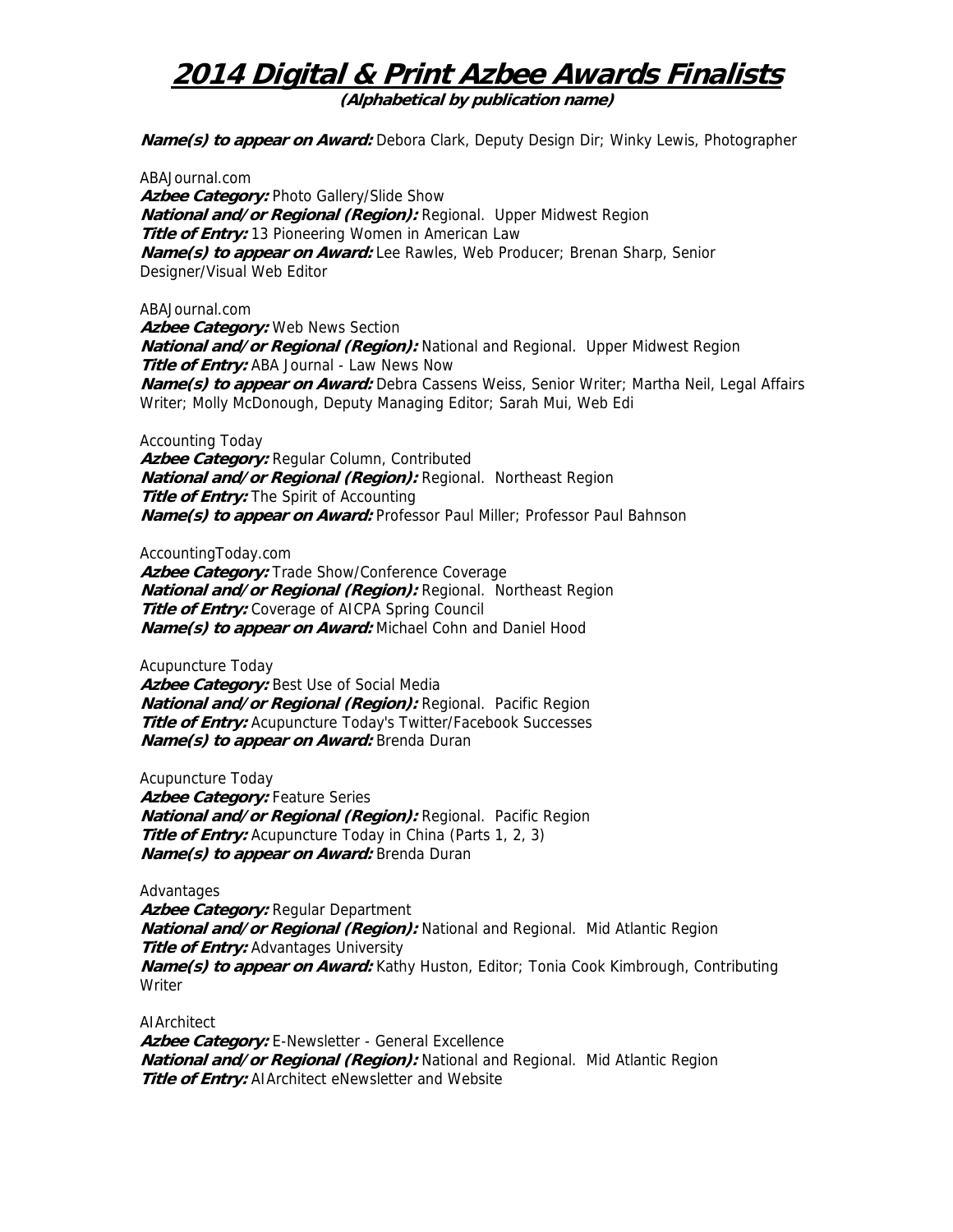# 2014 Digital & Print Azbee Awards Finalists

**(Alphabetical by publication name)**

***Name(s) to appear on Award:*** Debora Clark, Deputy Design Dir; Winky Lewis, Photographer

ABAJournal.com
***Azbee Category:*** Photo Gallery/Slide Show
***National and/or Regional (Region):*** Regional. Upper Midwest Region
***Title of Entry:*** 13 Pioneering Women in American Law
***Name(s) to appear on Award:*** Lee Rawles, Web Producer; Brenan Sharp, Senior Designer/Visual Web Editor

ABAJournal.com
***Azbee Category:*** Web News Section
***National and/or Regional (Region):*** National and Regional. Upper Midwest Region
***Title of Entry:*** ABA Journal - Law News Now
***Name(s) to appear on Award:*** Debra Cassens Weiss, Senior Writer; Martha Neil, Legal Affairs Writer; Molly McDonough, Deputy Managing Editor; Sarah Mui, Web Edi

Accounting Today
***Azbee Category:*** Regular Column, Contributed
***National and/or Regional (Region):*** Regional. Northeast Region
***Title of Entry:*** The Spirit of Accounting
***Name(s) to appear on Award:*** Professor Paul Miller; Professor Paul Bahnson

AccountingToday.com
***Azbee Category:*** Trade Show/Conference Coverage
***National and/or Regional (Region):*** Regional. Northeast Region
***Title of Entry:*** Coverage of AICPA Spring Council
***Name(s) to appear on Award:*** Michael Cohn and Daniel Hood

Acupuncture Today
***Azbee Category:*** Best Use of Social Media
***National and/or Regional (Region):*** Regional. Pacific Region
***Title of Entry:*** Acupuncture Today's Twitter/Facebook Successes
***Name(s) to appear on Award:*** Brenda Duran

Acupuncture Today
***Azbee Category:*** Feature Series
***National and/or Regional (Region):*** Regional. Pacific Region
***Title of Entry:*** Acupuncture Today in China (Parts 1, 2, 3)
***Name(s) to appear on Award:*** Brenda Duran

Advantages
***Azbee Category:*** Regular Department
***National and/or Regional (Region):*** National and Regional. Mid Atlantic Region
***Title of Entry:*** Advantages University
***Name(s) to appear on Award:*** Kathy Huston, Editor; Tonia Cook Kimbrough, Contributing Writer

AIArchitect
***Azbee Category:*** E-Newsletter - General Excellence
***National and/or Regional (Region):*** National and Regional. Mid Atlantic Region
***Title of Entry:*** AIArchitect eNewsletter and Website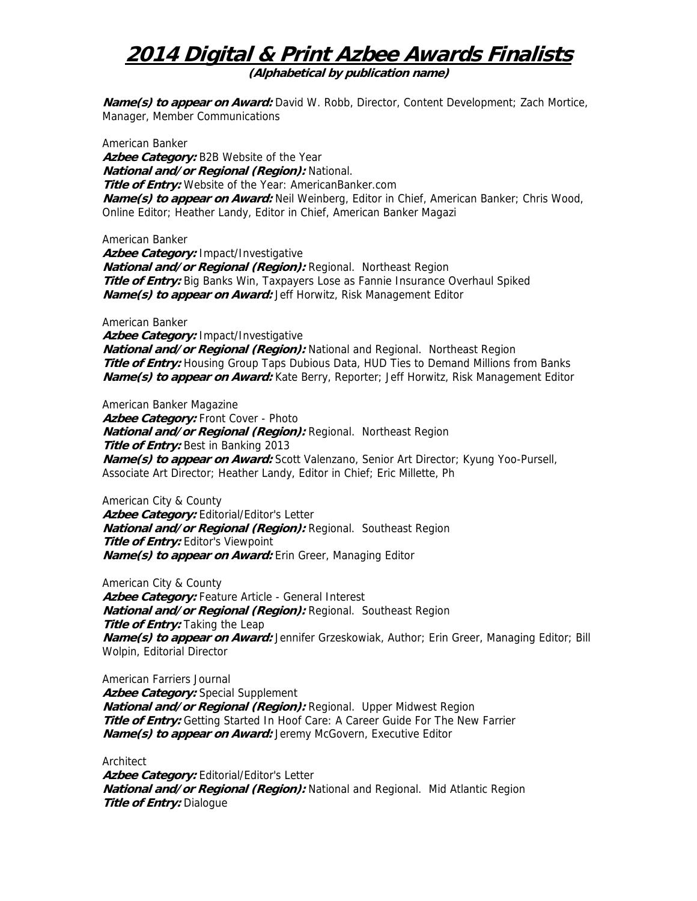# 2014 Digital & Print Azbee Awards Finalists

**(Alphabetical by publication name)**

***Name(s) to appear on Award:*** David W. Robb, Director, Content Development; Zach Mortice, Manager, Member Communications

American Banker
***Azbee Category:*** B2B Website of the Year
***National and/or Regional (Region):*** National.
***Title of Entry:*** Website of the Year: AmericanBanker.com
***Name(s) to appear on Award:*** Neil Weinberg, Editor in Chief, American Banker; Chris Wood, Online Editor; Heather Landy, Editor in Chief, American Banker Magazi

American Banker
***Azbee Category:*** Impact/Investigative
***National and/or Regional (Region):*** Regional. Northeast Region
***Title of Entry:*** Big Banks Win, Taxpayers Lose as Fannie Insurance Overhaul Spiked
***Name(s) to appear on Award:*** Jeff Horwitz, Risk Management Editor

American Banker
***Azbee Category:*** Impact/Investigative
***National and/or Regional (Region):*** National and Regional. Northeast Region
***Title of Entry:*** Housing Group Taps Dubious Data, HUD Ties to Demand Millions from Banks
***Name(s) to appear on Award:*** Kate Berry, Reporter; Jeff Horwitz, Risk Management Editor

American Banker Magazine
***Azbee Category:*** Front Cover - Photo
***National and/or Regional (Region):*** Regional. Northeast Region
***Title of Entry:*** Best in Banking 2013
***Name(s) to appear on Award:*** Scott Valenzano, Senior Art Director; Kyung Yoo-Pursell, Associate Art Director; Heather Landy, Editor in Chief; Eric Millette, Ph

American City & County
***Azbee Category:*** Editorial/Editor's Letter
***National and/or Regional (Region):*** Regional. Southeast Region
***Title of Entry:*** Editor's Viewpoint
***Name(s) to appear on Award:*** Erin Greer, Managing Editor

American City & County
***Azbee Category:*** Feature Article - General Interest
***National and/or Regional (Region):*** Regional. Southeast Region
***Title of Entry:*** Taking the Leap
***Name(s) to appear on Award:*** Jennifer Grzeskowiak, Author; Erin Greer, Managing Editor; Bill Wolpin, Editorial Director

American Farriers Journal
***Azbee Category:*** Special Supplement
***National and/or Regional (Region):*** Regional. Upper Midwest Region
***Title of Entry:*** Getting Started In Hoof Care: A Career Guide For The New Farrier
***Name(s) to appear on Award:*** Jeremy McGovern, Executive Editor

Architect
***Azbee Category:*** Editorial/Editor's Letter
***National and/or Regional (Region):*** National and Regional. Mid Atlantic Region
***Title of Entry:*** Dialogue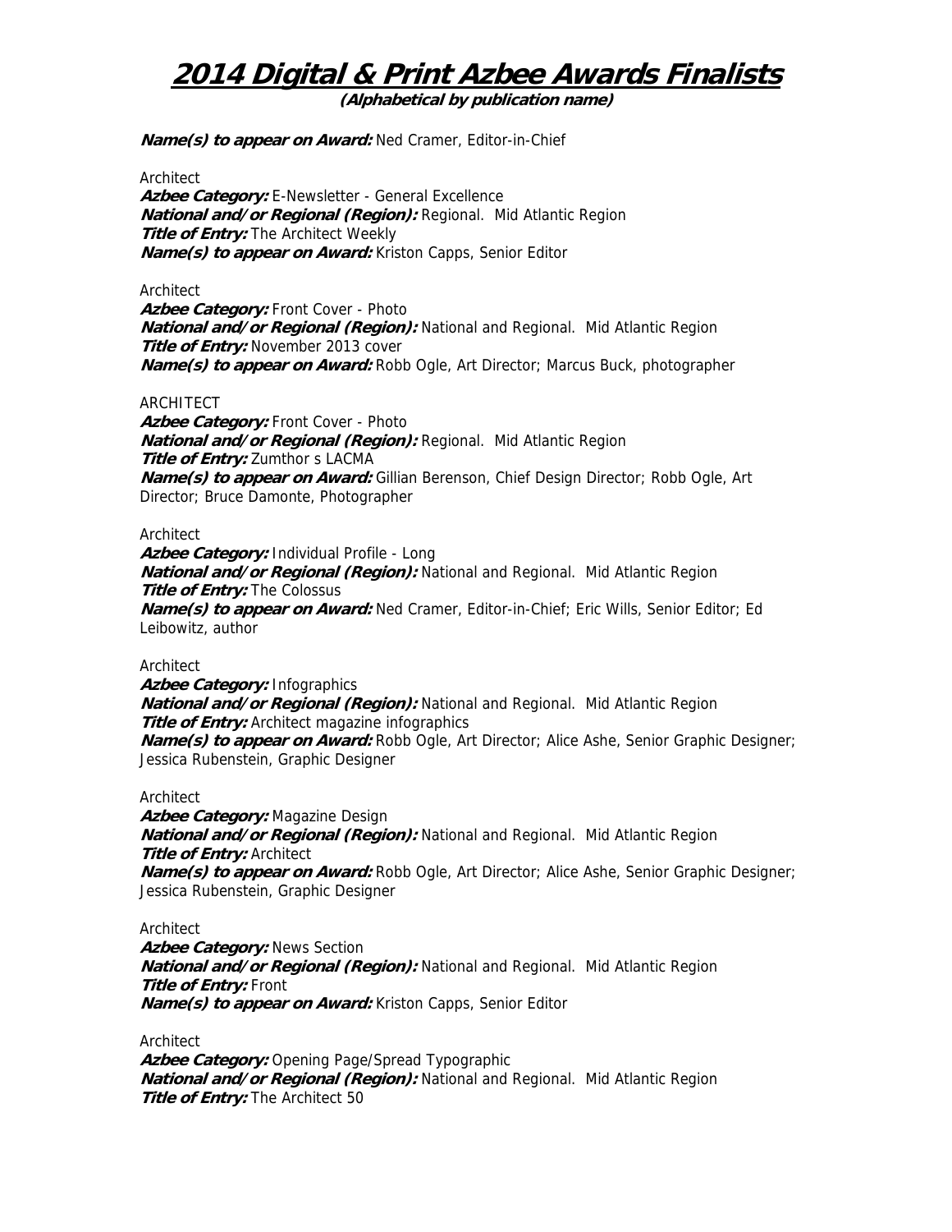# 2014 Digital & Print Azbee Awards Finalists

**(Alphabetical by publication name)**

***Name(s) to appear on Award:*** Ned Cramer, Editor-in-Chief

Architect
***Azbee Category:*** E-Newsletter - General Excellence
***National and/or Regional (Region):*** Regional. Mid Atlantic Region
***Title of Entry:*** The Architect Weekly
***Name(s) to appear on Award:*** Kriston Capps, Senior Editor

Architect
***Azbee Category:*** Front Cover - Photo
***National and/or Regional (Region):*** National and Regional. Mid Atlantic Region
***Title of Entry:*** November 2013 cover
***Name(s) to appear on Award:*** Robb Ogle, Art Director; Marcus Buck, photographer

ARCHITECT
***Azbee Category:*** Front Cover - Photo
***National and/or Regional (Region):*** Regional. Mid Atlantic Region
***Title of Entry:*** Zumthor s LACMA
***Name(s) to appear on Award:*** Gillian Berenson, Chief Design Director; Robb Ogle, Art Director; Bruce Damonte, Photographer

Architect
***Azbee Category:*** Individual Profile - Long
***National and/or Regional (Region):*** National and Regional. Mid Atlantic Region
***Title of Entry:*** The Colossus
***Name(s) to appear on Award:*** Ned Cramer, Editor-in-Chief; Eric Wills, Senior Editor; Ed Leibowitz, author

Architect
***Azbee Category:*** Infographics
***National and/or Regional (Region):*** National and Regional. Mid Atlantic Region
***Title of Entry:*** Architect magazine infographics
***Name(s) to appear on Award:*** Robb Ogle, Art Director; Alice Ashe, Senior Graphic Designer; Jessica Rubenstein, Graphic Designer

Architect
***Azbee Category:*** Magazine Design
***National and/or Regional (Region):*** National and Regional. Mid Atlantic Region
***Title of Entry:*** Architect
***Name(s) to appear on Award:*** Robb Ogle, Art Director; Alice Ashe, Senior Graphic Designer; Jessica Rubenstein, Graphic Designer

Architect
***Azbee Category:*** News Section
***National and/or Regional (Region):*** National and Regional. Mid Atlantic Region
***Title of Entry:*** Front
***Name(s) to appear on Award:*** Kriston Capps, Senior Editor

Architect
***Azbee Category:*** Opening Page/Spread Typographic
***National and/or Regional (Region):*** National and Regional. Mid Atlantic Region
***Title of Entry:*** The Architect 50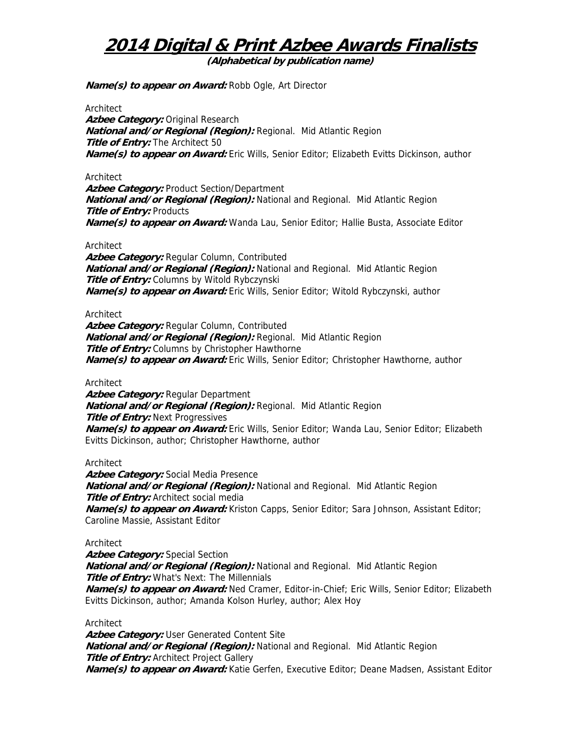# 2014 Digital & Print Azbee Awards Finalists

**(Alphabetical by publication name)**

***Name(s) to appear on Award:*** Robb Ogle, Art Director

Architect
***Azbee Category:*** Original Research
***National and/or Regional (Region):*** Regional. Mid Atlantic Region
***Title of Entry:*** The Architect 50
***Name(s) to appear on Award:*** Eric Wills, Senior Editor; Elizabeth Evitts Dickinson, author

Architect
***Azbee Category:*** Product Section/Department
***National and/or Regional (Region):*** National and Regional. Mid Atlantic Region
***Title of Entry:*** Products
***Name(s) to appear on Award:*** Wanda Lau, Senior Editor; Hallie Busta, Associate Editor

Architect
***Azbee Category:*** Regular Column, Contributed
***National and/or Regional (Region):*** National and Regional. Mid Atlantic Region
***Title of Entry:*** Columns by Witold Rybczynski
***Name(s) to appear on Award:*** Eric Wills, Senior Editor; Witold Rybczynski, author

Architect
***Azbee Category:*** Regular Column, Contributed
***National and/or Regional (Region):*** Regional. Mid Atlantic Region
***Title of Entry:*** Columns by Christopher Hawthorne
***Name(s) to appear on Award:*** Eric Wills, Senior Editor; Christopher Hawthorne, author

Architect
***Azbee Category:*** Regular Department
***National and/or Regional (Region):*** Regional. Mid Atlantic Region
***Title of Entry:*** Next Progressives
***Name(s) to appear on Award:*** Eric Wills, Senior Editor; Wanda Lau, Senior Editor; Elizabeth Evitts Dickinson, author; Christopher Hawthorne, author

Architect
***Azbee Category:*** Social Media Presence
***National and/or Regional (Region):*** National and Regional. Mid Atlantic Region
***Title of Entry:*** Architect social media
***Name(s) to appear on Award:*** Kriston Capps, Senior Editor; Sara Johnson, Assistant Editor; Caroline Massie, Assistant Editor

Architect
***Azbee Category:*** Special Section
***National and/or Regional (Region):*** National and Regional. Mid Atlantic Region
***Title of Entry:*** What's Next: The Millennials
***Name(s) to appear on Award:*** Ned Cramer, Editor-in-Chief; Eric Wills, Senior Editor; Elizabeth Evitts Dickinson, author; Amanda Kolson Hurley, author; Alex Hoy

Architect
***Azbee Category:*** User Generated Content Site
***National and/or Regional (Region):*** National and Regional. Mid Atlantic Region
***Title of Entry:*** Architect Project Gallery
***Name(s) to appear on Award:*** Katie Gerfen, Executive Editor; Deane Madsen, Assistant Editor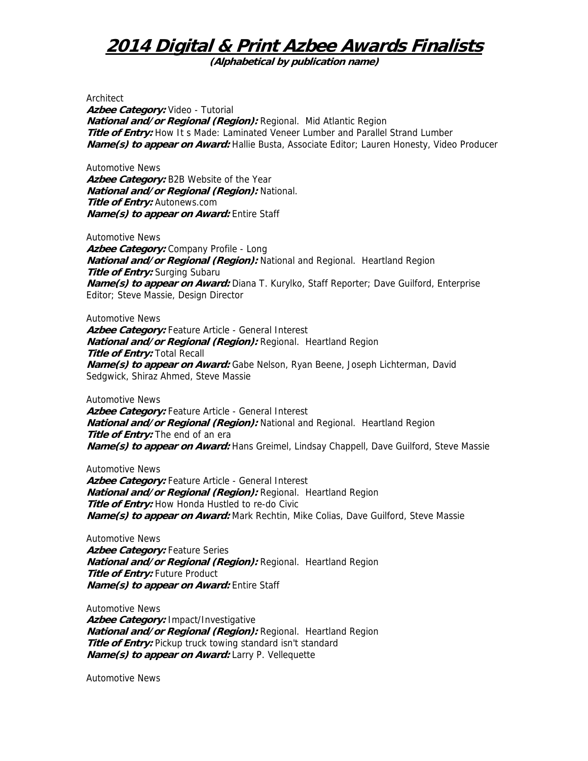# 2014 Digital & Print Azbee Awards Finalists

**(Alphabetical by publication name)**

Architect
***Azbee Category:*** Video - Tutorial
***National and/or Regional (Region):*** Regional. Mid Atlantic Region
***Title of Entry:*** How It s Made: Laminated Veneer Lumber and Parallel Strand Lumber
***Name(s) to appear on Award:*** Hallie Busta, Associate Editor; Lauren Honesty, Video Producer

Automotive News
***Azbee Category:*** B2B Website of the Year
***National and/or Regional (Region):*** National.
***Title of Entry:*** Autonews.com
***Name(s) to appear on Award:*** Entire Staff

Automotive News
***Azbee Category:*** Company Profile - Long
***National and/or Regional (Region):*** National and Regional. Heartland Region
***Title of Entry:*** Surging Subaru
***Name(s) to appear on Award:*** Diana T. Kurylko, Staff Reporter; Dave Guilford, Enterprise Editor; Steve Massie, Design Director

Automotive News
***Azbee Category:*** Feature Article - General Interest
***National and/or Regional (Region):*** Regional. Heartland Region
***Title of Entry:*** Total Recall
***Name(s) to appear on Award:*** Gabe Nelson, Ryan Beene, Joseph Lichterman, David Sedgwick, Shiraz Ahmed, Steve Massie

Automotive News
***Azbee Category:*** Feature Article - General Interest
***National and/or Regional (Region):*** National and Regional. Heartland Region
***Title of Entry:*** The end of an era
***Name(s) to appear on Award:*** Hans Greimel, Lindsay Chappell, Dave Guilford, Steve Massie

Automotive News
***Azbee Category:*** Feature Article - General Interest
***National and/or Regional (Region):*** Regional. Heartland Region
***Title of Entry:*** How Honda Hustled to re-do Civic
***Name(s) to appear on Award:*** Mark Rechtin, Mike Colias, Dave Guilford, Steve Massie

Automotive News
***Azbee Category:*** Feature Series
***National and/or Regional (Region):*** Regional. Heartland Region
***Title of Entry:*** Future Product
***Name(s) to appear on Award:*** Entire Staff

Automotive News
***Azbee Category:*** Impact/Investigative
***National and/or Regional (Region):*** Regional. Heartland Region
***Title of Entry:*** Pickup truck towing standard isn't standard
***Name(s) to appear on Award:*** Larry P. Vellequette

Automotive News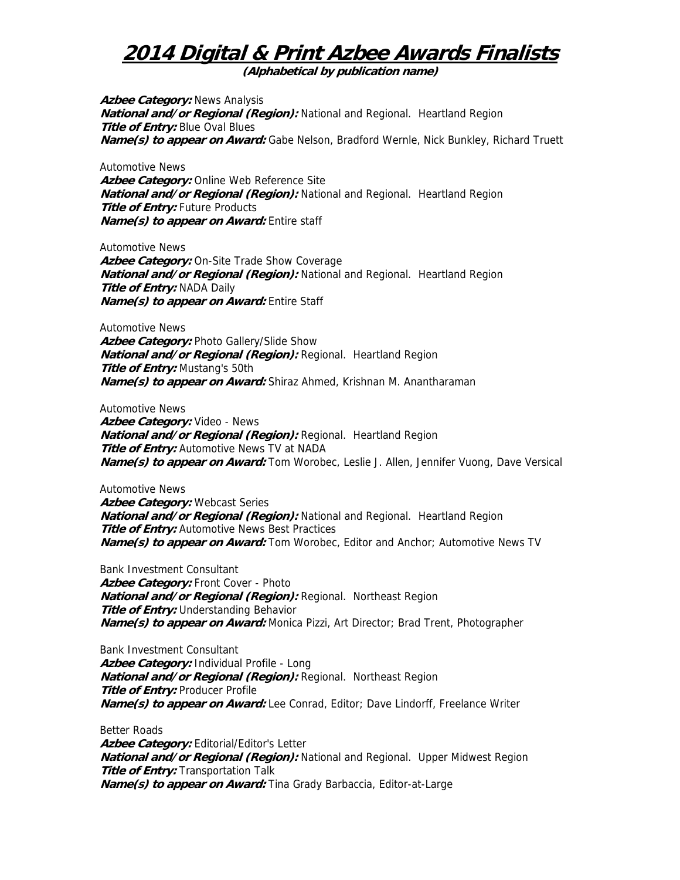# 2014 Digital & Print Azbee Awards Finalists

**(Alphabetical by publication name)**

***Azbee Category:*** News Analysis
***National and/or Regional (Region):*** National and Regional. Heartland Region
***Title of Entry:*** Blue Oval Blues
***Name(s) to appear on Award:*** Gabe Nelson, Bradford Wernle, Nick Bunkley, Richard Truett

Automotive News
***Azbee Category:*** Online Web Reference Site
***National and/or Regional (Region):*** National and Regional. Heartland Region
***Title of Entry:*** Future Products
***Name(s) to appear on Award:*** Entire staff

Automotive News
***Azbee Category:*** On-Site Trade Show Coverage
***National and/or Regional (Region):*** National and Regional. Heartland Region
***Title of Entry:*** NADA Daily
***Name(s) to appear on Award:*** Entire Staff

Automotive News
***Azbee Category:*** Photo Gallery/Slide Show
***National and/or Regional (Region):*** Regional. Heartland Region
***Title of Entry:*** Mustang's 50th
***Name(s) to appear on Award:*** Shiraz Ahmed, Krishnan M. Anantharaman

Automotive News
***Azbee Category:*** Video - News
***National and/or Regional (Region):*** Regional. Heartland Region
***Title of Entry:*** Automotive News TV at NADA
***Name(s) to appear on Award:*** Tom Worobec, Leslie J. Allen, Jennifer Vuong, Dave Versical

Automotive News
***Azbee Category:*** Webcast Series
***National and/or Regional (Region):*** National and Regional. Heartland Region
***Title of Entry:*** Automotive News Best Practices
***Name(s) to appear on Award:*** Tom Worobec, Editor and Anchor; Automotive News TV

Bank Investment Consultant
***Azbee Category:*** Front Cover - Photo
***National and/or Regional (Region):*** Regional. Northeast Region
***Title of Entry:*** Understanding Behavior
***Name(s) to appear on Award:*** Monica Pizzi, Art Director; Brad Trent, Photographer

Bank Investment Consultant
***Azbee Category:*** Individual Profile - Long
***National and/or Regional (Region):*** Regional. Northeast Region
***Title of Entry:*** Producer Profile
***Name(s) to appear on Award:*** Lee Conrad, Editor; Dave Lindorff, Freelance Writer

Better Roads
***Azbee Category:*** Editorial/Editor's Letter
***National and/or Regional (Region):*** National and Regional. Upper Midwest Region
***Title of Entry:*** Transportation Talk
***Name(s) to appear on Award:*** Tina Grady Barbaccia, Editor-at-Large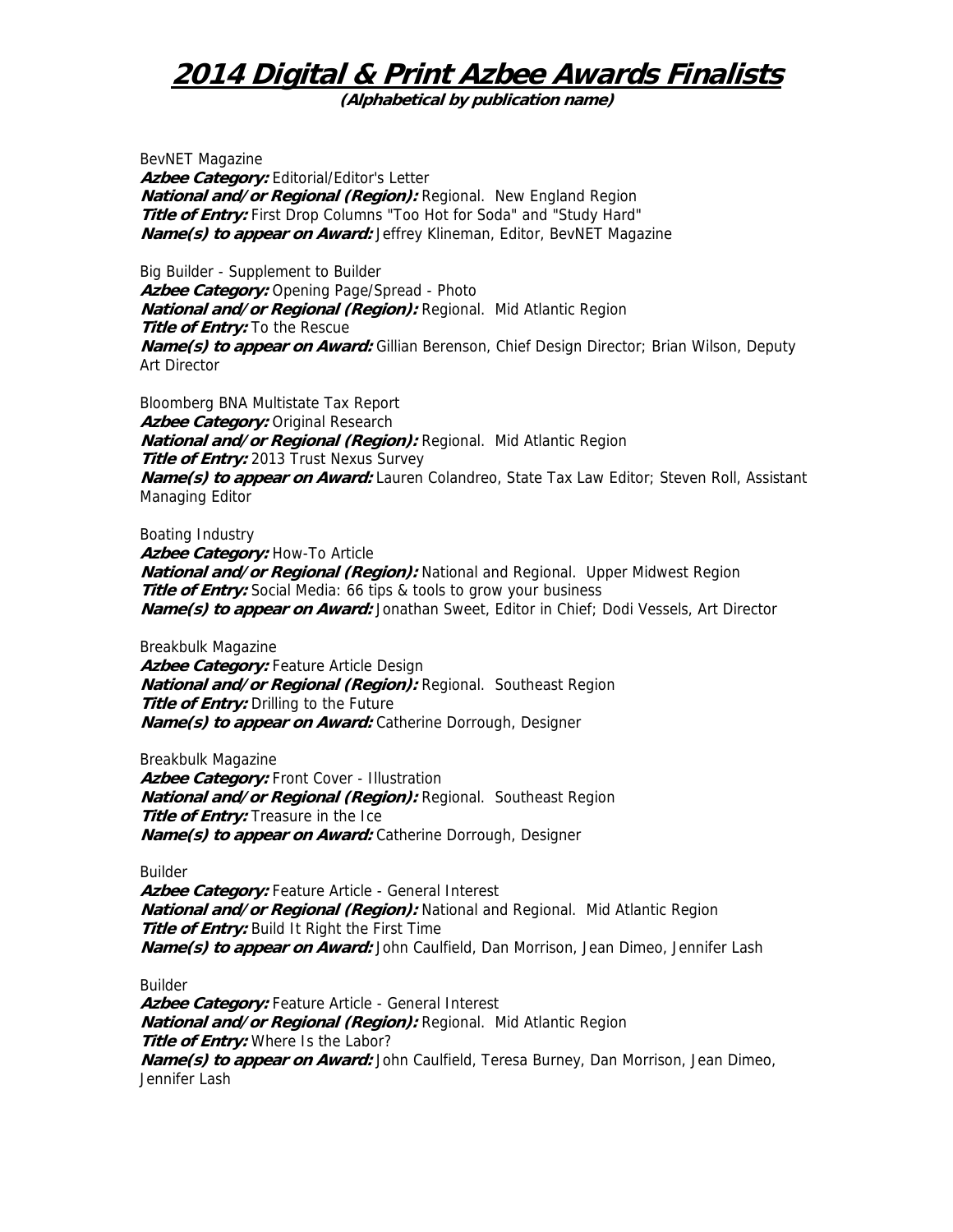# 2014 Digital & Print Azbee Awards Finalists

**(Alphabetical by publication name)**

BevNET Magazine
***Azbee Category:*** Editorial/Editor's Letter
***National and/or Regional (Region):*** Regional. New England Region
***Title of Entry:*** First Drop Columns "Too Hot for Soda" and "Study Hard"
***Name(s) to appear on Award:*** Jeffrey Klineman, Editor, BevNET Magazine

Big Builder - Supplement to Builder
***Azbee Category:*** Opening Page/Spread - Photo
***National and/or Regional (Region):*** Regional. Mid Atlantic Region
***Title of Entry:*** To the Rescue
***Name(s) to appear on Award:*** Gillian Berenson, Chief Design Director; Brian Wilson, Deputy Art Director

Bloomberg BNA Multistate Tax Report
***Azbee Category:*** Original Research
***National and/or Regional (Region):*** Regional. Mid Atlantic Region
***Title of Entry:*** 2013 Trust Nexus Survey
***Name(s) to appear on Award:*** Lauren Colandreo, State Tax Law Editor; Steven Roll, Assistant Managing Editor

Boating Industry
***Azbee Category:*** How-To Article
***National and/or Regional (Region):*** National and Regional. Upper Midwest Region
***Title of Entry:*** Social Media: 66 tips & tools to grow your business
***Name(s) to appear on Award:*** Jonathan Sweet, Editor in Chief; Dodi Vessels, Art Director

Breakbulk Magazine
***Azbee Category:*** Feature Article Design
***National and/or Regional (Region):*** Regional. Southeast Region
***Title of Entry:*** Drilling to the Future
***Name(s) to appear on Award:*** Catherine Dorrough, Designer

Breakbulk Magazine
***Azbee Category:*** Front Cover - Illustration
***National and/or Regional (Region):*** Regional. Southeast Region
***Title of Entry:*** Treasure in the Ice
***Name(s) to appear on Award:*** Catherine Dorrough, Designer

Builder
***Azbee Category:*** Feature Article - General Interest
***National and/or Regional (Region):*** National and Regional. Mid Atlantic Region
***Title of Entry:*** Build It Right the First Time
***Name(s) to appear on Award:*** John Caulfield, Dan Morrison, Jean Dimeo, Jennifer Lash

Builder
***Azbee Category:*** Feature Article - General Interest
***National and/or Regional (Region):*** Regional. Mid Atlantic Region
***Title of Entry:*** Where Is the Labor?
***Name(s) to appear on Award:*** John Caulfield, Teresa Burney, Dan Morrison, Jean Dimeo, Jennifer Lash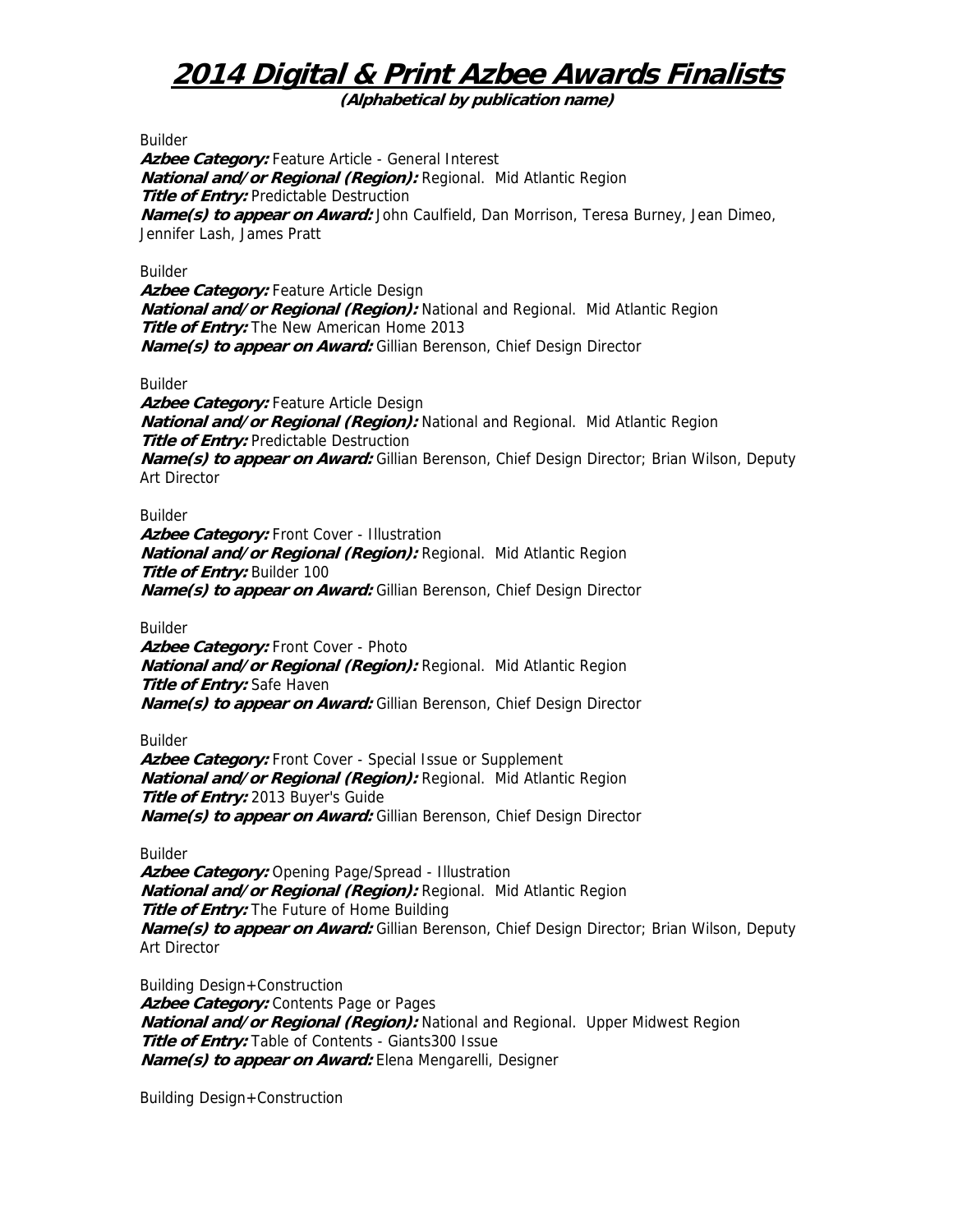# 2014 Digital & Print Azbee Awards Finalists

**(Alphabetical by publication name)**

Builder
***Azbee Category:*** Feature Article - General Interest
***National and/or Regional (Region):*** Regional. Mid Atlantic Region
***Title of Entry:*** Predictable Destruction
***Name(s) to appear on Award:*** John Caulfield, Dan Morrison, Teresa Burney, Jean Dimeo, Jennifer Lash, James Pratt

Builder
***Azbee Category:*** Feature Article Design
***National and/or Regional (Region):*** National and Regional. Mid Atlantic Region
***Title of Entry:*** The New American Home 2013
***Name(s) to appear on Award:*** Gillian Berenson, Chief Design Director

Builder
***Azbee Category:*** Feature Article Design
***National and/or Regional (Region):*** National and Regional. Mid Atlantic Region
***Title of Entry:*** Predictable Destruction
***Name(s) to appear on Award:*** Gillian Berenson, Chief Design Director; Brian Wilson, Deputy Art Director

Builder
***Azbee Category:*** Front Cover - Illustration
***National and/or Regional (Region):*** Regional. Mid Atlantic Region
***Title of Entry:*** Builder 100
***Name(s) to appear on Award:*** Gillian Berenson, Chief Design Director

Builder
***Azbee Category:*** Front Cover - Photo
***National and/or Regional (Region):*** Regional. Mid Atlantic Region
***Title of Entry:*** Safe Haven
***Name(s) to appear on Award:*** Gillian Berenson, Chief Design Director

Builder
***Azbee Category:*** Front Cover - Special Issue or Supplement
***National and/or Regional (Region):*** Regional. Mid Atlantic Region
***Title of Entry:*** 2013 Buyer's Guide
***Name(s) to appear on Award:*** Gillian Berenson, Chief Design Director

Builder
***Azbee Category:*** Opening Page/Spread - Illustration
***National and/or Regional (Region):*** Regional. Mid Atlantic Region
***Title of Entry:*** The Future of Home Building
***Name(s) to appear on Award:*** Gillian Berenson, Chief Design Director; Brian Wilson, Deputy Art Director

Building Design+Construction
***Azbee Category:*** Contents Page or Pages
***National and/or Regional (Region):*** National and Regional. Upper Midwest Region
***Title of Entry:*** Table of Contents - Giants300 Issue
***Name(s) to appear on Award:*** Elena Mengarelli, Designer

Building Design+Construction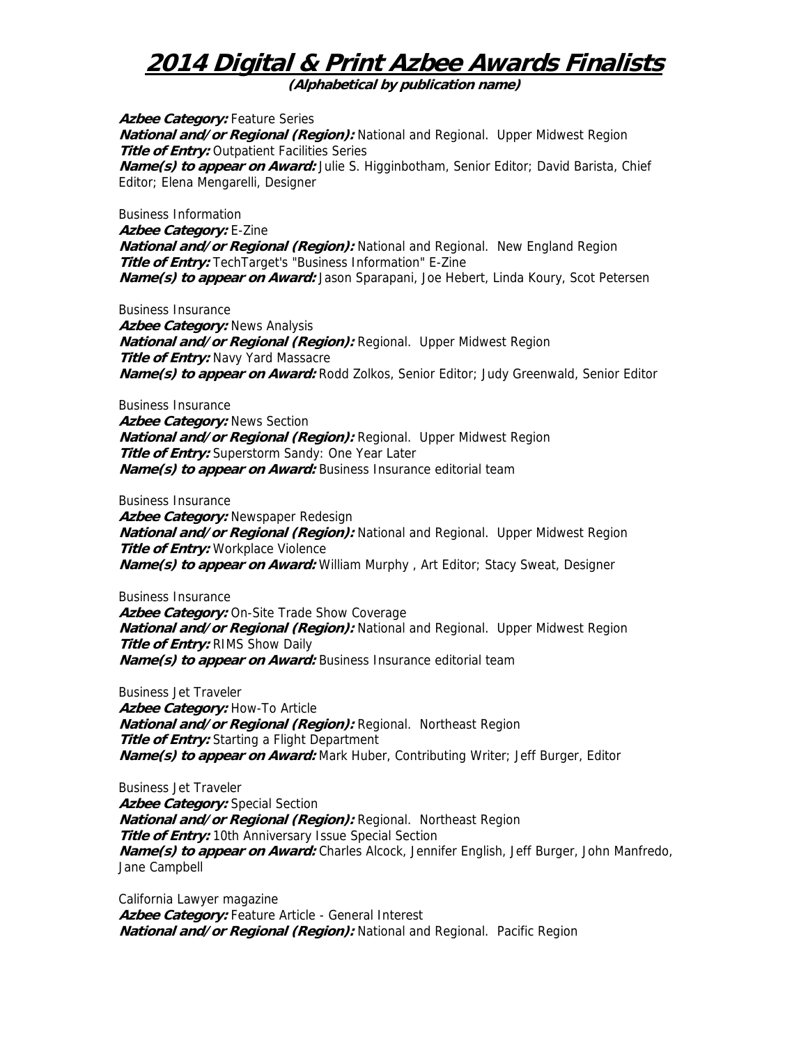# 2014 Digital & Print Azbee Awards Finalists

**(Alphabetical by publication name)**

***Azbee Category:*** Feature Series
***National and/or Regional (Region):*** National and Regional. Upper Midwest Region
***Title of Entry:*** Outpatient Facilities Series
***Name(s) to appear on Award:*** Julie S. Higginbotham, Senior Editor; David Barista, Chief Editor; Elena Mengarelli, Designer

Business Information
***Azbee Category:*** E-Zine
***National and/or Regional (Region):*** National and Regional. New England Region
***Title of Entry:*** TechTarget's "Business Information" E-Zine
***Name(s) to appear on Award:*** Jason Sparapani, Joe Hebert, Linda Koury, Scot Petersen

Business Insurance
***Azbee Category:*** News Analysis
***National and/or Regional (Region):*** Regional. Upper Midwest Region
***Title of Entry:*** Navy Yard Massacre
***Name(s) to appear on Award:*** Rodd Zolkos, Senior Editor; Judy Greenwald, Senior Editor

Business Insurance
***Azbee Category:*** News Section
***National and/or Regional (Region):*** Regional. Upper Midwest Region
***Title of Entry:*** Superstorm Sandy: One Year Later
***Name(s) to appear on Award:*** Business Insurance editorial team

Business Insurance
***Azbee Category:*** Newspaper Redesign
***National and/or Regional (Region):*** National and Regional. Upper Midwest Region
***Title of Entry:*** Workplace Violence
***Name(s) to appear on Award:*** William Murphy , Art Editor; Stacy Sweat, Designer

Business Insurance
***Azbee Category:*** On-Site Trade Show Coverage
***National and/or Regional (Region):*** National and Regional. Upper Midwest Region
***Title of Entry:*** RIMS Show Daily
***Name(s) to appear on Award:*** Business Insurance editorial team

Business Jet Traveler
***Azbee Category:*** How-To Article
***National and/or Regional (Region):*** Regional. Northeast Region
***Title of Entry:*** Starting a Flight Department
***Name(s) to appear on Award:*** Mark Huber, Contributing Writer; Jeff Burger, Editor

Business Jet Traveler
***Azbee Category:*** Special Section
***National and/or Regional (Region):*** Regional. Northeast Region
***Title of Entry:*** 10th Anniversary Issue Special Section
***Name(s) to appear on Award:*** Charles Alcock, Jennifer English, Jeff Burger, John Manfredo, Jane Campbell

California Lawyer magazine
***Azbee Category:*** Feature Article - General Interest
***National and/or Regional (Region):*** National and Regional. Pacific Region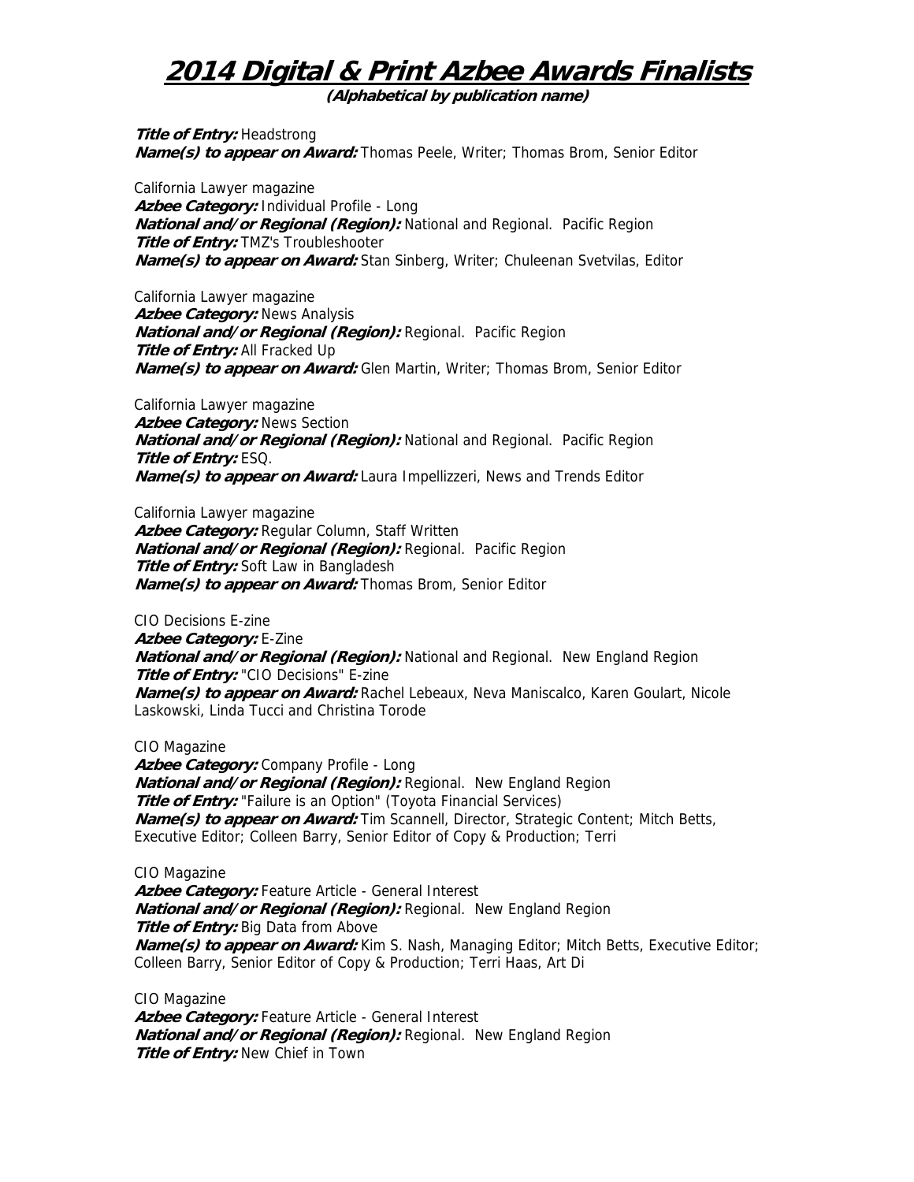# 2014 Digital & Print Azbee Awards Finalists

**(Alphabetical by publication name)**

***Title of Entry:*** Headstrong
***Name(s) to appear on Award:*** Thomas Peele, Writer; Thomas Brom, Senior Editor

California Lawyer magazine
***Azbee Category:*** Individual Profile - Long
***National and/or Regional (Region):*** National and Regional. Pacific Region
***Title of Entry:*** TMZ's Troubleshooter
***Name(s) to appear on Award:*** Stan Sinberg, Writer; Chuleenan Svetvilas, Editor

California Lawyer magazine
***Azbee Category:*** News Analysis
***National and/or Regional (Region):*** Regional. Pacific Region
***Title of Entry:*** All Fracked Up
***Name(s) to appear on Award:*** Glen Martin, Writer; Thomas Brom, Senior Editor

California Lawyer magazine
***Azbee Category:*** News Section
***National and/or Regional (Region):*** National and Regional. Pacific Region
***Title of Entry:*** ESQ.
***Name(s) to appear on Award:*** Laura Impellizzeri, News and Trends Editor

California Lawyer magazine
***Azbee Category:*** Regular Column, Staff Written
***National and/or Regional (Region):*** Regional. Pacific Region
***Title of Entry:*** Soft Law in Bangladesh
***Name(s) to appear on Award:*** Thomas Brom, Senior Editor

CIO Decisions E-zine
***Azbee Category:*** E-Zine
***National and/or Regional (Region):*** National and Regional. New England Region
***Title of Entry:*** "CIO Decisions" E-zine
***Name(s) to appear on Award:*** Rachel Lebeaux, Neva Maniscalco, Karen Goulart, Nicole Laskowski, Linda Tucci and Christina Torode

CIO Magazine
***Azbee Category:*** Company Profile - Long
***National and/or Regional (Region):*** Regional. New England Region
***Title of Entry:*** "Failure is an Option" (Toyota Financial Services)
***Name(s) to appear on Award:*** Tim Scannell, Director, Strategic Content; Mitch Betts, Executive Editor; Colleen Barry, Senior Editor of Copy & Production; Terri

CIO Magazine
***Azbee Category:*** Feature Article - General Interest
***National and/or Regional (Region):*** Regional. New England Region
***Title of Entry:*** Big Data from Above
***Name(s) to appear on Award:*** Kim S. Nash, Managing Editor; Mitch Betts, Executive Editor; Colleen Barry, Senior Editor of Copy & Production; Terri Haas, Art Di

CIO Magazine
***Azbee Category:*** Feature Article - General Interest
***National and/or Regional (Region):*** Regional. New England Region
***Title of Entry:*** New Chief in Town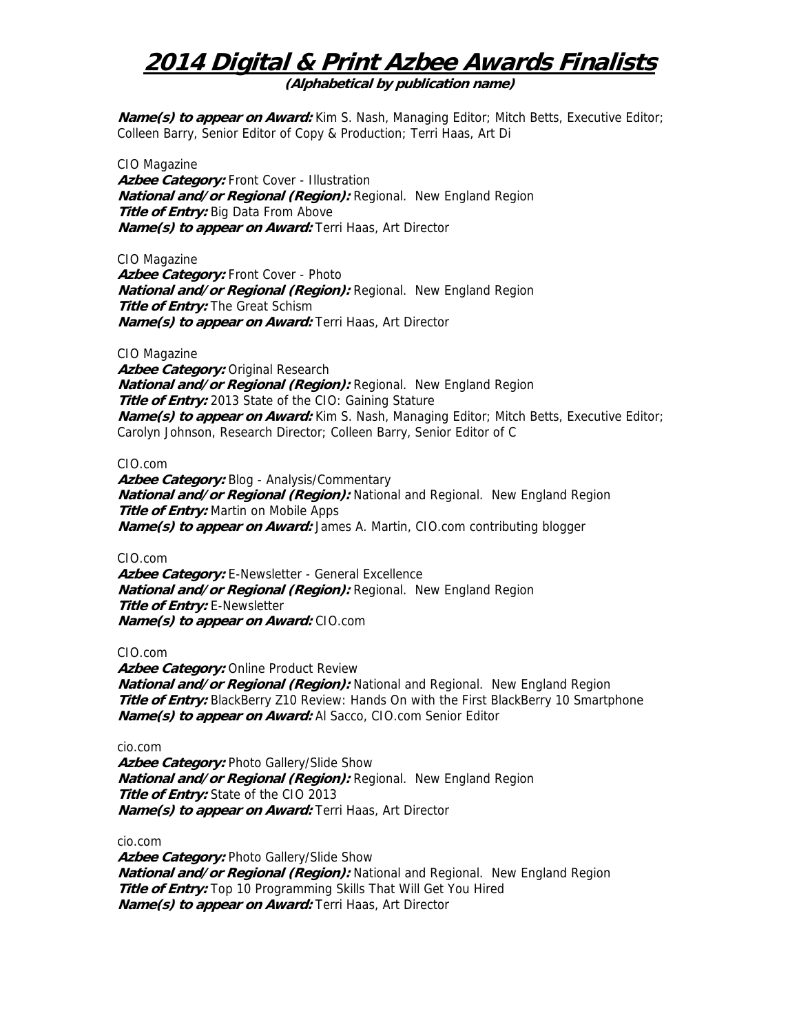# 2014 Digital & Print Azbee Awards Finalists

**(Alphabetical by publication name)**

***Name(s) to appear on Award:*** Kim S. Nash, Managing Editor; Mitch Betts, Executive Editor; Colleen Barry, Senior Editor of Copy & Production; Terri Haas, Art Di

CIO Magazine
***Azbee Category:*** Front Cover - Illustration
***National and/or Regional (Region):*** Regional. New England Region
***Title of Entry:*** Big Data From Above
***Name(s) to appear on Award:*** Terri Haas, Art Director

CIO Magazine
***Azbee Category:*** Front Cover - Photo
***National and/or Regional (Region):*** Regional. New England Region
***Title of Entry:*** The Great Schism
***Name(s) to appear on Award:*** Terri Haas, Art Director

CIO Magazine
***Azbee Category:*** Original Research
***National and/or Regional (Region):*** Regional. New England Region
***Title of Entry:*** 2013 State of the CIO: Gaining Stature
***Name(s) to appear on Award:*** Kim S. Nash, Managing Editor; Mitch Betts, Executive Editor; Carolyn Johnson, Research Director; Colleen Barry, Senior Editor of C

CIO.com
***Azbee Category:*** Blog - Analysis/Commentary
***National and/or Regional (Region):*** National and Regional. New England Region
***Title of Entry:*** Martin on Mobile Apps
***Name(s) to appear on Award:*** James A. Martin, CIO.com contributing blogger

CIO.com
***Azbee Category:*** E-Newsletter - General Excellence
***National and/or Regional (Region):*** Regional. New England Region
***Title of Entry:*** E-Newsletter
***Name(s) to appear on Award:*** CIO.com

CIO.com
***Azbee Category:*** Online Product Review
***National and/or Regional (Region):*** National and Regional. New England Region
***Title of Entry:*** BlackBerry Z10 Review: Hands On with the First BlackBerry 10 Smartphone
***Name(s) to appear on Award:*** Al Sacco, CIO.com Senior Editor

cio.com
***Azbee Category:*** Photo Gallery/Slide Show
***National and/or Regional (Region):*** Regional. New England Region
***Title of Entry:*** State of the CIO 2013
***Name(s) to appear on Award:*** Terri Haas, Art Director

cio.com
***Azbee Category:*** Photo Gallery/Slide Show
***National and/or Regional (Region):*** National and Regional. New England Region
***Title of Entry:*** Top 10 Programming Skills That Will Get You Hired
***Name(s) to appear on Award:*** Terri Haas, Art Director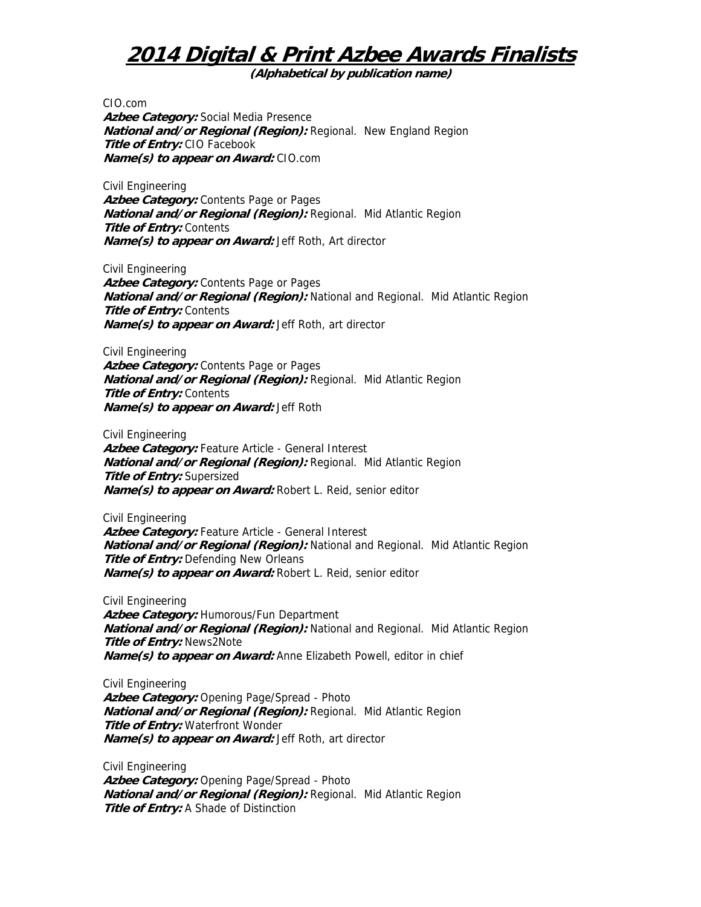# 2014 Digital & Print Azbee Awards Finalists

**(Alphabetical by publication name)**

CIO.com
***Azbee Category:*** Social Media Presence
***National and/or Regional (Region):*** Regional. New England Region
***Title of Entry:*** CIO Facebook
***Name(s) to appear on Award:*** CIO.com

Civil Engineering
***Azbee Category:*** Contents Page or Pages
***National and/or Regional (Region):*** Regional. Mid Atlantic Region
***Title of Entry:*** Contents
***Name(s) to appear on Award:*** Jeff Roth, Art director

Civil Engineering
***Azbee Category:*** Contents Page or Pages
***National and/or Regional (Region):*** National and Regional. Mid Atlantic Region
***Title of Entry:*** Contents
***Name(s) to appear on Award:*** Jeff Roth, art director

Civil Engineering
***Azbee Category:*** Contents Page or Pages
***National and/or Regional (Region):*** Regional. Mid Atlantic Region
***Title of Entry:*** Contents
***Name(s) to appear on Award:*** Jeff Roth

Civil Engineering
***Azbee Category:*** Feature Article - General Interest
***National and/or Regional (Region):*** Regional. Mid Atlantic Region
***Title of Entry:*** Supersized
***Name(s) to appear on Award:*** Robert L. Reid, senior editor

Civil Engineering
***Azbee Category:*** Feature Article - General Interest
***National and/or Regional (Region):*** National and Regional. Mid Atlantic Region
***Title of Entry:*** Defending New Orleans
***Name(s) to appear on Award:*** Robert L. Reid, senior editor

Civil Engineering
***Azbee Category:*** Humorous/Fun Department
***National and/or Regional (Region):*** National and Regional. Mid Atlantic Region
***Title of Entry:*** News2Note
***Name(s) to appear on Award:*** Anne Elizabeth Powell, editor in chief

Civil Engineering
***Azbee Category:*** Opening Page/Spread - Photo
***National and/or Regional (Region):*** Regional. Mid Atlantic Region
***Title of Entry:*** Waterfront Wonder
***Name(s) to appear on Award:*** Jeff Roth, art director

Civil Engineering
***Azbee Category:*** Opening Page/Spread - Photo
***National and/or Regional (Region):*** Regional. Mid Atlantic Region
***Title of Entry:*** A Shade of Distinction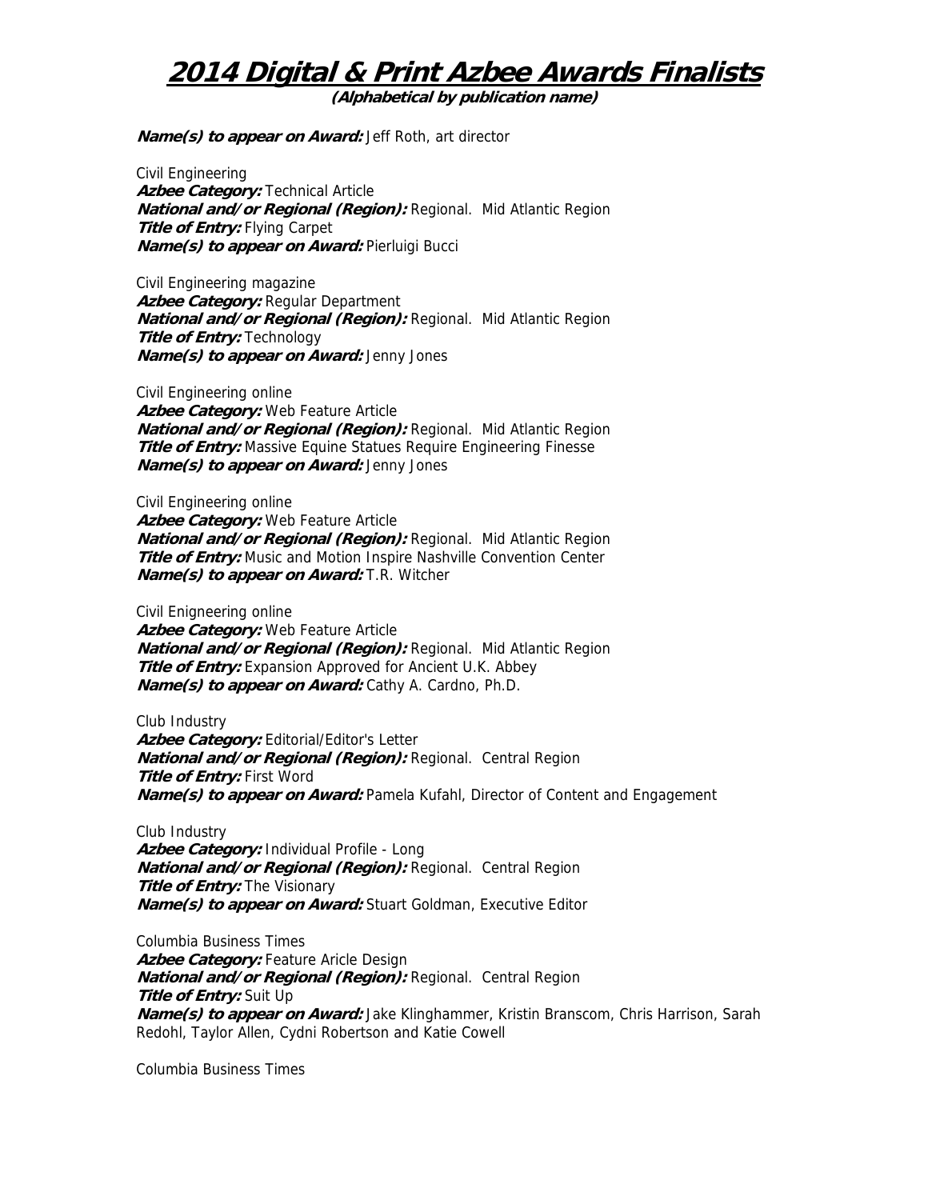# 2014 Digital & Print Azbee Awards Finalists

**(Alphabetical by publication name)**

***Name(s) to appear on Award:*** Jeff Roth, art director

Civil Engineering
***Azbee Category:*** Technical Article
***National and/or Regional (Region):*** Regional. Mid Atlantic Region
***Title of Entry:*** Flying Carpet
***Name(s) to appear on Award:*** Pierluigi Bucci

Civil Engineering magazine
***Azbee Category:*** Regular Department
***National and/or Regional (Region):*** Regional. Mid Atlantic Region
***Title of Entry:*** Technology
***Name(s) to appear on Award:*** Jenny Jones

Civil Engineering online
***Azbee Category:*** Web Feature Article
***National and/or Regional (Region):*** Regional. Mid Atlantic Region
***Title of Entry:*** Massive Equine Statues Require Engineering Finesse
***Name(s) to appear on Award:*** Jenny Jones

Civil Engineering online
***Azbee Category:*** Web Feature Article
***National and/or Regional (Region):*** Regional. Mid Atlantic Region
***Title of Entry:*** Music and Motion Inspire Nashville Convention Center
***Name(s) to appear on Award:*** T.R. Witcher

Civil Enigneering online
***Azbee Category:*** Web Feature Article
***National and/or Regional (Region):*** Regional. Mid Atlantic Region
***Title of Entry:*** Expansion Approved for Ancient U.K. Abbey
***Name(s) to appear on Award:*** Cathy A. Cardno, Ph.D.

Club Industry
***Azbee Category:*** Editorial/Editor's Letter
***National and/or Regional (Region):*** Regional. Central Region
***Title of Entry:*** First Word
***Name(s) to appear on Award:*** Pamela Kufahl, Director of Content and Engagement

Club Industry
***Azbee Category:*** Individual Profile - Long
***National and/or Regional (Region):*** Regional. Central Region
***Title of Entry:*** The Visionary
***Name(s) to appear on Award:*** Stuart Goldman, Executive Editor

Columbia Business Times
***Azbee Category:*** Feature Aricle Design
***National and/or Regional (Region):*** Regional. Central Region
***Title of Entry:*** Suit Up
***Name(s) to appear on Award:*** Jake Klinghammer, Kristin Branscom, Chris Harrison, Sarah Redohl, Taylor Allen, Cydni Robertson and Katie Cowell

Columbia Business Times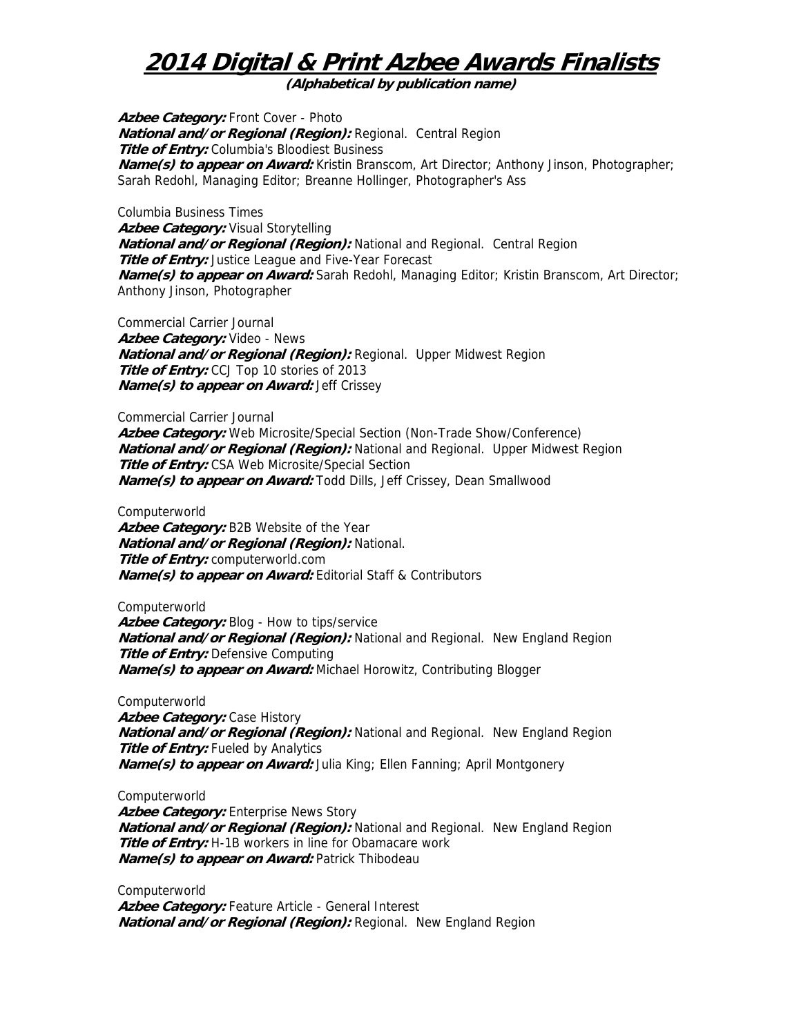# 2014 Digital & Print Azbee Awards Finalists

**(Alphabetical by publication name)**

***Azbee Category:*** Front Cover - Photo
***National and/or Regional (Region):*** Regional. Central Region
***Title of Entry:*** Columbia's Bloodiest Business
***Name(s) to appear on Award:*** Kristin Branscom, Art Director; Anthony Jinson, Photographer; Sarah Redohl, Managing Editor; Breanne Hollinger, Photographer's Ass

Columbia Business Times
***Azbee Category:*** Visual Storytelling
***National and/or Regional (Region):*** National and Regional. Central Region
***Title of Entry:*** Justice League and Five-Year Forecast
***Name(s) to appear on Award:*** Sarah Redohl, Managing Editor; Kristin Branscom, Art Director; Anthony Jinson, Photographer

Commercial Carrier Journal
***Azbee Category:*** Video - News
***National and/or Regional (Region):*** Regional. Upper Midwest Region
***Title of Entry:*** CCJ Top 10 stories of 2013
***Name(s) to appear on Award:*** Jeff Crissey

Commercial Carrier Journal
***Azbee Category:*** Web Microsite/Special Section (Non-Trade Show/Conference)
***National and/or Regional (Region):*** National and Regional. Upper Midwest Region
***Title of Entry:*** CSA Web Microsite/Special Section
***Name(s) to appear on Award:*** Todd Dills, Jeff Crissey, Dean Smallwood

Computerworld
***Azbee Category:*** B2B Website of the Year
***National and/or Regional (Region):*** National.
***Title of Entry:*** computerworld.com
***Name(s) to appear on Award:*** Editorial Staff & Contributors

Computerworld
***Azbee Category:*** Blog - How to tips/service
***National and/or Regional (Region):*** National and Regional. New England Region
***Title of Entry:*** Defensive Computing
***Name(s) to appear on Award:*** Michael Horowitz, Contributing Blogger

Computerworld
***Azbee Category:*** Case History
***National and/or Regional (Region):*** National and Regional. New England Region
***Title of Entry:*** Fueled by Analytics
***Name(s) to appear on Award:*** Julia King; Ellen Fanning; April Montgonery

Computerworld
***Azbee Category:*** Enterprise News Story
***National and/or Regional (Region):*** National and Regional. New England Region
***Title of Entry:*** H-1B workers in line for Obamacare work
***Name(s) to appear on Award:*** Patrick Thibodeau

Computerworld
***Azbee Category:*** Feature Article - General Interest
***National and/or Regional (Region):*** Regional. New England Region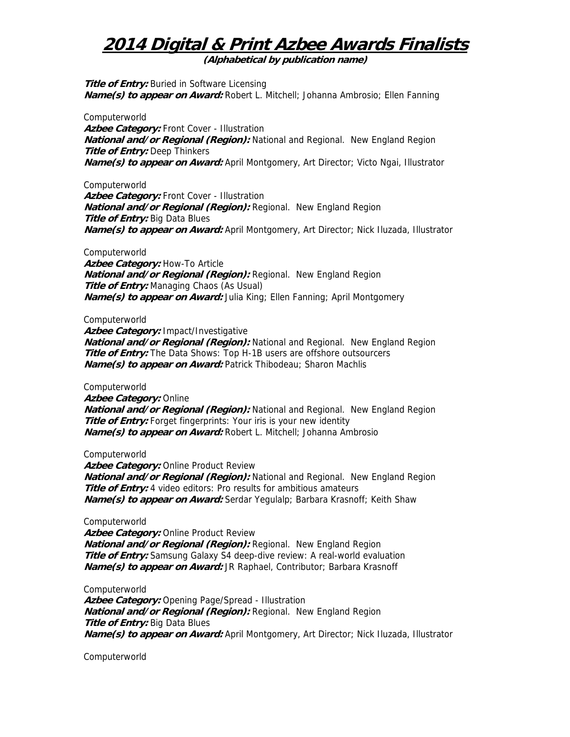# 2014 Digital & Print Azbee Awards Finalists

**(Alphabetical by publication name)**

***Title of Entry:*** Buried in Software Licensing
***Name(s) to appear on Award:*** Robert L. Mitchell; Johanna Ambrosio; Ellen Fanning

Computerworld
***Azbee Category:*** Front Cover - Illustration
***National and/or Regional (Region):*** National and Regional. New England Region
***Title of Entry:*** Deep Thinkers
***Name(s) to appear on Award:*** April Montgomery, Art Director; Victo Ngai, Illustrator

Computerworld
***Azbee Category:*** Front Cover - Illustration
***National and/or Regional (Region):*** Regional. New England Region
***Title of Entry:*** Big Data Blues
***Name(s) to appear on Award:*** April Montgomery, Art Director; Nick Iluzada, Illustrator

Computerworld
***Azbee Category:*** How-To Article
***National and/or Regional (Region):*** Regional. New England Region
***Title of Entry:*** Managing Chaos (As Usual)
***Name(s) to appear on Award:*** Julia King; Ellen Fanning; April Montgomery

Computerworld
***Azbee Category:*** Impact/Investigative
***National and/or Regional (Region):*** National and Regional. New England Region
***Title of Entry:*** The Data Shows: Top H-1B users are offshore outsourcers
***Name(s) to appear on Award:*** Patrick Thibodeau; Sharon Machlis

Computerworld
***Azbee Category:*** Online
***National and/or Regional (Region):*** National and Regional. New England Region
***Title of Entry:*** Forget fingerprints: Your iris is your new identity
***Name(s) to appear on Award:*** Robert L. Mitchell; Johanna Ambrosio

Computerworld
***Azbee Category:*** Online Product Review
***National and/or Regional (Region):*** National and Regional. New England Region
***Title of Entry:*** 4 video editors: Pro results for ambitious amateurs
***Name(s) to appear on Award:*** Serdar Yegulalp; Barbara Krasnoff; Keith Shaw

Computerworld
***Azbee Category:*** Online Product Review
***National and/or Regional (Region):*** Regional. New England Region
***Title of Entry:*** Samsung Galaxy S4 deep-dive review: A real-world evaluation
***Name(s) to appear on Award:*** JR Raphael, Contributor; Barbara Krasnoff

Computerworld
***Azbee Category:*** Opening Page/Spread - Illustration
***National and/or Regional (Region):*** Regional. New England Region
***Title of Entry:*** Big Data Blues
***Name(s) to appear on Award:*** April Montgomery, Art Director; Nick Iluzada, Illustrator

Computerworld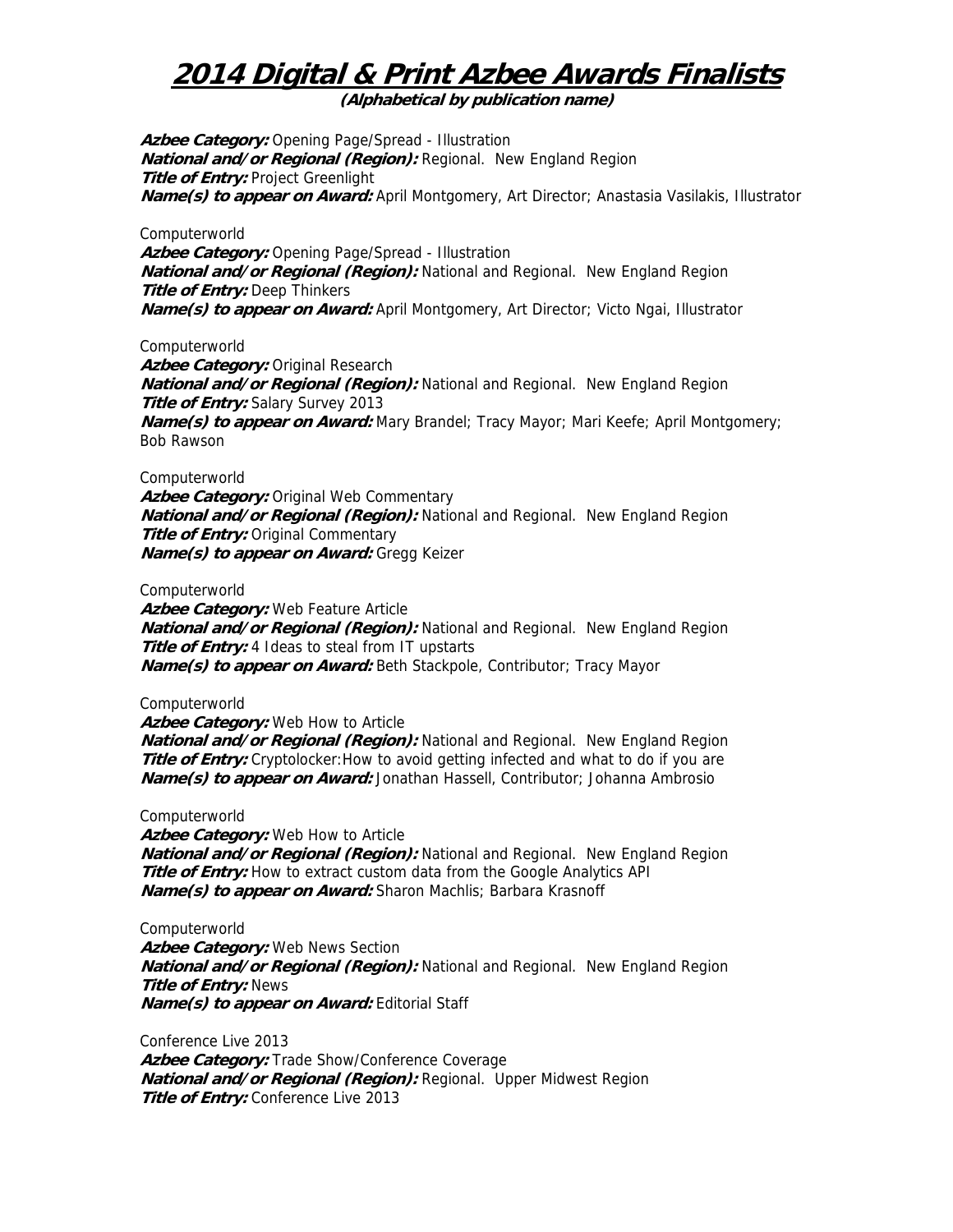# 2014 Digital & Print Azbee Awards Finalists

**(Alphabetical by publication name)**

***Azbee Category:*** Opening Page/Spread - Illustration
***National and/or Regional (Region):*** Regional. New England Region
***Title of Entry:*** Project Greenlight
***Name(s) to appear on Award:*** April Montgomery, Art Director; Anastasia Vasilakis, Illustrator

Computerworld
***Azbee Category:*** Opening Page/Spread - Illustration
***National and/or Regional (Region):*** National and Regional. New England Region
***Title of Entry:*** Deep Thinkers
***Name(s) to appear on Award:*** April Montgomery, Art Director; Victo Ngai, Illustrator

Computerworld
***Azbee Category:*** Original Research
***National and/or Regional (Region):*** National and Regional. New England Region
***Title of Entry:*** Salary Survey 2013
***Name(s) to appear on Award:*** Mary Brandel; Tracy Mayor; Mari Keefe; April Montgomery; Bob Rawson

Computerworld
***Azbee Category:*** Original Web Commentary
***National and/or Regional (Region):*** National and Regional. New England Region
***Title of Entry:*** Original Commentary
***Name(s) to appear on Award:*** Gregg Keizer

Computerworld
***Azbee Category:*** Web Feature Article
***National and/or Regional (Region):*** National and Regional. New England Region
***Title of Entry:*** 4 Ideas to steal from IT upstarts
***Name(s) to appear on Award:*** Beth Stackpole, Contributor; Tracy Mayor

Computerworld
***Azbee Category:*** Web How to Article
***National and/or Regional (Region):*** National and Regional. New England Region
***Title of Entry:*** Cryptolocker:How to avoid getting infected and what to do if you are
***Name(s) to appear on Award:*** Jonathan Hassell, Contributor; Johanna Ambrosio

Computerworld
***Azbee Category:*** Web How to Article
***National and/or Regional (Region):*** National and Regional. New England Region
***Title of Entry:*** How to extract custom data from the Google Analytics API
***Name(s) to appear on Award:*** Sharon Machlis; Barbara Krasnoff

Computerworld
***Azbee Category:*** Web News Section
***National and/or Regional (Region):*** National and Regional. New England Region
***Title of Entry:*** News
***Name(s) to appear on Award:*** Editorial Staff

Conference Live 2013
***Azbee Category:*** Trade Show/Conference Coverage
***National and/or Regional (Region):*** Regional. Upper Midwest Region
***Title of Entry:*** Conference Live 2013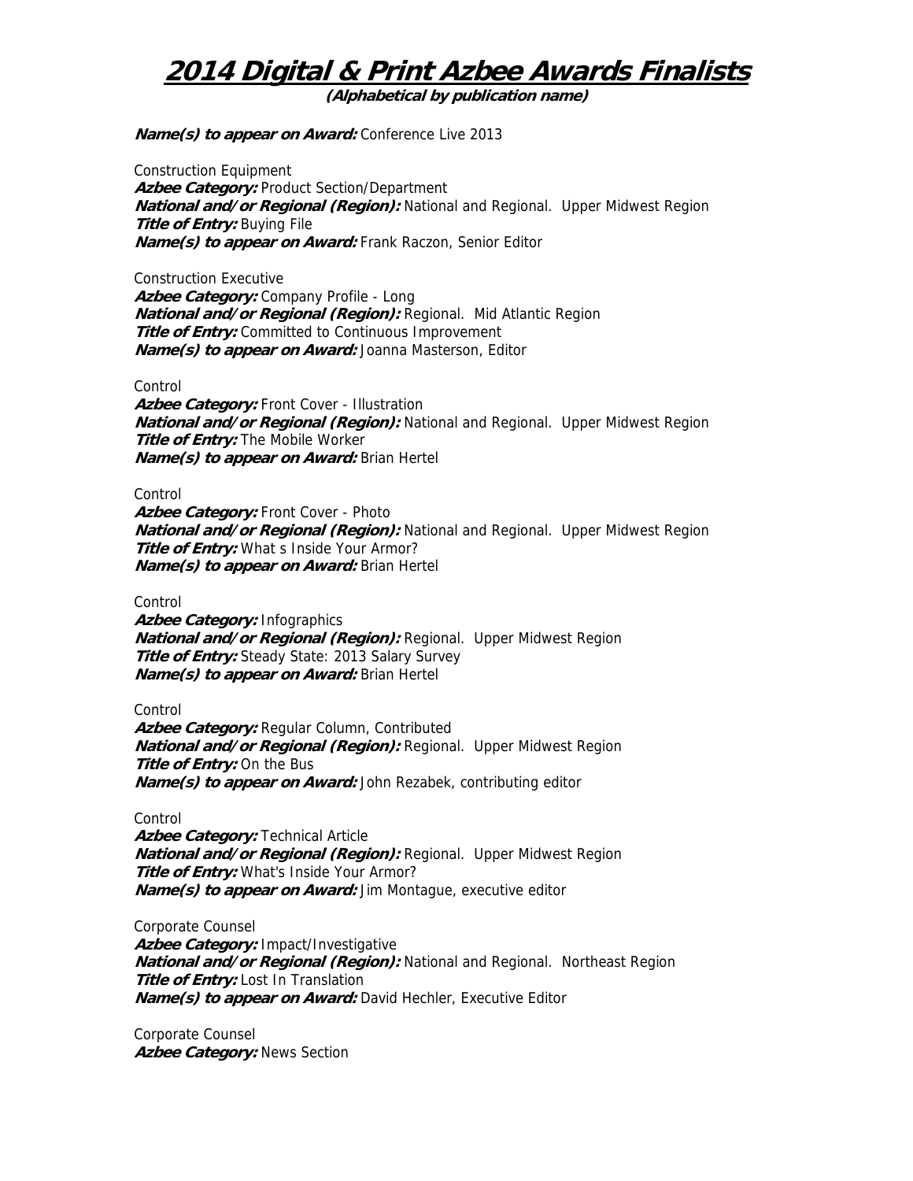# 2014 Digital & Print Azbee Awards Finalists

**(Alphabetical by publication name)**

***Name(s) to appear on Award:*** Conference Live 2013

Construction Equipment
***Azbee Category:*** Product Section/Department
***National and/or Regional (Region):*** National and Regional.  Upper Midwest Region
***Title of Entry:*** Buying File
***Name(s) to appear on Award:*** Frank Raczon, Senior Editor

Construction Executive
***Azbee Category:*** Company Profile - Long
***National and/or Regional (Region):*** Regional.  Mid Atlantic Region
***Title of Entry:*** Committed to Continuous Improvement
***Name(s) to appear on Award:*** Joanna Masterson, Editor

Control
***Azbee Category:*** Front Cover - Illustration
***National and/or Regional (Region):*** National and Regional.  Upper Midwest Region
***Title of Entry:*** The Mobile Worker
***Name(s) to appear on Award:*** Brian Hertel

Control
***Azbee Category:*** Front Cover - Photo
***National and/or Regional (Region):*** National and Regional.  Upper Midwest Region
***Title of Entry:*** What s Inside Your Armor?
***Name(s) to appear on Award:*** Brian Hertel

Control
***Azbee Category:*** Infographics
***National and/or Regional (Region):*** Regional.  Upper Midwest Region
***Title of Entry:*** Steady State: 2013 Salary Survey
***Name(s) to appear on Award:*** Brian Hertel

Control
***Azbee Category:*** Regular Column, Contributed
***National and/or Regional (Region):*** Regional.  Upper Midwest Region
***Title of Entry:*** On the Bus
***Name(s) to appear on Award:*** John Rezabek, contributing editor

Control
***Azbee Category:*** Technical Article
***National and/or Regional (Region):*** Regional.  Upper Midwest Region
***Title of Entry:*** What's Inside Your Armor?
***Name(s) to appear on Award:*** Jim Montague, executive editor

Corporate Counsel
***Azbee Category:*** Impact/Investigative
***National and/or Regional (Region):*** National and Regional.  Northeast Region
***Title of Entry:*** Lost In Translation
***Name(s) to appear on Award:*** David Hechler, Executive Editor

Corporate Counsel
***Azbee Category:*** News Section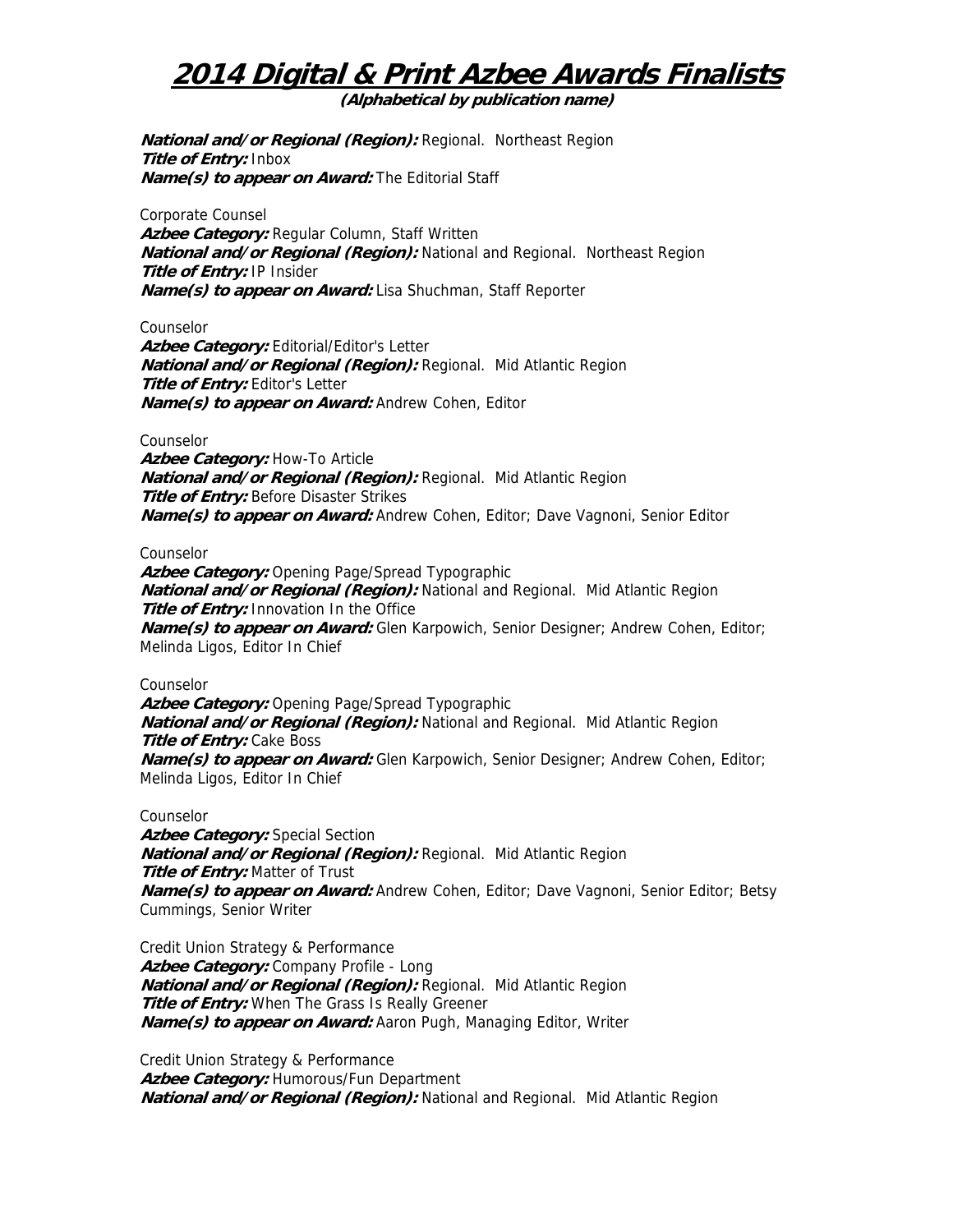# 2014 Digital & Print Azbee Awards Finalists

**(Alphabetical by publication name)**

***National and/or Regional (Region):*** Regional. Northeast Region
***Title of Entry:*** Inbox
***Name(s) to appear on Award:*** The Editorial Staff

Corporate Counsel
***Azbee Category:*** Regular Column, Staff Written
***National and/or Regional (Region):*** National and Regional. Northeast Region
***Title of Entry:*** IP Insider
***Name(s) to appear on Award:*** Lisa Shuchman, Staff Reporter

Counselor
***Azbee Category:*** Editorial/Editor's Letter
***National and/or Regional (Region):*** Regional. Mid Atlantic Region
***Title of Entry:*** Editor's Letter
***Name(s) to appear on Award:*** Andrew Cohen, Editor

Counselor
***Azbee Category:*** How-To Article
***National and/or Regional (Region):*** Regional. Mid Atlantic Region
***Title of Entry:*** Before Disaster Strikes
***Name(s) to appear on Award:*** Andrew Cohen, Editor; Dave Vagnoni, Senior Editor

Counselor
***Azbee Category:*** Opening Page/Spread Typographic
***National and/or Regional (Region):*** National and Regional. Mid Atlantic Region
***Title of Entry:*** Innovation In the Office
***Name(s) to appear on Award:*** Glen Karpowich, Senior Designer; Andrew Cohen, Editor; Melinda Ligos, Editor In Chief

Counselor
***Azbee Category:*** Opening Page/Spread Typographic
***National and/or Regional (Region):*** National and Regional. Mid Atlantic Region
***Title of Entry:*** Cake Boss
***Name(s) to appear on Award:*** Glen Karpowich, Senior Designer; Andrew Cohen, Editor; Melinda Ligos, Editor In Chief

Counselor
***Azbee Category:*** Special Section
***National and/or Regional (Region):*** Regional. Mid Atlantic Region
***Title of Entry:*** Matter of Trust
***Name(s) to appear on Award:*** Andrew Cohen, Editor; Dave Vagnoni, Senior Editor; Betsy Cummings, Senior Writer

Credit Union Strategy & Performance
***Azbee Category:*** Company Profile - Long
***National and/or Regional (Region):*** Regional. Mid Atlantic Region
***Title of Entry:*** When The Grass Is Really Greener
***Name(s) to appear on Award:*** Aaron Pugh, Managing Editor, Writer

Credit Union Strategy & Performance
***Azbee Category:*** Humorous/Fun Department
***National and/or Regional (Region):*** National and Regional. Mid Atlantic Region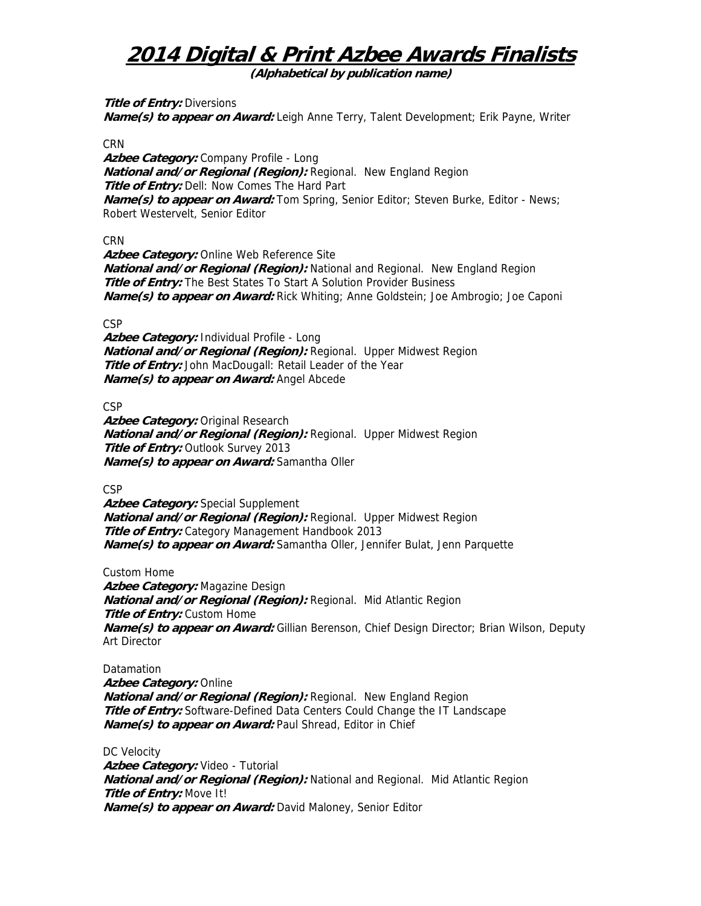# 2014 Digital & Print Azbee Awards Finalists

**(Alphabetical by publication name)**

***Title of Entry:*** Diversions
***Name(s) to appear on Award:*** Leigh Anne Terry, Talent Development; Erik Payne, Writer

CRN
***Azbee Category:*** Company Profile - Long
***National and/or Regional (Region):*** Regional. New England Region
***Title of Entry:*** Dell: Now Comes The Hard Part
***Name(s) to appear on Award:*** Tom Spring, Senior Editor; Steven Burke, Editor - News; Robert Westervelt, Senior Editor

CRN
***Azbee Category:*** Online Web Reference Site
***National and/or Regional (Region):*** National and Regional. New England Region
***Title of Entry:*** The Best States To Start A Solution Provider Business
***Name(s) to appear on Award:*** Rick Whiting; Anne Goldstein; Joe Ambrogio; Joe Caponi

CSP
***Azbee Category:*** Individual Profile - Long
***National and/or Regional (Region):*** Regional. Upper Midwest Region
***Title of Entry:*** John MacDougall: Retail Leader of the Year
***Name(s) to appear on Award:*** Angel Abcede

CSP
***Azbee Category:*** Original Research
***National and/or Regional (Region):*** Regional. Upper Midwest Region
***Title of Entry:*** Outlook Survey 2013
***Name(s) to appear on Award:*** Samantha Oller

CSP
***Azbee Category:*** Special Supplement
***National and/or Regional (Region):*** Regional. Upper Midwest Region
***Title of Entry:*** Category Management Handbook 2013
***Name(s) to appear on Award:*** Samantha Oller, Jennifer Bulat, Jenn Parquette

Custom Home
***Azbee Category:*** Magazine Design
***National and/or Regional (Region):*** Regional. Mid Atlantic Region
***Title of Entry:*** Custom Home
***Name(s) to appear on Award:*** Gillian Berenson, Chief Design Director; Brian Wilson, Deputy Art Director

Datamation
***Azbee Category:*** Online
***National and/or Regional (Region):*** Regional. New England Region
***Title of Entry:*** Software-Defined Data Centers Could Change the IT Landscape
***Name(s) to appear on Award:*** Paul Shread, Editor in Chief

DC Velocity
***Azbee Category:*** Video - Tutorial
***National and/or Regional (Region):*** National and Regional. Mid Atlantic Region
***Title of Entry:*** Move It!
***Name(s) to appear on Award:*** David Maloney, Senior Editor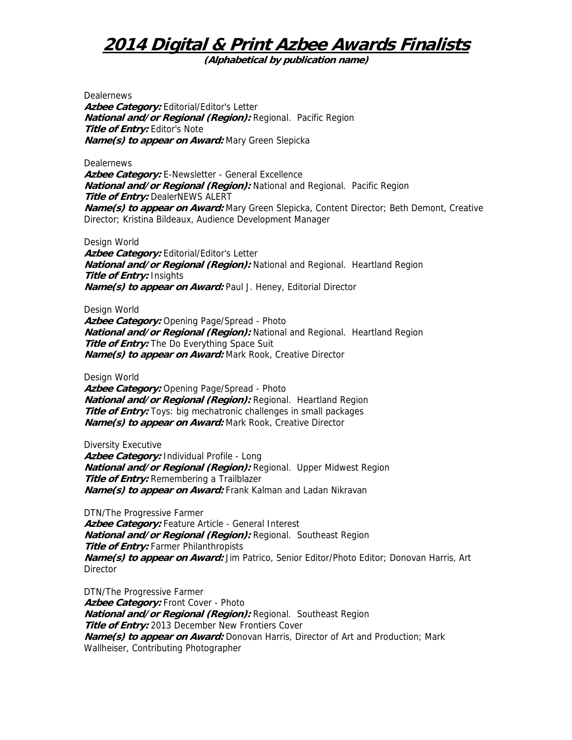# 2014 Digital & Print Azbee Awards Finalists

**(Alphabetical by publication name)**

Dealernews
***Azbee Category:*** Editorial/Editor's Letter
***National and/or Regional (Region):*** Regional. Pacific Region
***Title of Entry:*** Editor's Note
***Name(s) to appear on Award:*** Mary Green Slepicka

Dealernews
***Azbee Category:*** E-Newsletter - General Excellence
***National and/or Regional (Region):*** National and Regional. Pacific Region
***Title of Entry:*** DealerNEWS ALERT
***Name(s) to appear on Award:*** Mary Green Slepicka, Content Director; Beth Demont, Creative Director; Kristina Bildeaux, Audience Development Manager

Design World
***Azbee Category:*** Editorial/Editor's Letter
***National and/or Regional (Region):*** National and Regional. Heartland Region
***Title of Entry:*** Insights
***Name(s) to appear on Award:*** Paul J. Heney, Editorial Director

Design World
***Azbee Category:*** Opening Page/Spread - Photo
***National and/or Regional (Region):*** National and Regional. Heartland Region
***Title of Entry:*** The Do Everything Space Suit
***Name(s) to appear on Award:*** Mark Rook, Creative Director

Design World
***Azbee Category:*** Opening Page/Spread - Photo
***National and/or Regional (Region):*** Regional. Heartland Region
***Title of Entry:*** Toys: big mechatronic challenges in small packages
***Name(s) to appear on Award:*** Mark Rook, Creative Director

Diversity Executive
***Azbee Category:*** Individual Profile - Long
***National and/or Regional (Region):*** Regional. Upper Midwest Region
***Title of Entry:*** Remembering a Trailblazer
***Name(s) to appear on Award:*** Frank Kalman and Ladan Nikravan

DTN/The Progressive Farmer
***Azbee Category:*** Feature Article - General Interest
***National and/or Regional (Region):*** Regional. Southeast Region
***Title of Entry:*** Farmer Philanthropists
***Name(s) to appear on Award:*** Jim Patrico, Senior Editor/Photo Editor; Donovan Harris, Art Director

DTN/The Progressive Farmer
***Azbee Category:*** Front Cover - Photo
***National and/or Regional (Region):*** Regional. Southeast Region
***Title of Entry:*** 2013 December New Frontiers Cover
***Name(s) to appear on Award:*** Donovan Harris, Director of Art and Production; Mark Wallheiser, Contributing Photographer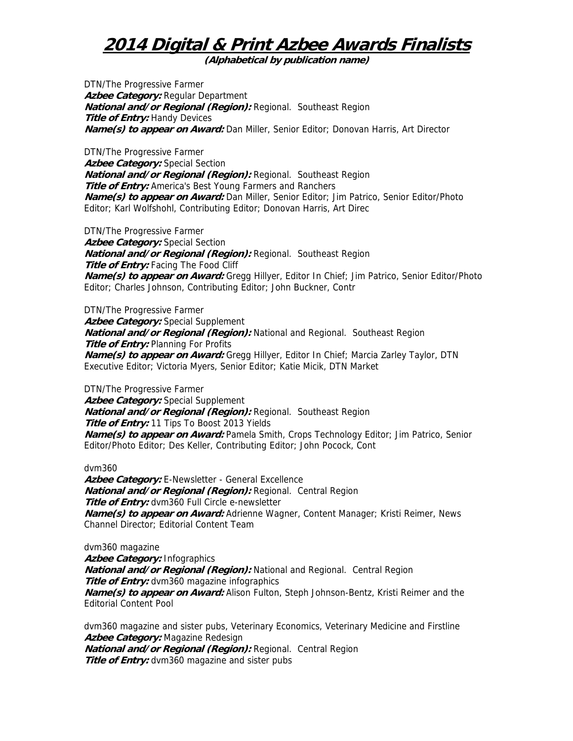# 2014 Digital & Print Azbee Awards Finalists

**(Alphabetical by publication name)**

DTN/The Progressive Farmer
***Azbee Category:*** Regular Department
***National and/or Regional (Region):*** Regional. Southeast Region
***Title of Entry:*** Handy Devices
***Name(s) to appear on Award:*** Dan Miller, Senior Editor; Donovan Harris, Art Director

DTN/The Progressive Farmer
***Azbee Category:*** Special Section
***National and/or Regional (Region):*** Regional. Southeast Region
***Title of Entry:*** America's Best Young Farmers and Ranchers
***Name(s) to appear on Award:*** Dan Miller, Senior Editor; Jim Patrico, Senior Editor/Photo Editor; Karl Wolfshohl, Contributing Editor; Donovan Harris, Art Direc

DTN/The Progressive Farmer
***Azbee Category:*** Special Section
***National and/or Regional (Region):*** Regional. Southeast Region
***Title of Entry:*** Facing The Food Cliff
***Name(s) to appear on Award:*** Gregg Hillyer, Editor In Chief; Jim Patrico, Senior Editor/Photo Editor; Charles Johnson, Contributing Editor; John Buckner, Contr

DTN/The Progressive Farmer
***Azbee Category:*** Special Supplement
***National and/or Regional (Region):*** National and Regional. Southeast Region
***Title of Entry:*** Planning For Profits
***Name(s) to appear on Award:*** Gregg Hillyer, Editor In Chief; Marcia Zarley Taylor, DTN Executive Editor; Victoria Myers, Senior Editor; Katie Micik, DTN Market

DTN/The Progressive Farmer
***Azbee Category:*** Special Supplement
***National and/or Regional (Region):*** Regional. Southeast Region
***Title of Entry:*** 11 Tips To Boost 2013 Yields
***Name(s) to appear on Award:*** Pamela Smith, Crops Technology Editor; Jim Patrico, Senior Editor/Photo Editor; Des Keller, Contributing Editor; John Pocock, Cont

dvm360
***Azbee Category:*** E-Newsletter - General Excellence
***National and/or Regional (Region):*** Regional. Central Region
***Title of Entry:*** dvm360 Full Circle e-newsletter
***Name(s) to appear on Award:*** Adrienne Wagner, Content Manager; Kristi Reimer, News Channel Director; Editorial Content Team

dvm360 magazine
***Azbee Category:*** Infographics
***National and/or Regional (Region):*** National and Regional. Central Region
***Title of Entry:*** dvm360 magazine infographics
***Name(s) to appear on Award:*** Alison Fulton, Steph Johnson-Bentz, Kristi Reimer and the Editorial Content Pool

dvm360 magazine and sister pubs, Veterinary Economics, Veterinary Medicine and Firstline
***Azbee Category:*** Magazine Redesign
***National and/or Regional (Region):*** Regional. Central Region
***Title of Entry:*** dvm360 magazine and sister pubs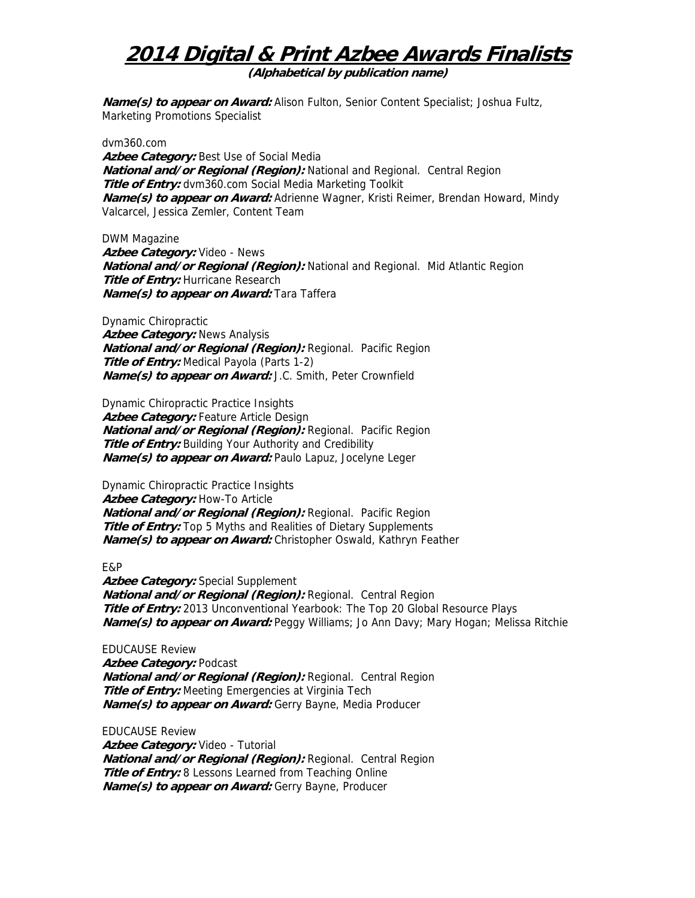# 2014 Digital & Print Azbee Awards Finalists

**(Alphabetical by publication name)**

***Name(s) to appear on Award:*** Alison Fulton, Senior Content Specialist; Joshua Fultz, Marketing Promotions Specialist

dvm360.com
***Azbee Category:*** Best Use of Social Media
***National and/or Regional (Region):*** National and Regional. Central Region
***Title of Entry:*** dvm360.com Social Media Marketing Toolkit
***Name(s) to appear on Award:*** Adrienne Wagner, Kristi Reimer, Brendan Howard, Mindy Valcarcel, Jessica Zemler, Content Team

DWM Magazine
***Azbee Category:*** Video - News
***National and/or Regional (Region):*** National and Regional. Mid Atlantic Region
***Title of Entry:*** Hurricane Research
***Name(s) to appear on Award:*** Tara Taffera

Dynamic Chiropractic
***Azbee Category:*** News Analysis
***National and/or Regional (Region):*** Regional. Pacific Region
***Title of Entry:*** Medical Payola (Parts 1-2)
***Name(s) to appear on Award:*** J.C. Smith, Peter Crownfield

Dynamic Chiropractic Practice Insights
***Azbee Category:*** Feature Article Design
***National and/or Regional (Region):*** Regional. Pacific Region
***Title of Entry:*** Building Your Authority and Credibility
***Name(s) to appear on Award:*** Paulo Lapuz, Jocelyne Leger

Dynamic Chiropractic Practice Insights
***Azbee Category:*** How-To Article
***National and/or Regional (Region):*** Regional. Pacific Region
***Title of Entry:*** Top 5 Myths and Realities of Dietary Supplements
***Name(s) to appear on Award:*** Christopher Oswald, Kathryn Feather

E&P
***Azbee Category:*** Special Supplement
***National and/or Regional (Region):*** Regional. Central Region
***Title of Entry:*** 2013 Unconventional Yearbook: The Top 20 Global Resource Plays
***Name(s) to appear on Award:*** Peggy Williams; Jo Ann Davy; Mary Hogan; Melissa Ritchie

EDUCAUSE Review
***Azbee Category:*** Podcast
***National and/or Regional (Region):*** Regional. Central Region
***Title of Entry:*** Meeting Emergencies at Virginia Tech
***Name(s) to appear on Award:*** Gerry Bayne, Media Producer

EDUCAUSE Review
***Azbee Category:*** Video - Tutorial
***National and/or Regional (Region):*** Regional. Central Region
***Title of Entry:*** 8 Lessons Learned from Teaching Online
***Name(s) to appear on Award:*** Gerry Bayne, Producer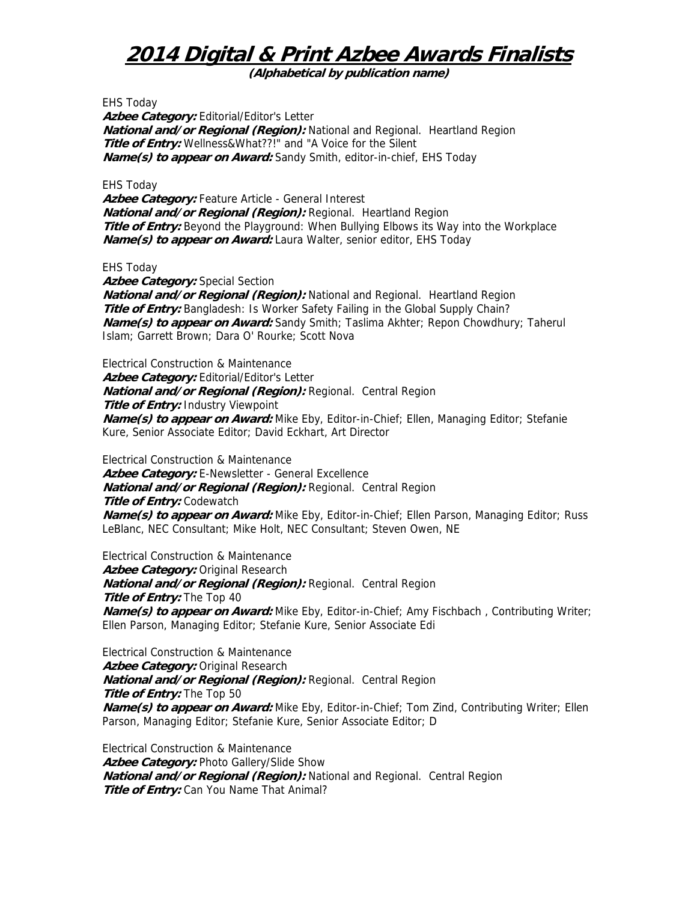# 2014 Digital & Print Azbee Awards Finalists

**(Alphabetical by publication name)**

EHS Today
***Azbee Category:*** Editorial/Editor's Letter
***National and/or Regional (Region):*** National and Regional. Heartland Region
***Title of Entry:*** Wellness&What??!" and "A Voice for the Silent
***Name(s) to appear on Award:*** Sandy Smith, editor-in-chief, EHS Today

EHS Today
***Azbee Category:*** Feature Article - General Interest
***National and/or Regional (Region):*** Regional. Heartland Region
***Title of Entry:*** Beyond the Playground: When Bullying Elbows its Way into the Workplace
***Name(s) to appear on Award:*** Laura Walter, senior editor, EHS Today

EHS Today
***Azbee Category:*** Special Section
***National and/or Regional (Region):*** National and Regional. Heartland Region
***Title of Entry:*** Bangladesh: Is Worker Safety Failing in the Global Supply Chain?
***Name(s) to appear on Award:*** Sandy Smith; Taslima Akhter; Repon Chowdhury; Taherul Islam; Garrett Brown; Dara O' Rourke; Scott Nova

Electrical Construction & Maintenance
***Azbee Category:*** Editorial/Editor's Letter
***National and/or Regional (Region):*** Regional. Central Region
***Title of Entry:*** Industry Viewpoint
***Name(s) to appear on Award:*** Mike Eby, Editor-in-Chief; Ellen, Managing Editor; Stefanie Kure, Senior Associate Editor; David Eckhart, Art Director

Electrical Construction & Maintenance
***Azbee Category:*** E-Newsletter - General Excellence
***National and/or Regional (Region):*** Regional. Central Region
***Title of Entry:*** Codewatch
***Name(s) to appear on Award:*** Mike Eby, Editor-in-Chief; Ellen Parson, Managing Editor; Russ LeBlanc, NEC Consultant; Mike Holt, NEC Consultant; Steven Owen, NE

Electrical Construction & Maintenance
***Azbee Category:*** Original Research
***National and/or Regional (Region):*** Regional. Central Region
***Title of Entry:*** The Top 40
***Name(s) to appear on Award:*** Mike Eby, Editor-in-Chief; Amy Fischbach , Contributing Writer; Ellen Parson, Managing Editor; Stefanie Kure, Senior Associate Edi

Electrical Construction & Maintenance
***Azbee Category:*** Original Research
***National and/or Regional (Region):*** Regional. Central Region
***Title of Entry:*** The Top 50
***Name(s) to appear on Award:*** Mike Eby, Editor-in-Chief; Tom Zind, Contributing Writer; Ellen Parson, Managing Editor; Stefanie Kure, Senior Associate Editor; D

Electrical Construction & Maintenance
***Azbee Category:*** Photo Gallery/Slide Show
***National and/or Regional (Region):*** National and Regional. Central Region
***Title of Entry:*** Can You Name That Animal?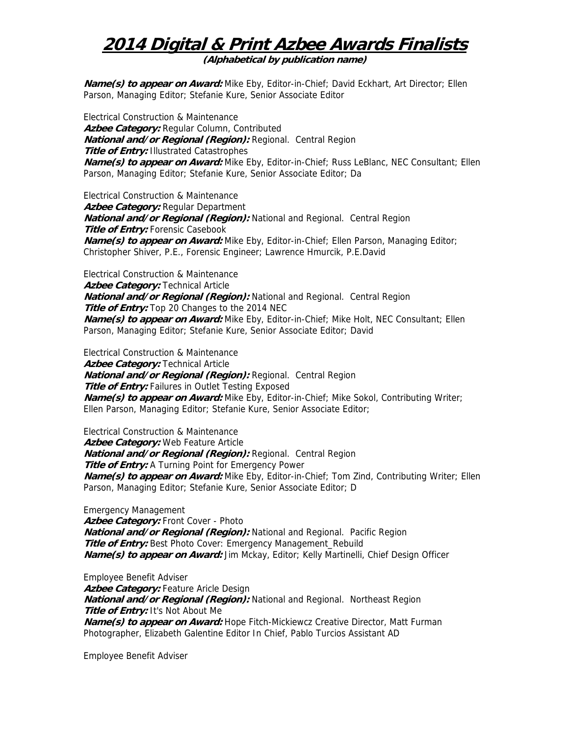# 2014 Digital & Print Azbee Awards Finalists

**(Alphabetical by publication name)**

***Name(s) to appear on Award:*** Mike Eby, Editor-in-Chief; David Eckhart, Art Director; Ellen Parson, Managing Editor; Stefanie Kure, Senior Associate Editor

Electrical Construction & Maintenance
***Azbee Category:*** Regular Column, Contributed
***National and/or Regional (Region):*** Regional. Central Region
***Title of Entry:*** Illustrated Catastrophes
***Name(s) to appear on Award:*** Mike Eby, Editor-in-Chief; Russ LeBlanc, NEC Consultant; Ellen Parson, Managing Editor; Stefanie Kure, Senior Associate Editor; Da

Electrical Construction & Maintenance
***Azbee Category:*** Regular Department
***National and/or Regional (Region):*** National and Regional. Central Region
***Title of Entry:*** Forensic Casebook
***Name(s) to appear on Award:*** Mike Eby, Editor-in-Chief; Ellen Parson, Managing Editor; Christopher Shiver, P.E., Forensic Engineer; Lawrence Hmurcik, P.E.David

Electrical Construction & Maintenance
***Azbee Category:*** Technical Article
***National and/or Regional (Region):*** National and Regional. Central Region
***Title of Entry:*** Top 20 Changes to the 2014 NEC
***Name(s) to appear on Award:*** Mike Eby, Editor-in-Chief; Mike Holt, NEC Consultant; Ellen Parson, Managing Editor; Stefanie Kure, Senior Associate Editor; David

Electrical Construction & Maintenance
***Azbee Category:*** Technical Article
***National and/or Regional (Region):*** Regional. Central Region
***Title of Entry:*** Failures in Outlet Testing Exposed
***Name(s) to appear on Award:*** Mike Eby, Editor-in-Chief; Mike Sokol, Contributing Writer; Ellen Parson, Managing Editor; Stefanie Kure, Senior Associate Editor;

Electrical Construction & Maintenance
***Azbee Category:*** Web Feature Article
***National and/or Regional (Region):*** Regional. Central Region
***Title of Entry:*** A Turning Point for Emergency Power
***Name(s) to appear on Award:*** Mike Eby, Editor-in-Chief; Tom Zind, Contributing Writer; Ellen Parson, Managing Editor; Stefanie Kure, Senior Associate Editor; D

Emergency Management
***Azbee Category:*** Front Cover - Photo
***National and/or Regional (Region):*** National and Regional. Pacific Region
***Title of Entry:*** Best Photo Cover: Emergency Management_Rebuild
***Name(s) to appear on Award:*** Jim Mckay, Editor; Kelly Martinelli, Chief Design Officer

Employee Benefit Adviser
***Azbee Category:*** Feature Aricle Design
***National and/or Regional (Region):*** National and Regional. Northeast Region
***Title of Entry:*** It's Not About Me
***Name(s) to appear on Award:*** Hope Fitch-Mickiewcz Creative Director, Matt Furman Photographer, Elizabeth Galentine Editor In Chief, Pablo Turcios Assistant AD

Employee Benefit Adviser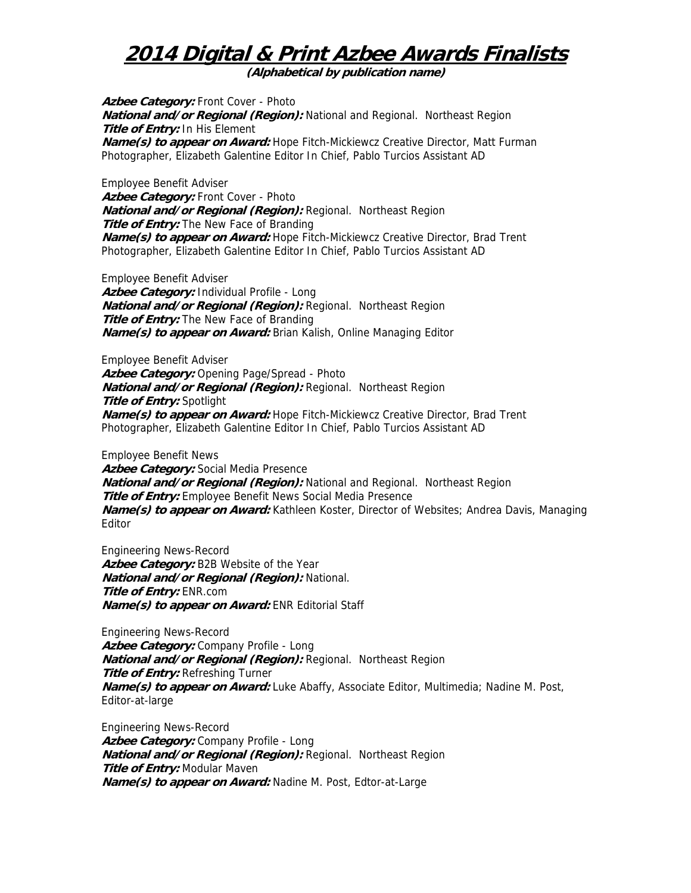# 2014 Digital & Print Azbee Awards Finalists

**(Alphabetical by publication name)**

***Azbee Category:*** Front Cover - Photo
***National and/or Regional (Region):*** National and Regional. Northeast Region
***Title of Entry:*** In His Element
***Name(s) to appear on Award:*** Hope Fitch-Mickiewcz Creative Director, Matt Furman Photographer, Elizabeth Galentine Editor In Chief, Pablo Turcios Assistant AD

Employee Benefit Adviser
***Azbee Category:*** Front Cover - Photo
***National and/or Regional (Region):*** Regional. Northeast Region
***Title of Entry:*** The New Face of Branding
***Name(s) to appear on Award:*** Hope Fitch-Mickiewcz Creative Director, Brad Trent Photographer, Elizabeth Galentine Editor In Chief, Pablo Turcios Assistant AD

Employee Benefit Adviser
***Azbee Category:*** Individual Profile - Long
***National and/or Regional (Region):*** Regional. Northeast Region
***Title of Entry:*** The New Face of Branding
***Name(s) to appear on Award:*** Brian Kalish, Online Managing Editor

Employee Benefit Adviser
***Azbee Category:*** Opening Page/Spread - Photo
***National and/or Regional (Region):*** Regional. Northeast Region
***Title of Entry:*** Spotlight
***Name(s) to appear on Award:*** Hope Fitch-Mickiewcz Creative Director, Brad Trent Photographer, Elizabeth Galentine Editor In Chief, Pablo Turcios Assistant AD

Employee Benefit News
***Azbee Category:*** Social Media Presence
***National and/or Regional (Region):*** National and Regional. Northeast Region
***Title of Entry:*** Employee Benefit News Social Media Presence
***Name(s) to appear on Award:*** Kathleen Koster, Director of Websites; Andrea Davis, Managing Editor

Engineering News-Record
***Azbee Category:*** B2B Website of the Year
***National and/or Regional (Region):*** National.
***Title of Entry:*** ENR.com
***Name(s) to appear on Award:*** ENR Editorial Staff

Engineering News-Record
***Azbee Category:*** Company Profile - Long
***National and/or Regional (Region):*** Regional. Northeast Region
***Title of Entry:*** Refreshing Turner
***Name(s) to appear on Award:*** Luke Abaffy, Associate Editor, Multimedia; Nadine M. Post, Editor-at-large

Engineering News-Record
***Azbee Category:*** Company Profile - Long
***National and/or Regional (Region):*** Regional. Northeast Region
***Title of Entry:*** Modular Maven
***Name(s) to appear on Award:*** Nadine M. Post, Edtor-at-Large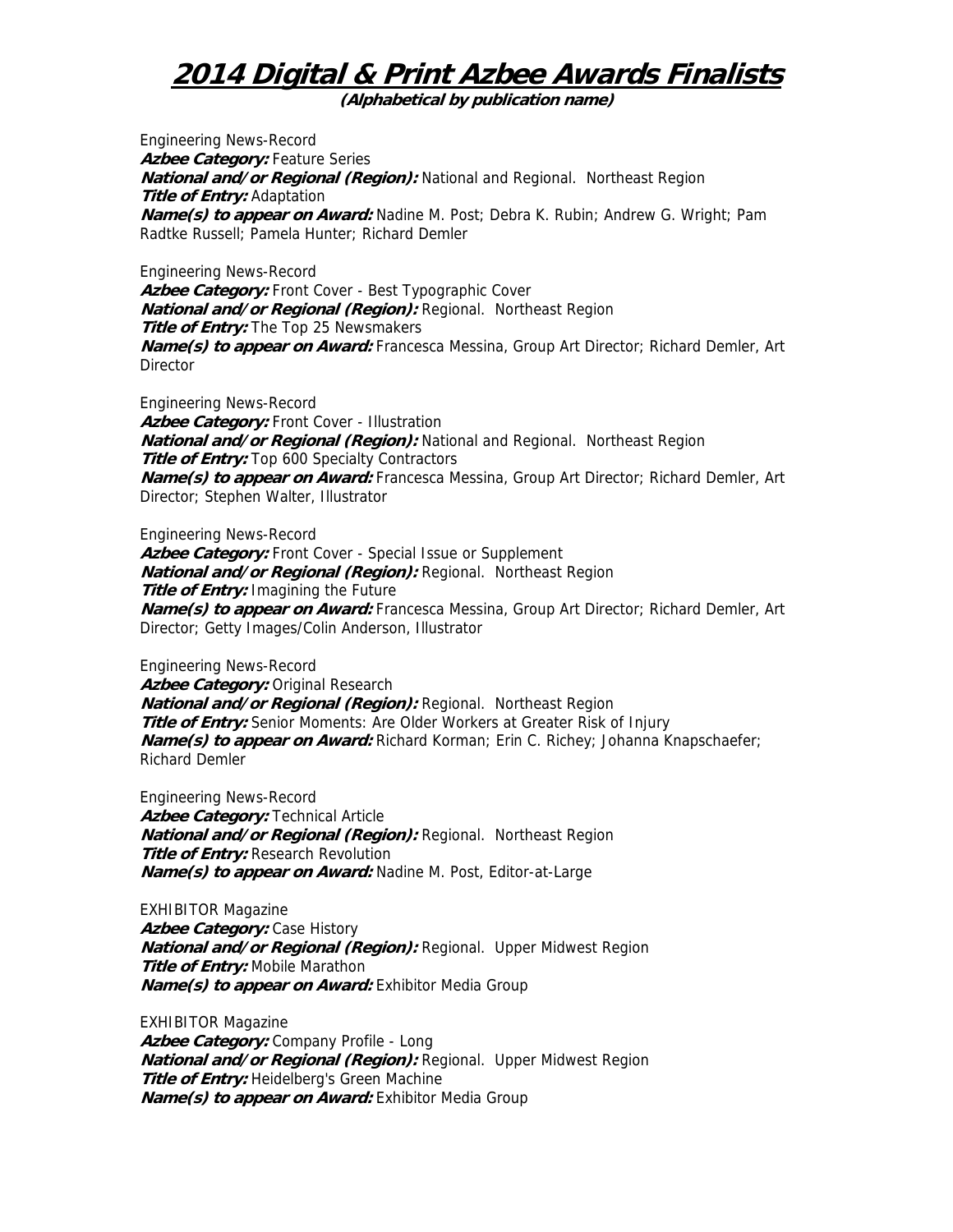# 2014 Digital & Print Azbee Awards Finalists

**(Alphabetical by publication name)**

Engineering News-Record
***Azbee Category:*** Feature Series
***National and/or Regional (Region):*** National and Regional. Northeast Region
***Title of Entry:*** Adaptation
***Name(s) to appear on Award:*** Nadine M. Post; Debra K. Rubin; Andrew G. Wright; Pam Radtke Russell; Pamela Hunter; Richard Demler

Engineering News-Record
***Azbee Category:*** Front Cover - Best Typographic Cover
***National and/or Regional (Region):*** Regional. Northeast Region
***Title of Entry:*** The Top 25 Newsmakers
***Name(s) to appear on Award:*** Francesca Messina, Group Art Director; Richard Demler, Art Director

Engineering News-Record
***Azbee Category:*** Front Cover - Illustration
***National and/or Regional (Region):*** National and Regional. Northeast Region
***Title of Entry:*** Top 600 Specialty Contractors
***Name(s) to appear on Award:*** Francesca Messina, Group Art Director; Richard Demler, Art Director; Stephen Walter, Illustrator

Engineering News-Record
***Azbee Category:*** Front Cover - Special Issue or Supplement
***National and/or Regional (Region):*** Regional. Northeast Region
***Title of Entry:*** Imagining the Future
***Name(s) to appear on Award:*** Francesca Messina, Group Art Director; Richard Demler, Art Director; Getty Images/Colin Anderson, Illustrator

Engineering News-Record
***Azbee Category:*** Original Research
***National and/or Regional (Region):*** Regional. Northeast Region
***Title of Entry:*** Senior Moments: Are Older Workers at Greater Risk of Injury
***Name(s) to appear on Award:*** Richard Korman; Erin C. Richey; Johanna Knapschaefer; Richard Demler

Engineering News-Record
***Azbee Category:*** Technical Article
***National and/or Regional (Region):*** Regional. Northeast Region
***Title of Entry:*** Research Revolution
***Name(s) to appear on Award:*** Nadine M. Post, Editor-at-Large

EXHIBITOR Magazine
***Azbee Category:*** Case History
***National and/or Regional (Region):*** Regional. Upper Midwest Region
***Title of Entry:*** Mobile Marathon
***Name(s) to appear on Award:*** Exhibitor Media Group

EXHIBITOR Magazine
***Azbee Category:*** Company Profile - Long
***National and/or Regional (Region):*** Regional. Upper Midwest Region
***Title of Entry:*** Heidelberg's Green Machine
***Name(s) to appear on Award:*** Exhibitor Media Group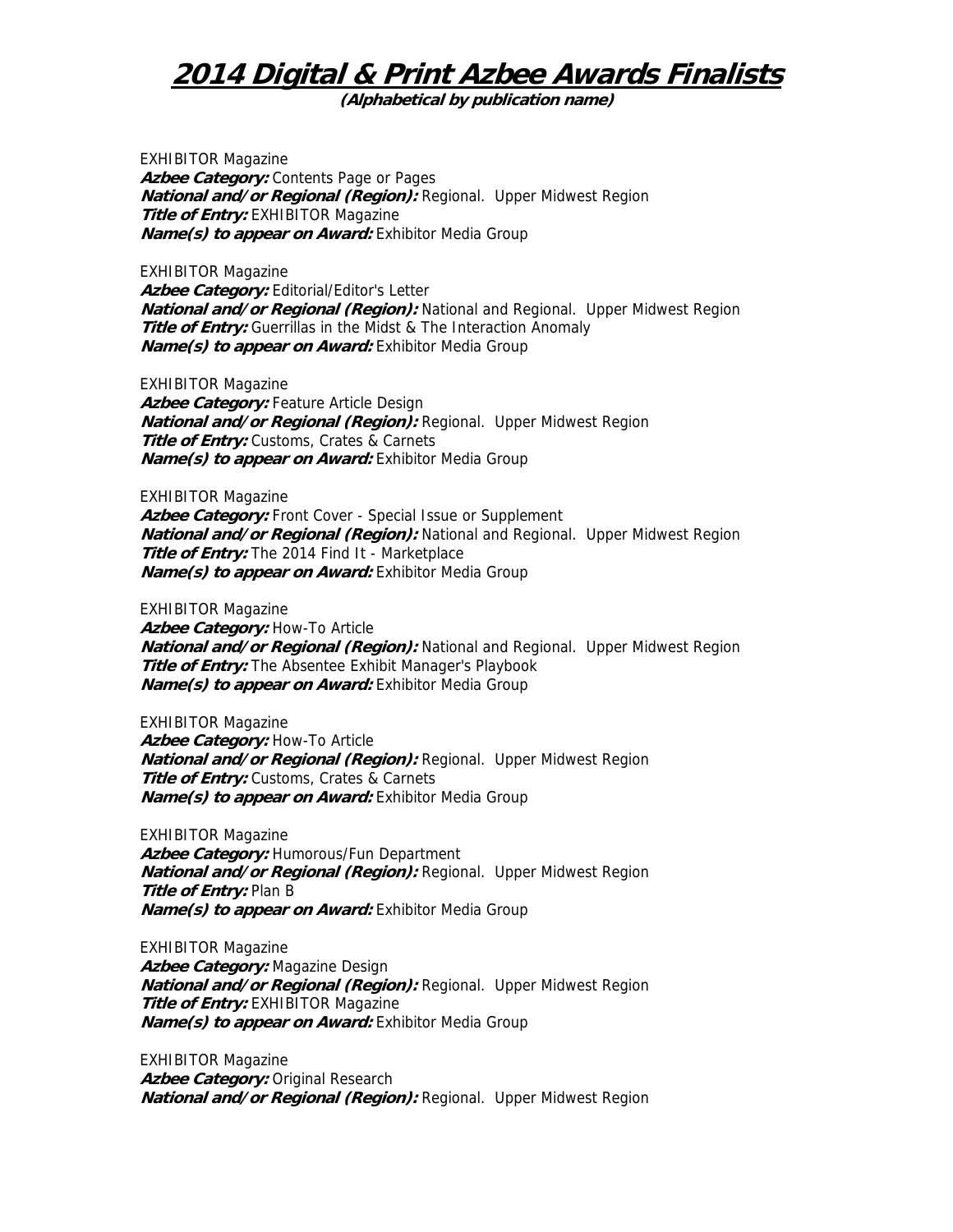# 2014 Digital & Print Azbee Awards Finalists

**(Alphabetical by publication name)**

EXHIBITOR Magazine
***Azbee Category:*** Contents Page or Pages
***National and/or Regional (Region):*** Regional. Upper Midwest Region
***Title of Entry:*** EXHIBITOR Magazine
***Name(s) to appear on Award:*** Exhibitor Media Group

EXHIBITOR Magazine
***Azbee Category:*** Editorial/Editor's Letter
***National and/or Regional (Region):*** National and Regional. Upper Midwest Region
***Title of Entry:*** Guerrillas in the Midst & The Interaction Anomaly
***Name(s) to appear on Award:*** Exhibitor Media Group

EXHIBITOR Magazine
***Azbee Category:*** Feature Article Design
***National and/or Regional (Region):*** Regional. Upper Midwest Region
***Title of Entry:*** Customs, Crates & Carnets
***Name(s) to appear on Award:*** Exhibitor Media Group

EXHIBITOR Magazine
***Azbee Category:*** Front Cover - Special Issue or Supplement
***National and/or Regional (Region):*** National and Regional. Upper Midwest Region
***Title of Entry:*** The 2014 Find It - Marketplace
***Name(s) to appear on Award:*** Exhibitor Media Group

EXHIBITOR Magazine
***Azbee Category:*** How-To Article
***National and/or Regional (Region):*** National and Regional. Upper Midwest Region
***Title of Entry:*** The Absentee Exhibit Manager's Playbook
***Name(s) to appear on Award:*** Exhibitor Media Group

EXHIBITOR Magazine
***Azbee Category:*** How-To Article
***National and/or Regional (Region):*** Regional. Upper Midwest Region
***Title of Entry:*** Customs, Crates & Carnets
***Name(s) to appear on Award:*** Exhibitor Media Group

EXHIBITOR Magazine
***Azbee Category:*** Humorous/Fun Department
***National and/or Regional (Region):*** Regional. Upper Midwest Region
***Title of Entry:*** Plan B
***Name(s) to appear on Award:*** Exhibitor Media Group

EXHIBITOR Magazine
***Azbee Category:*** Magazine Design
***National and/or Regional (Region):*** Regional. Upper Midwest Region
***Title of Entry:*** EXHIBITOR Magazine
***Name(s) to appear on Award:*** Exhibitor Media Group

EXHIBITOR Magazine
***Azbee Category:*** Original Research
***National and/or Regional (Region):*** Regional. Upper Midwest Region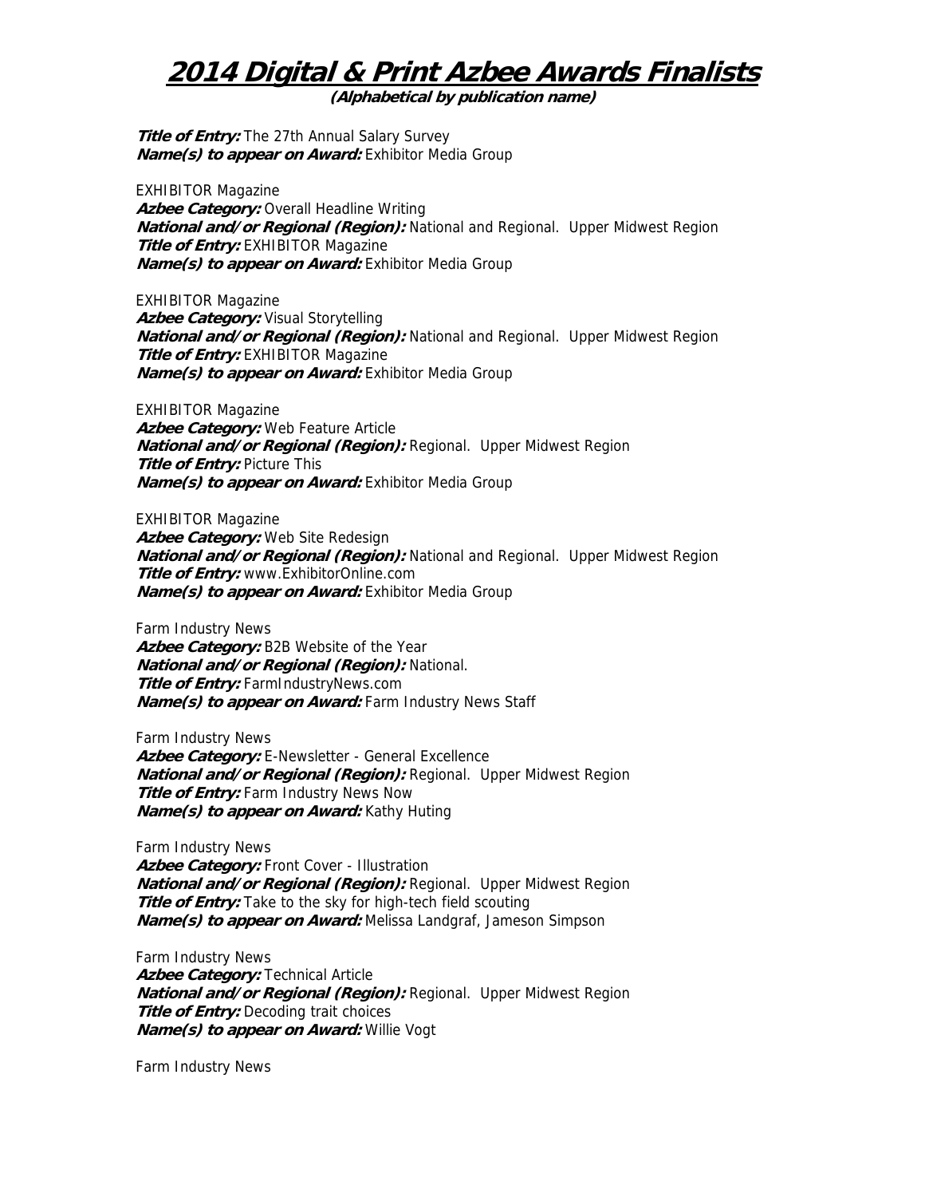# 2014 Digital & Print Azbee Awards Finalists

**(Alphabetical by publication name)**

***Title of Entry:*** The 27th Annual Salary Survey
***Name(s) to appear on Award:*** Exhibitor Media Group

EXHIBITOR Magazine
***Azbee Category:*** Overall Headline Writing
***National and/or Regional (Region):*** National and Regional. Upper Midwest Region
***Title of Entry:*** EXHIBITOR Magazine
***Name(s) to appear on Award:*** Exhibitor Media Group

EXHIBITOR Magazine
***Azbee Category:*** Visual Storytelling
***National and/or Regional (Region):*** National and Regional. Upper Midwest Region
***Title of Entry:*** EXHIBITOR Magazine
***Name(s) to appear on Award:*** Exhibitor Media Group

EXHIBITOR Magazine
***Azbee Category:*** Web Feature Article
***National and/or Regional (Region):*** Regional. Upper Midwest Region
***Title of Entry:*** Picture This
***Name(s) to appear on Award:*** Exhibitor Media Group

EXHIBITOR Magazine
***Azbee Category:*** Web Site Redesign
***National and/or Regional (Region):*** National and Regional. Upper Midwest Region
***Title of Entry:*** www.ExhibitorOnline.com
***Name(s) to appear on Award:*** Exhibitor Media Group

Farm Industry News
***Azbee Category:*** B2B Website of the Year
***National and/or Regional (Region):*** National.
***Title of Entry:*** FarmIndustryNews.com
***Name(s) to appear on Award:*** Farm Industry News Staff

Farm Industry News
***Azbee Category:*** E-Newsletter - General Excellence
***National and/or Regional (Region):*** Regional. Upper Midwest Region
***Title of Entry:*** Farm Industry News Now
***Name(s) to appear on Award:*** Kathy Huting

Farm Industry News
***Azbee Category:*** Front Cover - Illustration
***National and/or Regional (Region):*** Regional. Upper Midwest Region
***Title of Entry:*** Take to the sky for high-tech field scouting
***Name(s) to appear on Award:*** Melissa Landgraf, Jameson Simpson

Farm Industry News
***Azbee Category:*** Technical Article
***National and/or Regional (Region):*** Regional. Upper Midwest Region
***Title of Entry:*** Decoding trait choices
***Name(s) to appear on Award:*** Willie Vogt

Farm Industry News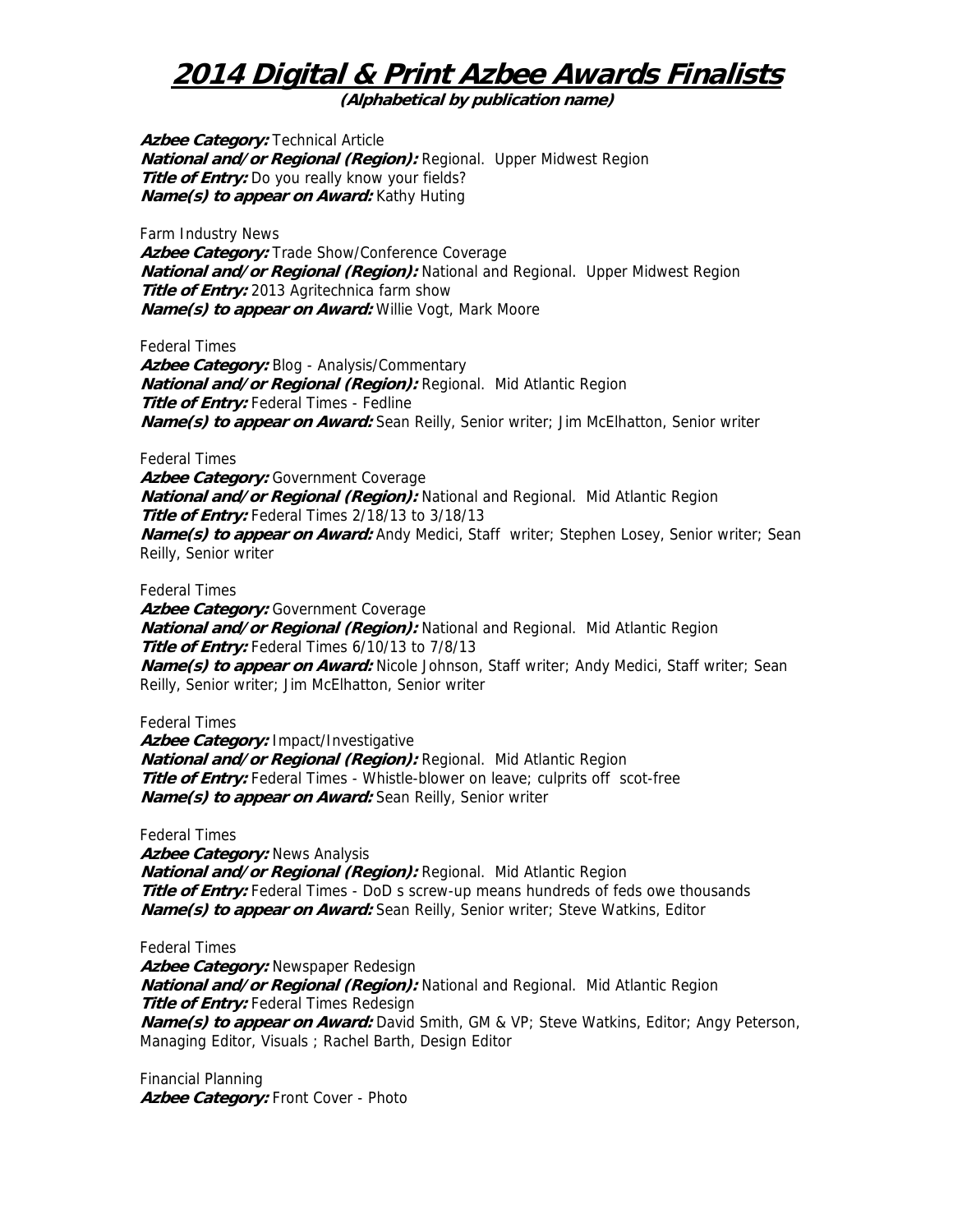# 2014 Digital & Print Azbee Awards Finalists

**(Alphabetical by publication name)**

***Azbee Category:*** Technical Article
***National and/or Regional (Region):*** Regional. Upper Midwest Region
***Title of Entry:*** Do you really know your fields?
***Name(s) to appear on Award:*** Kathy Huting

Farm Industry News
***Azbee Category:*** Trade Show/Conference Coverage
***National and/or Regional (Region):*** National and Regional. Upper Midwest Region
***Title of Entry:*** 2013 Agritechnica farm show
***Name(s) to appear on Award:*** Willie Vogt, Mark Moore

Federal Times
***Azbee Category:*** Blog - Analysis/Commentary
***National and/or Regional (Region):*** Regional. Mid Atlantic Region
***Title of Entry:*** Federal Times - Fedline
***Name(s) to appear on Award:*** Sean Reilly, Senior writer; Jim McElhatton, Senior writer

Federal Times
***Azbee Category:*** Government Coverage
***National and/or Regional (Region):*** National and Regional. Mid Atlantic Region
***Title of Entry:*** Federal Times 2/18/13 to 3/18/13
***Name(s) to appear on Award:*** Andy Medici, Staff writer; Stephen Losey, Senior writer; Sean Reilly, Senior writer

Federal Times
***Azbee Category:*** Government Coverage
***National and/or Regional (Region):*** National and Regional. Mid Atlantic Region
***Title of Entry:*** Federal Times 6/10/13 to 7/8/13
***Name(s) to appear on Award:*** Nicole Johnson, Staff writer; Andy Medici, Staff writer; Sean Reilly, Senior writer; Jim McElhatton, Senior writer

Federal Times
***Azbee Category:*** Impact/Investigative
***National and/or Regional (Region):*** Regional. Mid Atlantic Region
***Title of Entry:*** Federal Times - Whistle-blower on leave; culprits off scot-free
***Name(s) to appear on Award:*** Sean Reilly, Senior writer

Federal Times
***Azbee Category:*** News Analysis
***National and/or Regional (Region):*** Regional. Mid Atlantic Region
***Title of Entry:*** Federal Times - DoD s screw-up means hundreds of feds owe thousands
***Name(s) to appear on Award:*** Sean Reilly, Senior writer; Steve Watkins, Editor

Federal Times
***Azbee Category:*** Newspaper Redesign
***National and/or Regional (Region):*** National and Regional. Mid Atlantic Region
***Title of Entry:*** Federal Times Redesign
***Name(s) to appear on Award:*** David Smith, GM & VP; Steve Watkins, Editor; Angy Peterson, Managing Editor, Visuals ; Rachel Barth, Design Editor

Financial Planning
***Azbee Category:*** Front Cover - Photo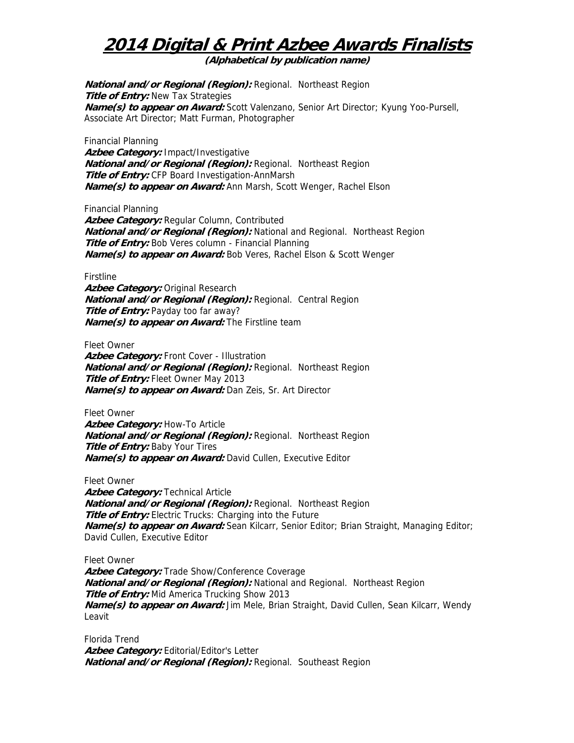# 2014 Digital & Print Azbee Awards Finalists

**(Alphabetical by publication name)**

***National and/or Regional (Region):*** Regional. Northeast Region
***Title of Entry:*** New Tax Strategies
***Name(s) to appear on Award:*** Scott Valenzano, Senior Art Director; Kyung Yoo-Pursell, Associate Art Director; Matt Furman, Photographer

Financial Planning
***Azbee Category:*** Impact/Investigative
***National and/or Regional (Region):*** Regional. Northeast Region
***Title of Entry:*** CFP Board Investigation-AnnMarsh
***Name(s) to appear on Award:*** Ann Marsh, Scott Wenger, Rachel Elson

Financial Planning
***Azbee Category:*** Regular Column, Contributed
***National and/or Regional (Region):*** National and Regional. Northeast Region
***Title of Entry:*** Bob Veres column - Financial Planning
***Name(s) to appear on Award:*** Bob Veres, Rachel Elson & Scott Wenger

Firstline
***Azbee Category:*** Original Research
***National and/or Regional (Region):*** Regional. Central Region
***Title of Entry:*** Payday too far away?
***Name(s) to appear on Award:*** The Firstline team

Fleet Owner
***Azbee Category:*** Front Cover - Illustration
***National and/or Regional (Region):*** Regional. Northeast Region
***Title of Entry:*** Fleet Owner May 2013
***Name(s) to appear on Award:*** Dan Zeis, Sr. Art Director

Fleet Owner
***Azbee Category:*** How-To Article
***National and/or Regional (Region):*** Regional. Northeast Region
***Title of Entry:*** Baby Your Tires
***Name(s) to appear on Award:*** David Cullen, Executive Editor

Fleet Owner
***Azbee Category:*** Technical Article
***National and/or Regional (Region):*** Regional. Northeast Region
***Title of Entry:*** Electric Trucks: Charging into the Future
***Name(s) to appear on Award:*** Sean Kilcarr, Senior Editor; Brian Straight, Managing Editor; David Cullen, Executive Editor

Fleet Owner
***Azbee Category:*** Trade Show/Conference Coverage
***National and/or Regional (Region):*** National and Regional. Northeast Region
***Title of Entry:*** Mid America Trucking Show 2013
***Name(s) to appear on Award:*** Jim Mele, Brian Straight, David Cullen, Sean Kilcarr, Wendy Leavit

Florida Trend
***Azbee Category:*** Editorial/Editor's Letter
***National and/or Regional (Region):*** Regional. Southeast Region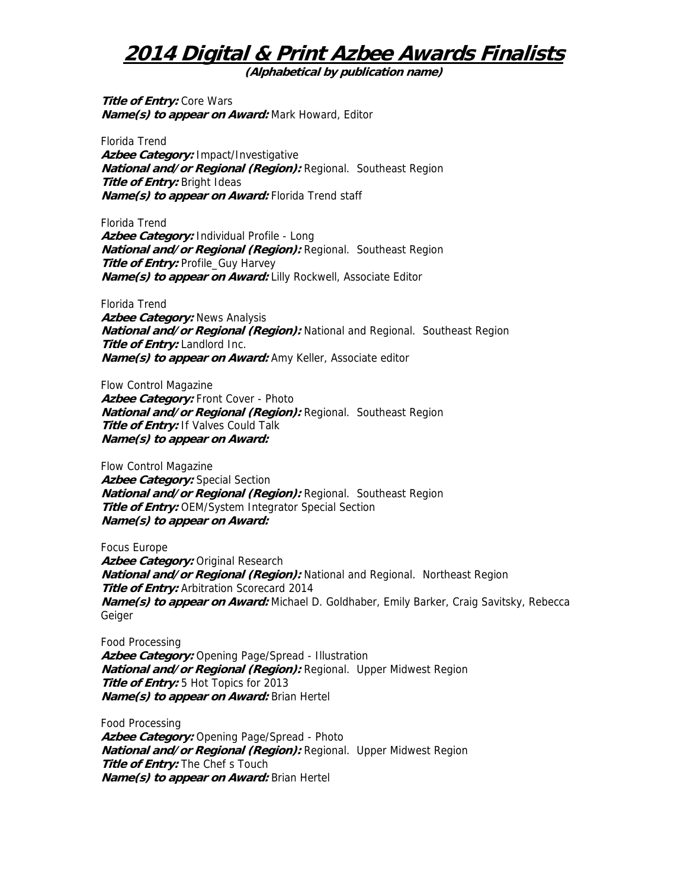# 2014 Digital & Print Azbee Awards Finalists

**(Alphabetical by publication name)**

***Title of Entry:*** Core Wars
***Name(s) to appear on Award:*** Mark Howard, Editor

Florida Trend
***Azbee Category:*** Impact/Investigative
***National and/or Regional (Region):*** Regional. Southeast Region
***Title of Entry:*** Bright Ideas
***Name(s) to appear on Award:*** Florida Trend staff

Florida Trend
***Azbee Category:*** Individual Profile - Long
***National and/or Regional (Region):*** Regional. Southeast Region
***Title of Entry:*** Profile_Guy Harvey
***Name(s) to appear on Award:*** Lilly Rockwell, Associate Editor

Florida Trend
***Azbee Category:*** News Analysis
***National and/or Regional (Region):*** National and Regional. Southeast Region
***Title of Entry:*** Landlord Inc.
***Name(s) to appear on Award:*** Amy Keller, Associate editor

Flow Control Magazine
***Azbee Category:*** Front Cover - Photo
***National and/or Regional (Region):*** Regional. Southeast Region
***Title of Entry:*** If Valves Could Talk
***Name(s) to appear on Award:***

Flow Control Magazine
***Azbee Category:*** Special Section
***National and/or Regional (Region):*** Regional. Southeast Region
***Title of Entry:*** OEM/System Integrator Special Section
***Name(s) to appear on Award:***

Focus Europe
***Azbee Category:*** Original Research
***National and/or Regional (Region):*** National and Regional. Northeast Region
***Title of Entry:*** Arbitration Scorecard 2014
***Name(s) to appear on Award:*** Michael D. Goldhaber, Emily Barker, Craig Savitsky, Rebecca Geiger

Food Processing
***Azbee Category:*** Opening Page/Spread - Illustration
***National and/or Regional (Region):*** Regional. Upper Midwest Region
***Title of Entry:*** 5 Hot Topics for 2013
***Name(s) to appear on Award:*** Brian Hertel

Food Processing
***Azbee Category:*** Opening Page/Spread - Photo
***National and/or Regional (Region):*** Regional. Upper Midwest Region
***Title of Entry:*** The Chef s Touch
***Name(s) to appear on Award:*** Brian Hertel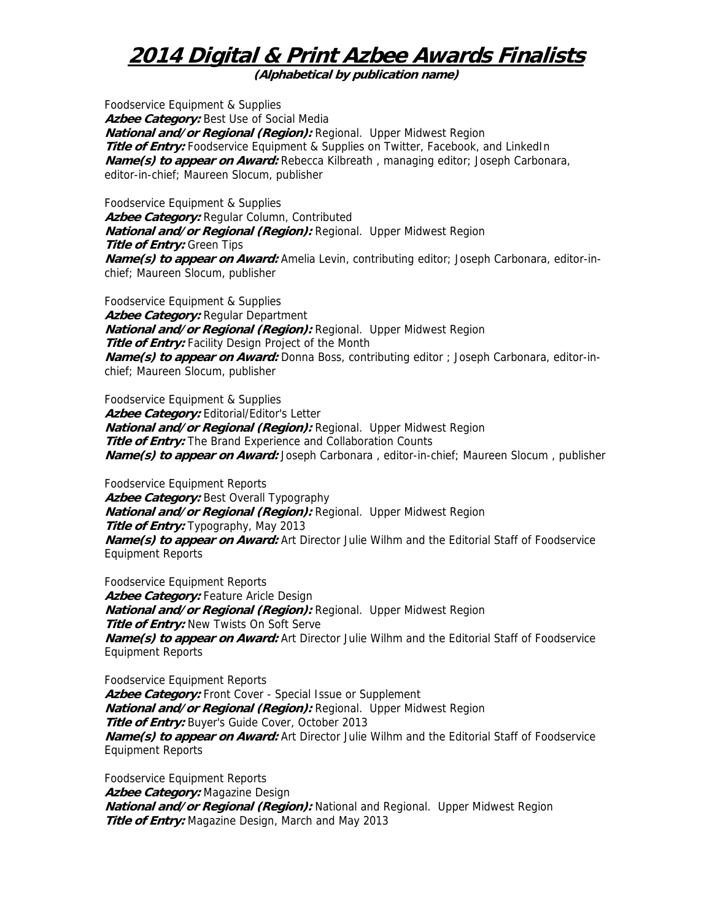# 2014 Digital & Print Azbee Awards Finalists

**(Alphabetical by publication name)**

Foodservice Equipment & Supplies
***Azbee Category:*** Best Use of Social Media
***National and/or Regional (Region):*** Regional. Upper Midwest Region
***Title of Entry:*** Foodservice Equipment & Supplies on Twitter, Facebook, and LinkedIn
***Name(s) to appear on Award:*** Rebecca Kilbreath , managing editor; Joseph Carbonara, editor-in-chief; Maureen Slocum, publisher

Foodservice Equipment & Supplies
***Azbee Category:*** Regular Column, Contributed
***National and/or Regional (Region):*** Regional. Upper Midwest Region
***Title of Entry:*** Green Tips
***Name(s) to appear on Award:*** Amelia Levin, contributing editor; Joseph Carbonara, editor-in-chief; Maureen Slocum, publisher

Foodservice Equipment & Supplies
***Azbee Category:*** Regular Department
***National and/or Regional (Region):*** Regional. Upper Midwest Region
***Title of Entry:*** Facility Design Project of the Month
***Name(s) to appear on Award:*** Donna Boss, contributing editor ; Joseph Carbonara, editor-in-chief; Maureen Slocum, publisher

Foodservice Equipment & Supplies
***Azbee Category:*** Editorial/Editor's Letter
***National and/or Regional (Region):*** Regional. Upper Midwest Region
***Title of Entry:*** The Brand Experience and Collaboration Counts
***Name(s) to appear on Award:*** Joseph Carbonara , editor-in-chief; Maureen Slocum , publisher

Foodservice Equipment Reports
***Azbee Category:*** Best Overall Typography
***National and/or Regional (Region):*** Regional. Upper Midwest Region
***Title of Entry:*** Typography, May 2013
***Name(s) to appear on Award:*** Art Director Julie Wilhm and the Editorial Staff of Foodservice Equipment Reports

Foodservice Equipment Reports
***Azbee Category:*** Feature Aricle Design
***National and/or Regional (Region):*** Regional. Upper Midwest Region
***Title of Entry:*** New Twists On Soft Serve
***Name(s) to appear on Award:*** Art Director Julie Wilhm and the Editorial Staff of Foodservice Equipment Reports

Foodservice Equipment Reports
***Azbee Category:*** Front Cover - Special Issue or Supplement
***National and/or Regional (Region):*** Regional. Upper Midwest Region
***Title of Entry:*** Buyer's Guide Cover, October 2013
***Name(s) to appear on Award:*** Art Director Julie Wilhm and the Editorial Staff of Foodservice Equipment Reports

Foodservice Equipment Reports
***Azbee Category:*** Magazine Design
***National and/or Regional (Region):*** National and Regional. Upper Midwest Region
***Title of Entry:*** Magazine Design, March and May 2013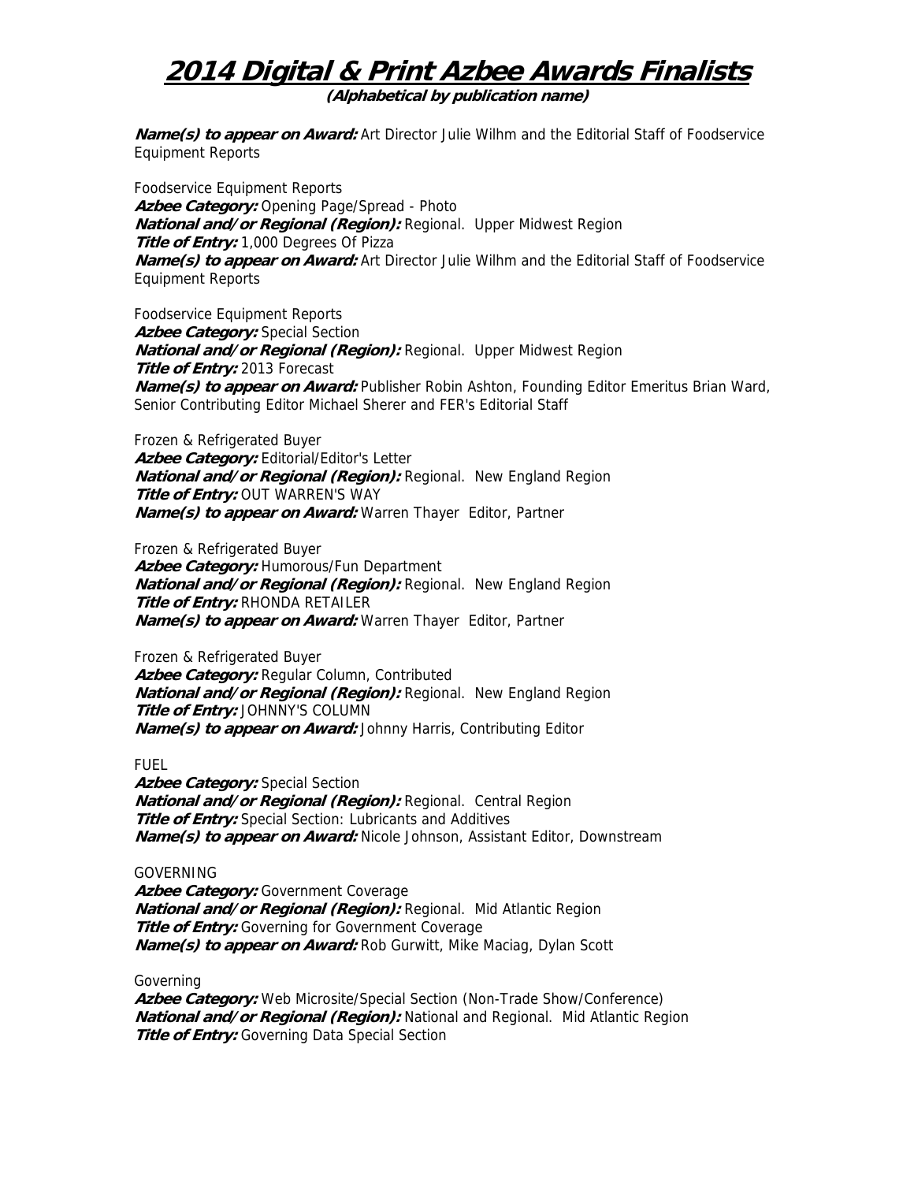# 2014 Digital & Print Azbee Awards Finalists

**(Alphabetical by publication name)**

***Name(s) to appear on Award:*** Art Director Julie Wilhm and the Editorial Staff of Foodservice Equipment Reports

Foodservice Equipment Reports
***Azbee Category:*** Opening Page/Spread - Photo
***National and/or Regional (Region):*** Regional. Upper Midwest Region
***Title of Entry:*** 1,000 Degrees Of Pizza
***Name(s) to appear on Award:*** Art Director Julie Wilhm and the Editorial Staff of Foodservice Equipment Reports

Foodservice Equipment Reports
***Azbee Category:*** Special Section
***National and/or Regional (Region):*** Regional. Upper Midwest Region
***Title of Entry:*** 2013 Forecast
***Name(s) to appear on Award:*** Publisher Robin Ashton, Founding Editor Emeritus Brian Ward, Senior Contributing Editor Michael Sherer and FER's Editorial Staff

Frozen & Refrigerated Buyer
***Azbee Category:*** Editorial/Editor's Letter
***National and/or Regional (Region):*** Regional. New England Region
***Title of Entry:*** OUT WARREN'S WAY
***Name(s) to appear on Award:*** Warren Thayer Editor, Partner

Frozen & Refrigerated Buyer
***Azbee Category:*** Humorous/Fun Department
***National and/or Regional (Region):*** Regional. New England Region
***Title of Entry:*** RHONDA RETAILER
***Name(s) to appear on Award:*** Warren Thayer Editor, Partner

Frozen & Refrigerated Buyer
***Azbee Category:*** Regular Column, Contributed
***National and/or Regional (Region):*** Regional. New England Region
***Title of Entry:*** JOHNNY'S COLUMN
***Name(s) to appear on Award:*** Johnny Harris, Contributing Editor

FUEL
***Azbee Category:*** Special Section
***National and/or Regional (Region):*** Regional. Central Region
***Title of Entry:*** Special Section: Lubricants and Additives
***Name(s) to appear on Award:*** Nicole Johnson, Assistant Editor, Downstream

GOVERNING
***Azbee Category:*** Government Coverage
***National and/or Regional (Region):*** Regional. Mid Atlantic Region
***Title of Entry:*** Governing for Government Coverage
***Name(s) to appear on Award:*** Rob Gurwitt, Mike Maciag, Dylan Scott

Governing
***Azbee Category:*** Web Microsite/Special Section (Non-Trade Show/Conference)
***National and/or Regional (Region):*** National and Regional. Mid Atlantic Region
***Title of Entry:*** Governing Data Special Section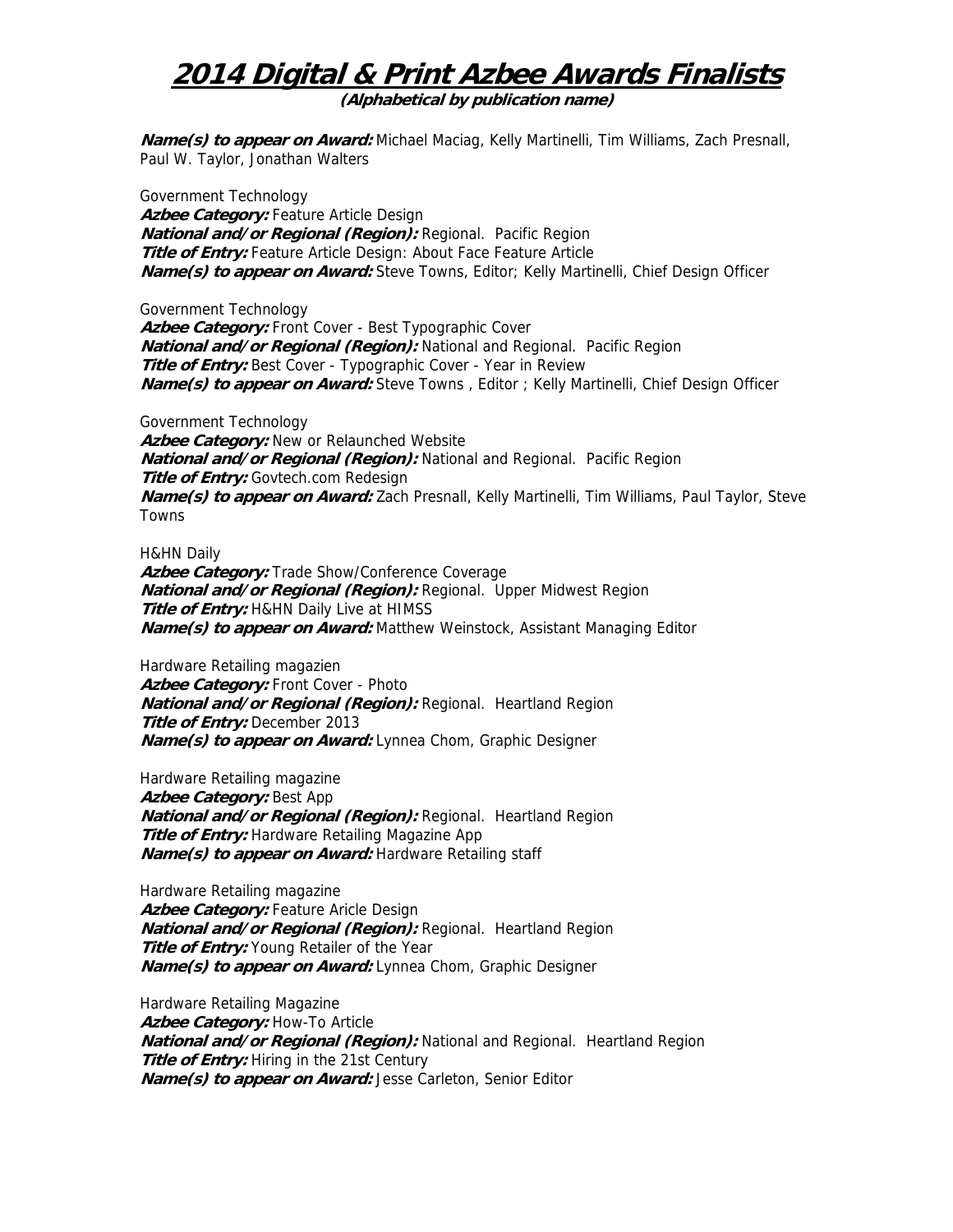# 2014 Digital & Print Azbee Awards Finalists

**(Alphabetical by publication name)**

***Name(s) to appear on Award:*** Michael Maciag, Kelly Martinelli, Tim Williams, Zach Presnall, Paul W. Taylor, Jonathan Walters

Government Technology
***Azbee Category:*** Feature Article Design
***National and/or Regional (Region):*** Regional. Pacific Region
***Title of Entry:*** Feature Article Design: About Face Feature Article
***Name(s) to appear on Award:*** Steve Towns, Editor; Kelly Martinelli, Chief Design Officer

Government Technology
***Azbee Category:*** Front Cover - Best Typographic Cover
***National and/or Regional (Region):*** National and Regional. Pacific Region
***Title of Entry:*** Best Cover - Typographic Cover - Year in Review
***Name(s) to appear on Award:*** Steve Towns , Editor ; Kelly Martinelli, Chief Design Officer

Government Technology
***Azbee Category:*** New or Relaunched Website
***National and/or Regional (Region):*** National and Regional. Pacific Region
***Title of Entry:*** Govtech.com Redesign
***Name(s) to appear on Award:*** Zach Presnall, Kelly Martinelli, Tim Williams, Paul Taylor, Steve Towns

H&HN Daily
***Azbee Category:*** Trade Show/Conference Coverage
***National and/or Regional (Region):*** Regional. Upper Midwest Region
***Title of Entry:*** H&HN Daily Live at HIMSS
***Name(s) to appear on Award:*** Matthew Weinstock, Assistant Managing Editor

Hardware Retailing magazien
***Azbee Category:*** Front Cover - Photo
***National and/or Regional (Region):*** Regional. Heartland Region
***Title of Entry:*** December 2013
***Name(s) to appear on Award:*** Lynnea Chom, Graphic Designer

Hardware Retailing magazine
***Azbee Category:*** Best App
***National and/or Regional (Region):*** Regional. Heartland Region
***Title of Entry:*** Hardware Retailing Magazine App
***Name(s) to appear on Award:*** Hardware Retailing staff

Hardware Retailing magazine
***Azbee Category:*** Feature Aricle Design
***National and/or Regional (Region):*** Regional. Heartland Region
***Title of Entry:*** Young Retailer of the Year
***Name(s) to appear on Award:*** Lynnea Chom, Graphic Designer

Hardware Retailing Magazine
***Azbee Category:*** How-To Article
***National and/or Regional (Region):*** National and Regional. Heartland Region
***Title of Entry:*** Hiring in the 21st Century
***Name(s) to appear on Award:*** Jesse Carleton, Senior Editor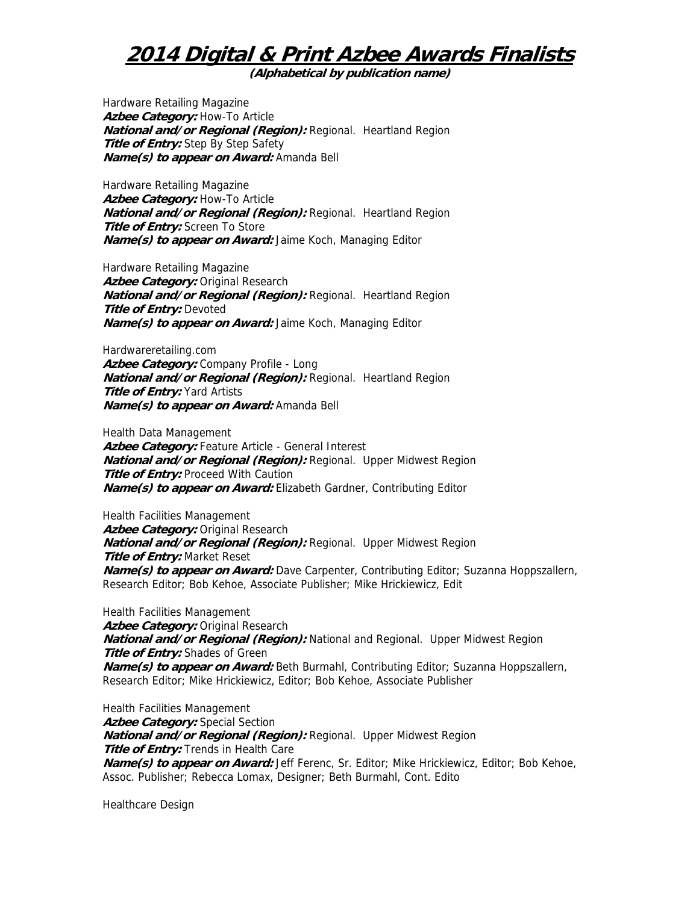# 2014 Digital & Print Azbee Awards Finalists

**(Alphabetical by publication name)**

Hardware Retailing Magazine
***Azbee Category:*** How-To Article
***National and/or Regional (Region):*** Regional. Heartland Region
***Title of Entry:*** Step By Step Safety
***Name(s) to appear on Award:*** Amanda Bell

Hardware Retailing Magazine
***Azbee Category:*** How-To Article
***National and/or Regional (Region):*** Regional. Heartland Region
***Title of Entry:*** Screen To Store
***Name(s) to appear on Award:*** Jaime Koch, Managing Editor

Hardware Retailing Magazine
***Azbee Category:*** Original Research
***National and/or Regional (Region):*** Regional. Heartland Region
***Title of Entry:*** Devoted
***Name(s) to appear on Award:*** Jaime Koch, Managing Editor

Hardwareretailing.com
***Azbee Category:*** Company Profile - Long
***National and/or Regional (Region):*** Regional. Heartland Region
***Title of Entry:*** Yard Artists
***Name(s) to appear on Award:*** Amanda Bell

Health Data Management
***Azbee Category:*** Feature Article - General Interest
***National and/or Regional (Region):*** Regional. Upper Midwest Region
***Title of Entry:*** Proceed With Caution
***Name(s) to appear on Award:*** Elizabeth Gardner, Contributing Editor

Health Facilities Management
***Azbee Category:*** Original Research
***National and/or Regional (Region):*** Regional. Upper Midwest Region
***Title of Entry:*** Market Reset
***Name(s) to appear on Award:*** Dave Carpenter, Contributing Editor; Suzanna Hoppszallern, Research Editor; Bob Kehoe, Associate Publisher; Mike Hrickiewicz, Edit

Health Facilities Management
***Azbee Category:*** Original Research
***National and/or Regional (Region):*** National and Regional. Upper Midwest Region
***Title of Entry:*** Shades of Green
***Name(s) to appear on Award:*** Beth Burmahl, Contributing Editor; Suzanna Hoppszallern, Research Editor; Mike Hrickiewicz, Editor; Bob Kehoe, Associate Publisher

Health Facilities Management
***Azbee Category:*** Special Section
***National and/or Regional (Region):*** Regional. Upper Midwest Region
***Title of Entry:*** Trends in Health Care
***Name(s) to appear on Award:*** Jeff Ferenc, Sr. Editor; Mike Hrickiewicz, Editor; Bob Kehoe, Assoc. Publisher; Rebecca Lomax, Designer; Beth Burmahl, Cont. Edito

Healthcare Design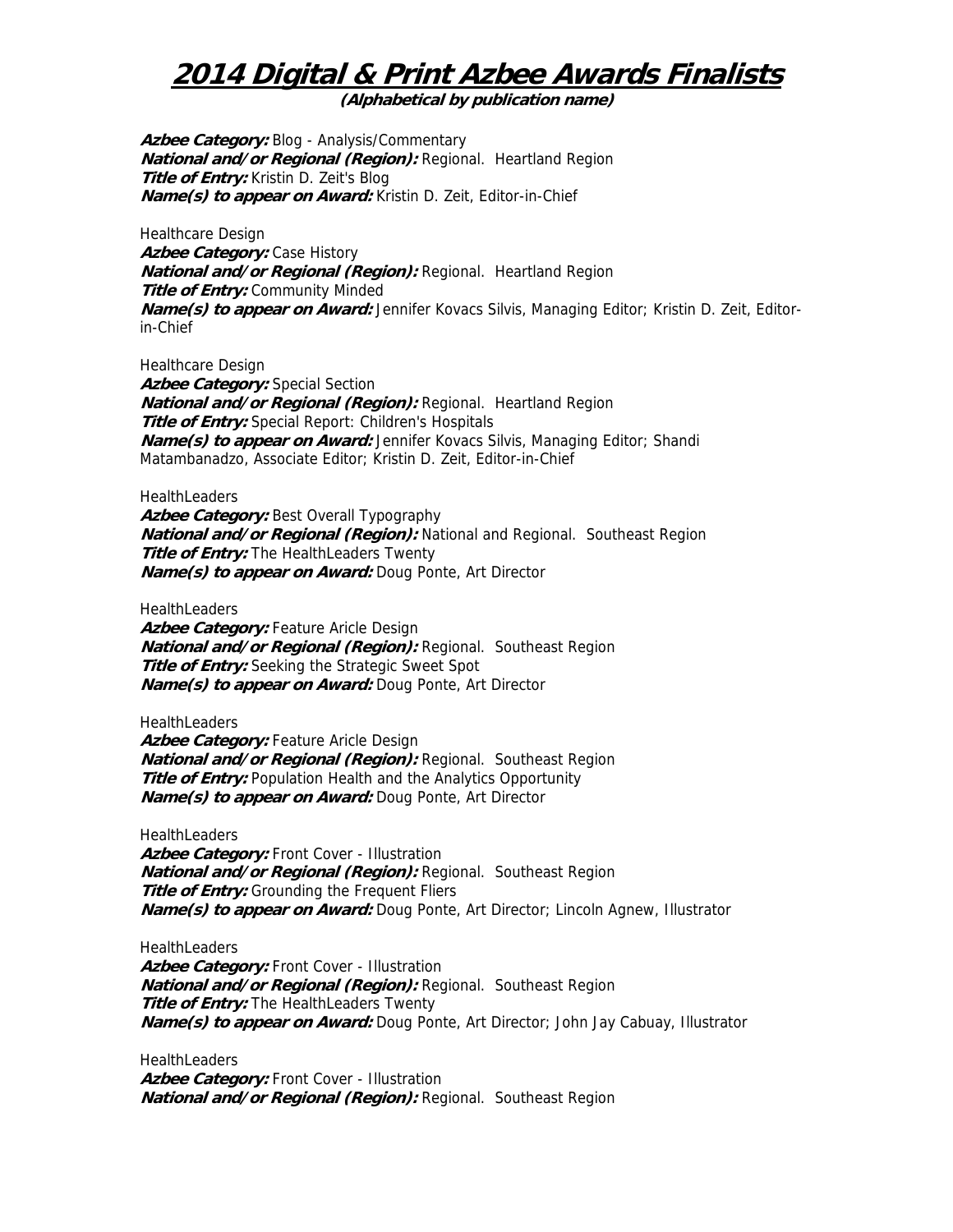# 2014 Digital & Print Azbee Awards Finalists

**(Alphabetical by publication name)**

***Azbee Category:*** Blog - Analysis/Commentary
***National and/or Regional (Region):*** Regional. Heartland Region
***Title of Entry:*** Kristin D. Zeit's Blog
***Name(s) to appear on Award:*** Kristin D. Zeit, Editor-in-Chief

Healthcare Design
***Azbee Category:*** Case History
***National and/or Regional (Region):*** Regional. Heartland Region
***Title of Entry:*** Community Minded
***Name(s) to appear on Award:*** Jennifer Kovacs Silvis, Managing Editor; Kristin D. Zeit, Editor-in-Chief

Healthcare Design
***Azbee Category:*** Special Section
***National and/or Regional (Region):*** Regional. Heartland Region
***Title of Entry:*** Special Report: Children's Hospitals
***Name(s) to appear on Award:*** Jennifer Kovacs Silvis, Managing Editor; Shandi Matambanadzo, Associate Editor; Kristin D. Zeit, Editor-in-Chief

HealthLeaders
***Azbee Category:*** Best Overall Typography
***National and/or Regional (Region):*** National and Regional. Southeast Region
***Title of Entry:*** The HealthLeaders Twenty
***Name(s) to appear on Award:*** Doug Ponte, Art Director

HealthLeaders
***Azbee Category:*** Feature Aricle Design
***National and/or Regional (Region):*** Regional. Southeast Region
***Title of Entry:*** Seeking the Strategic Sweet Spot
***Name(s) to appear on Award:*** Doug Ponte, Art Director

HealthLeaders
***Azbee Category:*** Feature Aricle Design
***National and/or Regional (Region):*** Regional. Southeast Region
***Title of Entry:*** Population Health and the Analytics Opportunity
***Name(s) to appear on Award:*** Doug Ponte, Art Director

HealthLeaders
***Azbee Category:*** Front Cover - Illustration
***National and/or Regional (Region):*** Regional. Southeast Region
***Title of Entry:*** Grounding the Frequent Fliers
***Name(s) to appear on Award:*** Doug Ponte, Art Director; Lincoln Agnew, Illustrator

HealthLeaders
***Azbee Category:*** Front Cover - Illustration
***National and/or Regional (Region):*** Regional. Southeast Region
***Title of Entry:*** The HealthLeaders Twenty
***Name(s) to appear on Award:*** Doug Ponte, Art Director; John Jay Cabuay, Illustrator

HealthLeaders
***Azbee Category:*** Front Cover - Illustration
***National and/or Regional (Region):*** Regional. Southeast Region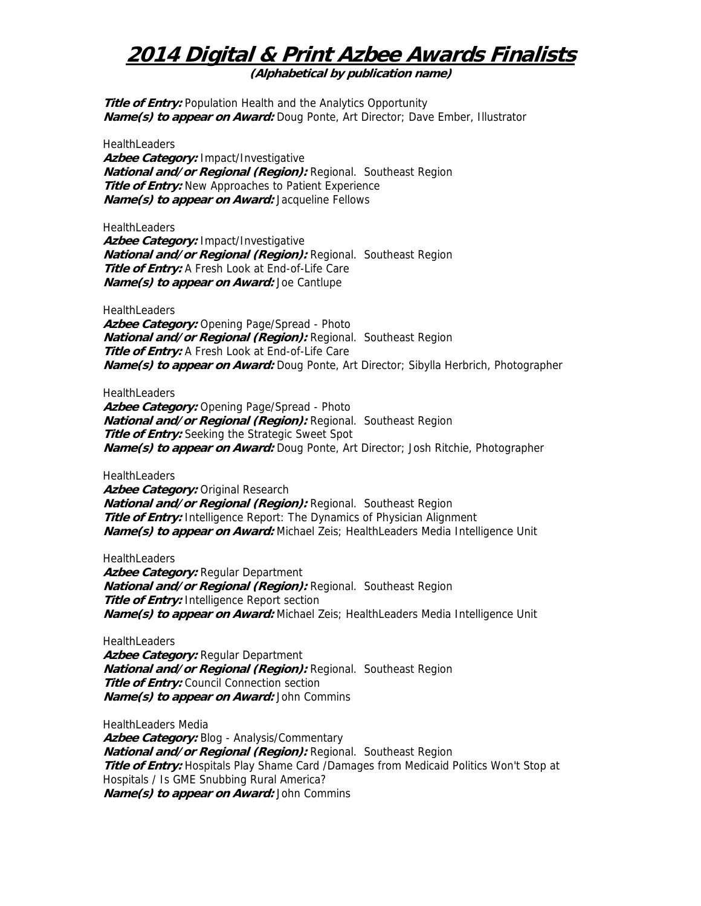# 2014 Digital & Print Azbee Awards Finalists

**(Alphabetical by publication name)**

***Title of Entry:*** Population Health and the Analytics Opportunity
***Name(s) to appear on Award:*** Doug Ponte, Art Director; Dave Ember, Illustrator

HealthLeaders
***Azbee Category:*** Impact/Investigative
***National and/or Regional (Region):*** Regional. Southeast Region
***Title of Entry:*** New Approaches to Patient Experience
***Name(s) to appear on Award:*** Jacqueline Fellows

HealthLeaders
***Azbee Category:*** Impact/Investigative
***National and/or Regional (Region):*** Regional. Southeast Region
***Title of Entry:*** A Fresh Look at End-of-Life Care
***Name(s) to appear on Award:*** Joe Cantlupe

HealthLeaders
***Azbee Category:*** Opening Page/Spread - Photo
***National and/or Regional (Region):*** Regional. Southeast Region
***Title of Entry:*** A Fresh Look at End-of-Life Care
***Name(s) to appear on Award:*** Doug Ponte, Art Director; Sibylla Herbrich, Photographer

HealthLeaders
***Azbee Category:*** Opening Page/Spread - Photo
***National and/or Regional (Region):*** Regional. Southeast Region
***Title of Entry:*** Seeking the Strategic Sweet Spot
***Name(s) to appear on Award:*** Doug Ponte, Art Director; Josh Ritchie, Photographer

HealthLeaders
***Azbee Category:*** Original Research
***National and/or Regional (Region):*** Regional. Southeast Region
***Title of Entry:*** Intelligence Report: The Dynamics of Physician Alignment
***Name(s) to appear on Award:*** Michael Zeis; HealthLeaders Media Intelligence Unit

HealthLeaders
***Azbee Category:*** Regular Department
***National and/or Regional (Region):*** Regional. Southeast Region
***Title of Entry:*** Intelligence Report section
***Name(s) to appear on Award:*** Michael Zeis; HealthLeaders Media Intelligence Unit

HealthLeaders
***Azbee Category:*** Regular Department
***National and/or Regional (Region):*** Regional. Southeast Region
***Title of Entry:*** Council Connection section
***Name(s) to appear on Award:*** John Commins

HealthLeaders Media
***Azbee Category:*** Blog - Analysis/Commentary
***National and/or Regional (Region):*** Regional. Southeast Region
***Title of Entry:*** Hospitals Play Shame Card /Damages from Medicaid Politics Won't Stop at Hospitals / Is GME Snubbing Rural America?
***Name(s) to appear on Award:*** John Commins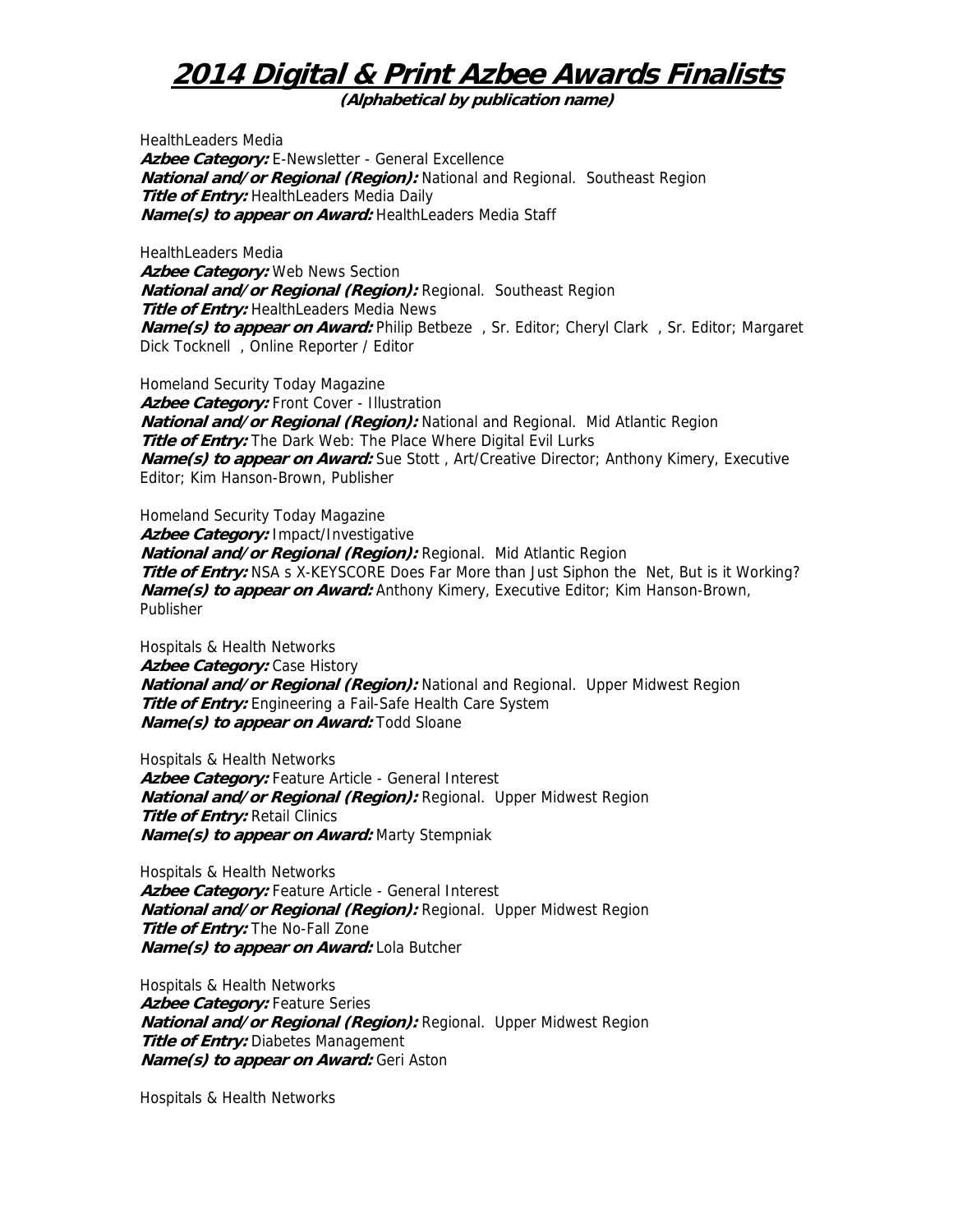# 2014 Digital & Print Azbee Awards Finalists

**(Alphabetical by publication name)**

HealthLeaders Media
***Azbee Category:*** E-Newsletter - General Excellence
***National and/or Regional (Region):*** National and Regional. Southeast Region
***Title of Entry:*** HealthLeaders Media Daily
***Name(s) to appear on Award:*** HealthLeaders Media Staff

HealthLeaders Media
***Azbee Category:*** Web News Section
***National and/or Regional (Region):*** Regional. Southeast Region
***Title of Entry:*** HealthLeaders Media News
***Name(s) to appear on Award:*** Philip Betbeze , Sr. Editor; Cheryl Clark , Sr. Editor; Margaret Dick Tocknell , Online Reporter / Editor

Homeland Security Today Magazine
***Azbee Category:*** Front Cover - Illustration
***National and/or Regional (Region):*** National and Regional. Mid Atlantic Region
***Title of Entry:*** The Dark Web: The Place Where Digital Evil Lurks
***Name(s) to appear on Award:*** Sue Stott , Art/Creative Director; Anthony Kimery, Executive Editor; Kim Hanson-Brown, Publisher

Homeland Security Today Magazine
***Azbee Category:*** Impact/Investigative
***National and/or Regional (Region):*** Regional. Mid Atlantic Region
***Title of Entry:*** NSA s X-KEYSCORE Does Far More than Just Siphon the Net, But is it Working?
***Name(s) to appear on Award:*** Anthony Kimery, Executive Editor; Kim Hanson-Brown, Publisher

Hospitals & Health Networks
***Azbee Category:*** Case History
***National and/or Regional (Region):*** National and Regional. Upper Midwest Region
***Title of Entry:*** Engineering a Fail-Safe Health Care System
***Name(s) to appear on Award:*** Todd Sloane

Hospitals & Health Networks
***Azbee Category:*** Feature Article - General Interest
***National and/or Regional (Region):*** Regional. Upper Midwest Region
***Title of Entry:*** Retail Clinics
***Name(s) to appear on Award:*** Marty Stempniak

Hospitals & Health Networks
***Azbee Category:*** Feature Article - General Interest
***National and/or Regional (Region):*** Regional. Upper Midwest Region
***Title of Entry:*** The No-Fall Zone
***Name(s) to appear on Award:*** Lola Butcher

Hospitals & Health Networks
***Azbee Category:*** Feature Series
***National and/or Regional (Region):*** Regional. Upper Midwest Region
***Title of Entry:*** Diabetes Management
***Name(s) to appear on Award:*** Geri Aston

Hospitals & Health Networks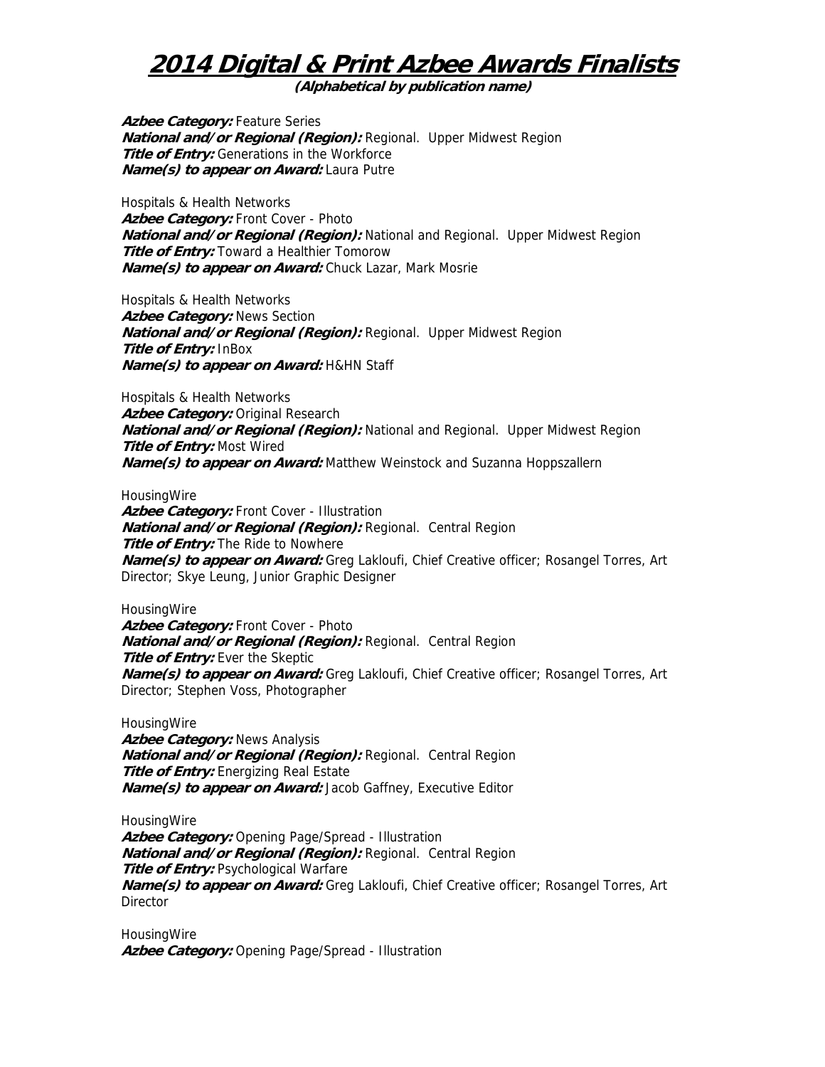# 2014 Digital & Print Azbee Awards Finalists

**(Alphabetical by publication name)**

***Azbee Category:*** Feature Series
***National and/or Regional (Region):*** Regional. Upper Midwest Region
***Title of Entry:*** Generations in the Workforce
***Name(s) to appear on Award:*** Laura Putre

Hospitals & Health Networks
***Azbee Category:*** Front Cover - Photo
***National and/or Regional (Region):*** National and Regional. Upper Midwest Region
***Title of Entry:*** Toward a Healthier Tomorow
***Name(s) to appear on Award:*** Chuck Lazar, Mark Mosrie

Hospitals & Health Networks
***Azbee Category:*** News Section
***National and/or Regional (Region):*** Regional. Upper Midwest Region
***Title of Entry:*** InBox
***Name(s) to appear on Award:*** H&HN Staff

Hospitals & Health Networks
***Azbee Category:*** Original Research
***National and/or Regional (Region):*** National and Regional. Upper Midwest Region
***Title of Entry:*** Most Wired
***Name(s) to appear on Award:*** Matthew Weinstock and Suzanna Hoppszallern

HousingWire
***Azbee Category:*** Front Cover - Illustration
***National and/or Regional (Region):*** Regional. Central Region
***Title of Entry:*** The Ride to Nowhere
***Name(s) to appear on Award:*** Greg Lakloufi, Chief Creative officer; Rosangel Torres, Art Director; Skye Leung, Junior Graphic Designer

HousingWire
***Azbee Category:*** Front Cover - Photo
***National and/or Regional (Region):*** Regional. Central Region
***Title of Entry:*** Ever the Skeptic
***Name(s) to appear on Award:*** Greg Lakloufi, Chief Creative officer; Rosangel Torres, Art Director; Stephen Voss, Photographer

HousingWire
***Azbee Category:*** News Analysis
***National and/or Regional (Region):*** Regional. Central Region
***Title of Entry:*** Energizing Real Estate
***Name(s) to appear on Award:*** Jacob Gaffney, Executive Editor

HousingWire
***Azbee Category:*** Opening Page/Spread - Illustration
***National and/or Regional (Region):*** Regional. Central Region
***Title of Entry:*** Psychological Warfare
***Name(s) to appear on Award:*** Greg Lakloufi, Chief Creative officer; Rosangel Torres, Art Director

HousingWire
***Azbee Category:*** Opening Page/Spread - Illustration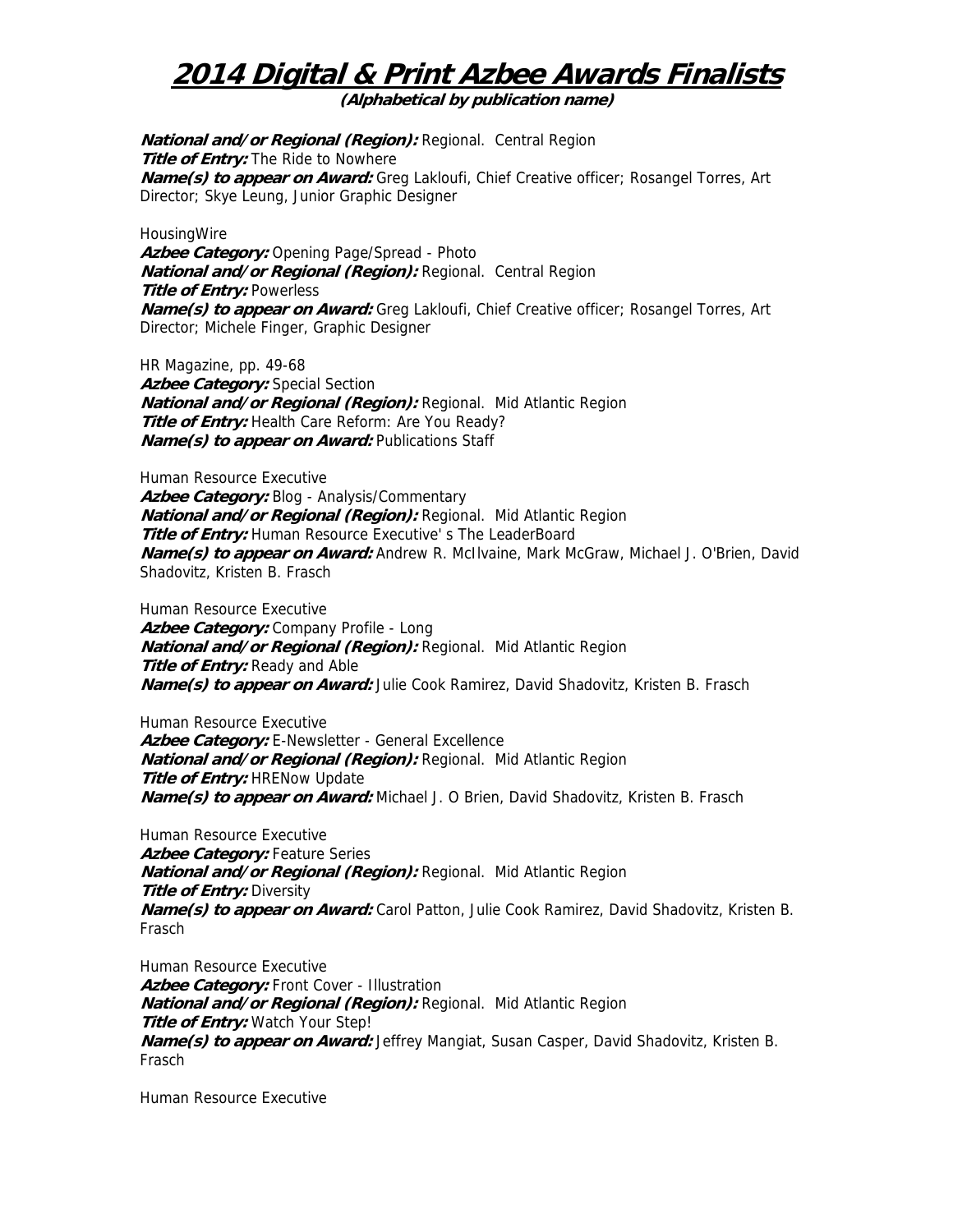# 2014 Digital & Print Azbee Awards Finalists

**(Alphabetical by publication name)**

***National and/or Regional (Region):*** Regional. Central Region
***Title of Entry:*** The Ride to Nowhere
***Name(s) to appear on Award:*** Greg Lakloufi, Chief Creative officer; Rosangel Torres, Art Director; Skye Leung, Junior Graphic Designer

HousingWire
***Azbee Category:*** Opening Page/Spread - Photo
***National and/or Regional (Region):*** Regional. Central Region
***Title of Entry:*** Powerless
***Name(s) to appear on Award:*** Greg Lakloufi, Chief Creative officer; Rosangel Torres, Art Director; Michele Finger, Graphic Designer

HR Magazine, pp. 49-68
***Azbee Category:*** Special Section
***National and/or Regional (Region):*** Regional. Mid Atlantic Region
***Title of Entry:*** Health Care Reform: Are You Ready?
***Name(s) to appear on Award:*** Publications Staff

Human Resource Executive
***Azbee Category:*** Blog - Analysis/Commentary
***National and/or Regional (Region):*** Regional. Mid Atlantic Region
***Title of Entry:*** Human Resource Executive' s The LeaderBoard
***Name(s) to appear on Award:*** Andrew R. McIlvaine, Mark McGraw, Michael J. O'Brien, David Shadovitz, Kristen B. Frasch

Human Resource Executive
***Azbee Category:*** Company Profile - Long
***National and/or Regional (Region):*** Regional. Mid Atlantic Region
***Title of Entry:*** Ready and Able
***Name(s) to appear on Award:*** Julie Cook Ramirez, David Shadovitz, Kristen B. Frasch

Human Resource Executive
***Azbee Category:*** E-Newsletter - General Excellence
***National and/or Regional (Region):*** Regional. Mid Atlantic Region
***Title of Entry:*** HRENow Update
***Name(s) to appear on Award:*** Michael J. O Brien, David Shadovitz, Kristen B. Frasch

Human Resource Executive
***Azbee Category:*** Feature Series
***National and/or Regional (Region):*** Regional. Mid Atlantic Region
***Title of Entry:*** Diversity
***Name(s) to appear on Award:*** Carol Patton, Julie Cook Ramirez, David Shadovitz, Kristen B. Frasch

Human Resource Executive
***Azbee Category:*** Front Cover - Illustration
***National and/or Regional (Region):*** Regional. Mid Atlantic Region
***Title of Entry:*** Watch Your Step!
***Name(s) to appear on Award:*** Jeffrey Mangiat, Susan Casper, David Shadovitz, Kristen B. Frasch

Human Resource Executive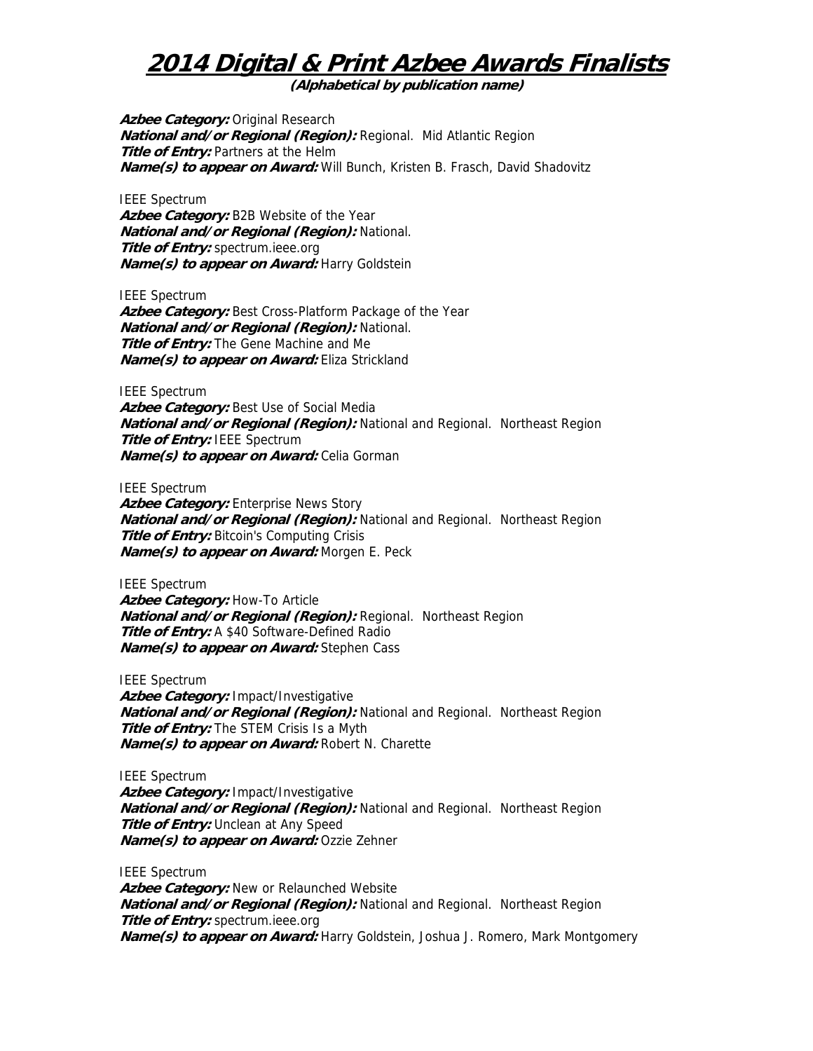# 2014 Digital & Print Azbee Awards Finalists

**(Alphabetical by publication name)**

***Azbee Category:*** Original Research
***National and/or Regional (Region):*** Regional.  Mid Atlantic Region
***Title of Entry:*** Partners at the Helm
***Name(s) to appear on Award:*** Will Bunch, Kristen B. Frasch, David Shadovitz

IEEE Spectrum
***Azbee Category:*** B2B Website of the Year
***National and/or Regional (Region):*** National.
***Title of Entry:*** spectrum.ieee.org
***Name(s) to appear on Award:*** Harry Goldstein

IEEE Spectrum
***Azbee Category:*** Best Cross-Platform Package of the Year
***National and/or Regional (Region):*** National.
***Title of Entry:*** The Gene Machine and Me
***Name(s) to appear on Award:*** Eliza Strickland

IEEE Spectrum
***Azbee Category:*** Best Use of Social Media
***National and/or Regional (Region):*** National and Regional.  Northeast Region
***Title of Entry:*** IEEE Spectrum
***Name(s) to appear on Award:*** Celia Gorman

IEEE Spectrum
***Azbee Category:*** Enterprise News Story
***National and/or Regional (Region):*** National and Regional.  Northeast Region
***Title of Entry:*** Bitcoin's Computing Crisis
***Name(s) to appear on Award:*** Morgen E. Peck

IEEE Spectrum
***Azbee Category:*** How-To Article
***National and/or Regional (Region):*** Regional.  Northeast Region
***Title of Entry:*** A $40 Software-Defined Radio
***Name(s) to appear on Award:*** Stephen Cass

IEEE Spectrum
***Azbee Category:*** Impact/Investigative
***National and/or Regional (Region):*** National and Regional.  Northeast Region
***Title of Entry:*** The STEM Crisis Is a Myth
***Name(s) to appear on Award:*** Robert N. Charette

IEEE Spectrum
***Azbee Category:*** Impact/Investigative
***National and/or Regional (Region):*** National and Regional.  Northeast Region
***Title of Entry:*** Unclean at Any Speed
***Name(s) to appear on Award:*** Ozzie Zehner

IEEE Spectrum
***Azbee Category:*** New or Relaunched Website
***National and/or Regional (Region):*** National and Regional.  Northeast Region
***Title of Entry:*** spectrum.ieee.org
***Name(s) to appear on Award:*** Harry Goldstein, Joshua J. Romero, Mark Montgomery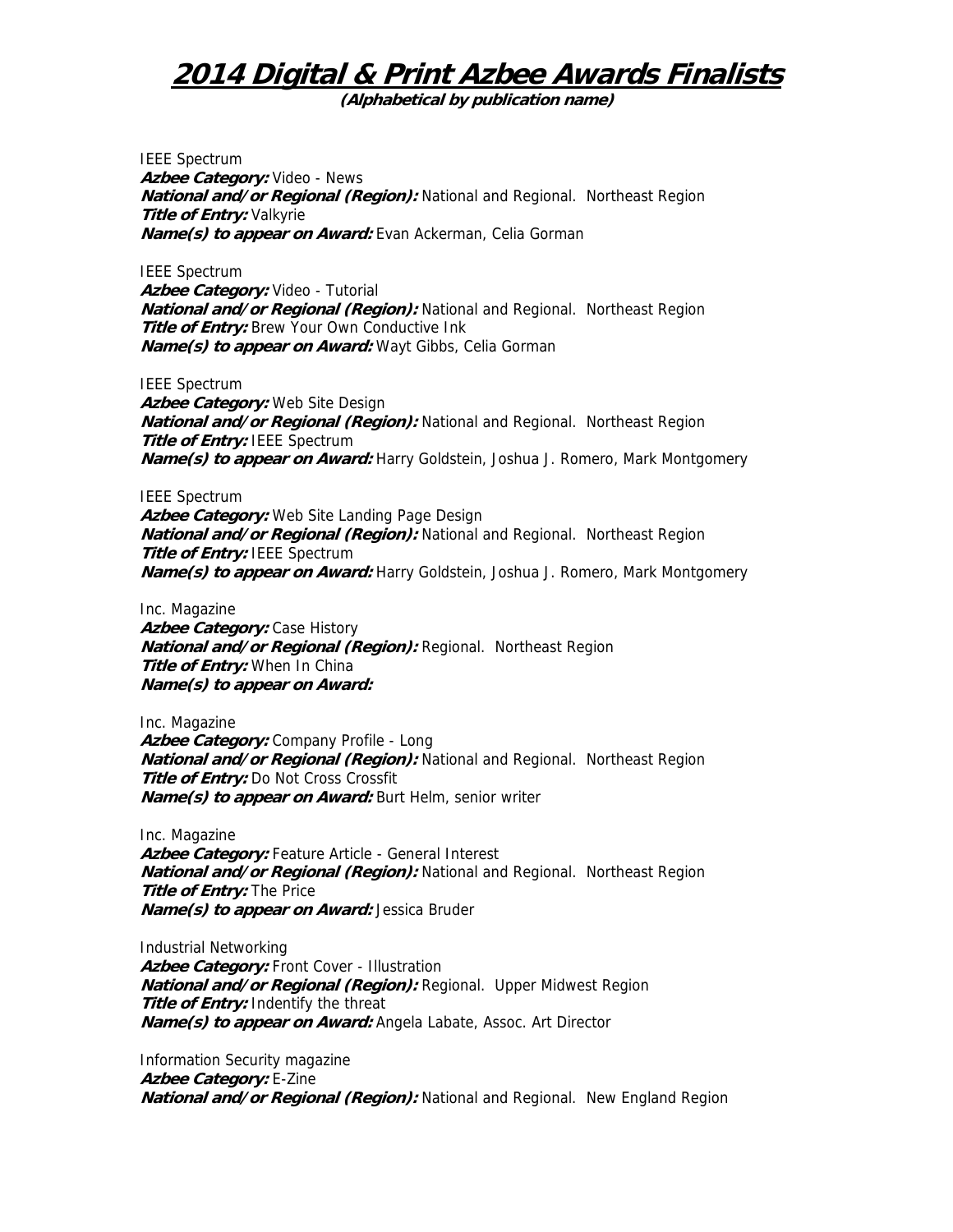# 2014 Digital & Print Azbee Awards Finalists

**(Alphabetical by publication name)**

IEEE Spectrum
***Azbee Category:*** Video - News
***National and/or Regional (Region):*** National and Regional. Northeast Region
***Title of Entry:*** Valkyrie
***Name(s) to appear on Award:*** Evan Ackerman, Celia Gorman

IEEE Spectrum
***Azbee Category:*** Video - Tutorial
***National and/or Regional (Region):*** National and Regional. Northeast Region
***Title of Entry:*** Brew Your Own Conductive Ink
***Name(s) to appear on Award:*** Wayt Gibbs, Celia Gorman

IEEE Spectrum
***Azbee Category:*** Web Site Design
***National and/or Regional (Region):*** National and Regional. Northeast Region
***Title of Entry:*** IEEE Spectrum
***Name(s) to appear on Award:*** Harry Goldstein, Joshua J. Romero, Mark Montgomery

IEEE Spectrum
***Azbee Category:*** Web Site Landing Page Design
***National and/or Regional (Region):*** National and Regional. Northeast Region
***Title of Entry:*** IEEE Spectrum
***Name(s) to appear on Award:*** Harry Goldstein, Joshua J. Romero, Mark Montgomery

Inc. Magazine
***Azbee Category:*** Case History
***National and/or Regional (Region):*** Regional. Northeast Region
***Title of Entry:*** When In China
***Name(s) to appear on Award:***

Inc. Magazine
***Azbee Category:*** Company Profile - Long
***National and/or Regional (Region):*** National and Regional. Northeast Region
***Title of Entry:*** Do Not Cross Crossfit
***Name(s) to appear on Award:*** Burt Helm, senior writer

Inc. Magazine
***Azbee Category:*** Feature Article - General Interest
***National and/or Regional (Region):*** National and Regional. Northeast Region
***Title of Entry:*** The Price
***Name(s) to appear on Award:*** Jessica Bruder

Industrial Networking
***Azbee Category:*** Front Cover - Illustration
***National and/or Regional (Region):*** Regional. Upper Midwest Region
***Title of Entry:*** Indentify the threat
***Name(s) to appear on Award:*** Angela Labate, Assoc. Art Director

Information Security magazine
***Azbee Category:*** E-Zine
***National and/or Regional (Region):*** National and Regional. New England Region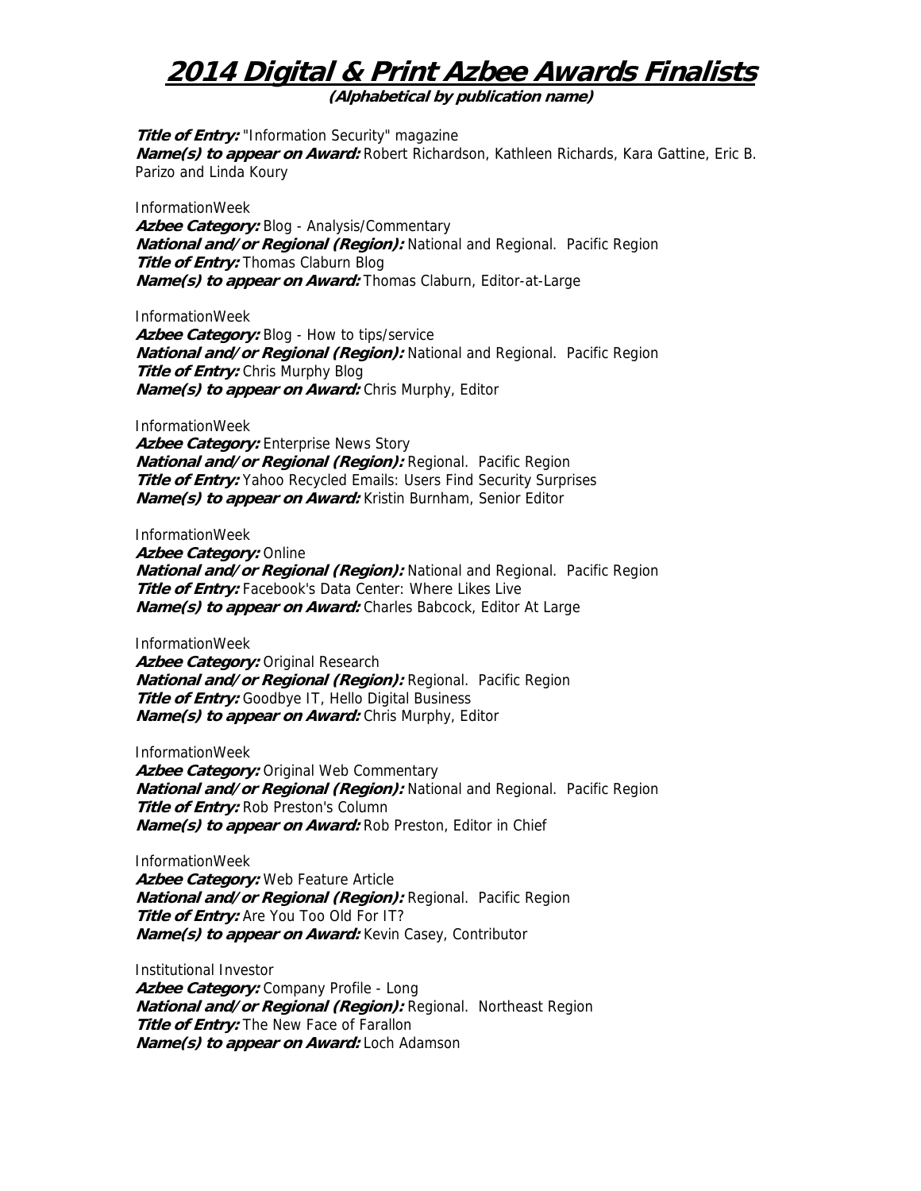# 2014 Digital & Print Azbee Awards Finalists

**(Alphabetical by publication name)**

***Title of Entry:*** "Information Security" magazine
***Name(s) to appear on Award:*** Robert Richardson, Kathleen Richards, Kara Gattine, Eric B. Parizo and Linda Koury

InformationWeek
***Azbee Category:*** Blog - Analysis/Commentary
***National and/or Regional (Region):*** National and Regional. Pacific Region
***Title of Entry:*** Thomas Claburn Blog
***Name(s) to appear on Award:*** Thomas Claburn, Editor-at-Large

InformationWeek
***Azbee Category:*** Blog - How to tips/service
***National and/or Regional (Region):*** National and Regional. Pacific Region
***Title of Entry:*** Chris Murphy Blog
***Name(s) to appear on Award:*** Chris Murphy, Editor

InformationWeek
***Azbee Category:*** Enterprise News Story
***National and/or Regional (Region):*** Regional. Pacific Region
***Title of Entry:*** Yahoo Recycled Emails: Users Find Security Surprises
***Name(s) to appear on Award:*** Kristin Burnham, Senior Editor

InformationWeek
***Azbee Category:*** Online
***National and/or Regional (Region):*** National and Regional. Pacific Region
***Title of Entry:*** Facebook's Data Center: Where Likes Live
***Name(s) to appear on Award:*** Charles Babcock, Editor At Large

InformationWeek
***Azbee Category:*** Original Research
***National and/or Regional (Region):*** Regional. Pacific Region
***Title of Entry:*** Goodbye IT, Hello Digital Business
***Name(s) to appear on Award:*** Chris Murphy, Editor

InformationWeek
***Azbee Category:*** Original Web Commentary
***National and/or Regional (Region):*** National and Regional. Pacific Region
***Title of Entry:*** Rob Preston's Column
***Name(s) to appear on Award:*** Rob Preston, Editor in Chief

InformationWeek
***Azbee Category:*** Web Feature Article
***National and/or Regional (Region):*** Regional. Pacific Region
***Title of Entry:*** Are You Too Old For IT?
***Name(s) to appear on Award:*** Kevin Casey, Contributor

Institutional Investor
***Azbee Category:*** Company Profile - Long
***National and/or Regional (Region):*** Regional. Northeast Region
***Title of Entry:*** The New Face of Farallon
***Name(s) to appear on Award:*** Loch Adamson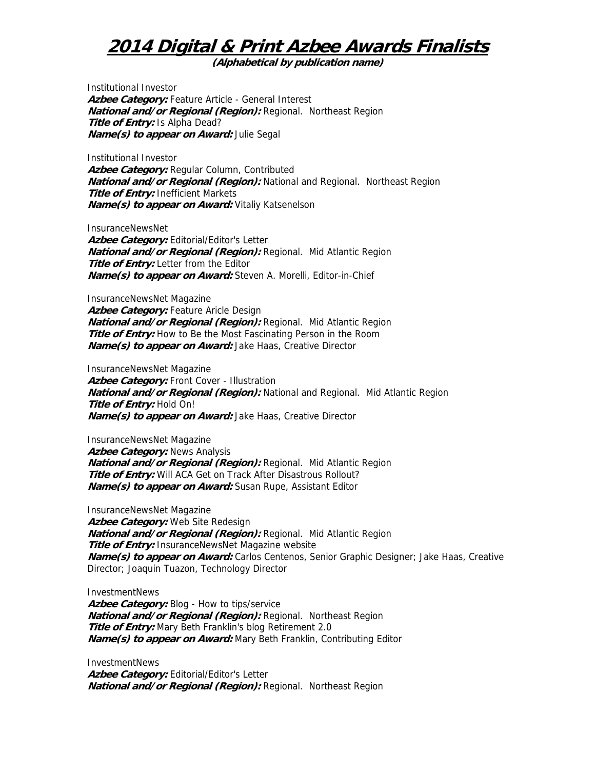# 2014 Digital & Print Azbee Awards Finalists

**(Alphabetical by publication name)**

Institutional Investor
***Azbee Category:*** Feature Article - General Interest
***National and/or Regional (Region):*** Regional. Northeast Region
***Title of Entry:*** Is Alpha Dead?
***Name(s) to appear on Award:*** Julie Segal

Institutional Investor
***Azbee Category:*** Regular Column, Contributed
***National and/or Regional (Region):*** National and Regional. Northeast Region
***Title of Entry:*** Inefficient Markets
***Name(s) to appear on Award:*** Vitaliy Katsenelson

InsuranceNewsNet
***Azbee Category:*** Editorial/Editor's Letter
***National and/or Regional (Region):*** Regional. Mid Atlantic Region
***Title of Entry:*** Letter from the Editor
***Name(s) to appear on Award:*** Steven A. Morelli, Editor-in-Chief

InsuranceNewsNet Magazine
***Azbee Category:*** Feature Aricle Design
***National and/or Regional (Region):*** Regional. Mid Atlantic Region
***Title of Entry:*** How to Be the Most Fascinating Person in the Room
***Name(s) to appear on Award:*** Jake Haas, Creative Director

InsuranceNewsNet Magazine
***Azbee Category:*** Front Cover - Illustration
***National and/or Regional (Region):*** National and Regional. Mid Atlantic Region
***Title of Entry:*** Hold On!
***Name(s) to appear on Award:*** Jake Haas, Creative Director

InsuranceNewsNet Magazine
***Azbee Category:*** News Analysis
***National and/or Regional (Region):*** Regional. Mid Atlantic Region
***Title of Entry:*** Will ACA Get on Track After Disastrous Rollout?
***Name(s) to appear on Award:*** Susan Rupe, Assistant Editor

InsuranceNewsNet Magazine
***Azbee Category:*** Web Site Redesign
***National and/or Regional (Region):*** Regional. Mid Atlantic Region
***Title of Entry:*** InsuranceNewsNet Magazine website
***Name(s) to appear on Award:*** Carlos Centenos, Senior Graphic Designer; Jake Haas, Creative Director; Joaquin Tuazon, Technology Director

InvestmentNews
***Azbee Category:*** Blog - How to tips/service
***National and/or Regional (Region):*** Regional. Northeast Region
***Title of Entry:*** Mary Beth Franklin's blog Retirement 2.0
***Name(s) to appear on Award:*** Mary Beth Franklin, Contributing Editor

InvestmentNews
***Azbee Category:*** Editorial/Editor's Letter
***National and/or Regional (Region):*** Regional. Northeast Region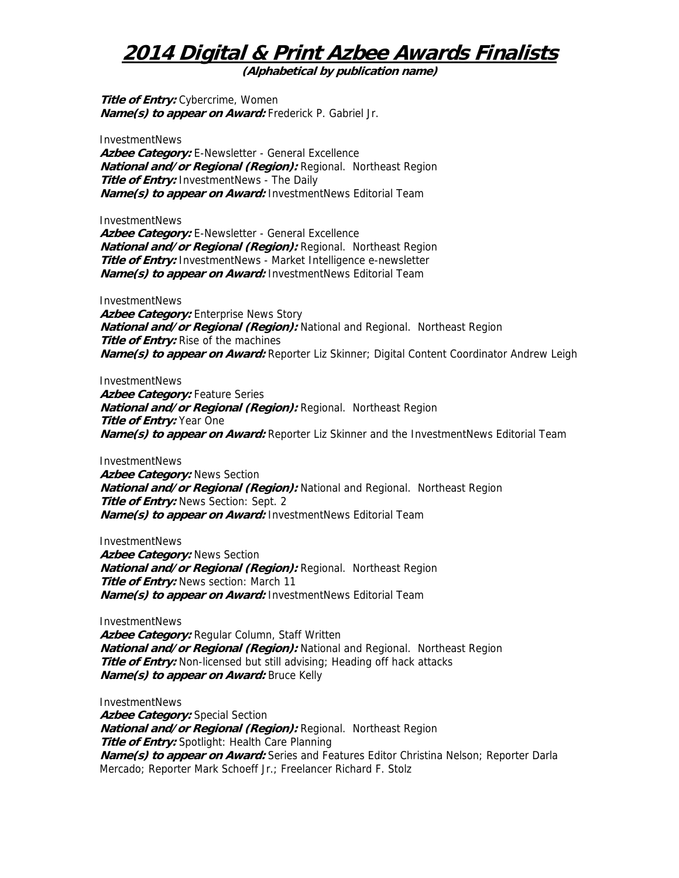# 2014 Digital & Print Azbee Awards Finalists

**(Alphabetical by publication name)**

***Title of Entry:*** Cybercrime, Women
***Name(s) to appear on Award:*** Frederick P. Gabriel Jr.

InvestmentNews
***Azbee Category:*** E-Newsletter - General Excellence
***National and/or Regional (Region):*** Regional. Northeast Region
***Title of Entry:*** InvestmentNews - The Daily
***Name(s) to appear on Award:*** InvestmentNews Editorial Team

InvestmentNews
***Azbee Category:*** E-Newsletter - General Excellence
***National and/or Regional (Region):*** Regional. Northeast Region
***Title of Entry:*** InvestmentNews - Market Intelligence e-newsletter
***Name(s) to appear on Award:*** InvestmentNews Editorial Team

InvestmentNews
***Azbee Category:*** Enterprise News Story
***National and/or Regional (Region):*** National and Regional. Northeast Region
***Title of Entry:*** Rise of the machines
***Name(s) to appear on Award:*** Reporter Liz Skinner; Digital Content Coordinator Andrew Leigh

InvestmentNews
***Azbee Category:*** Feature Series
***National and/or Regional (Region):*** Regional. Northeast Region
***Title of Entry:*** Year One
***Name(s) to appear on Award:*** Reporter Liz Skinner and the InvestmentNews Editorial Team

InvestmentNews
***Azbee Category:*** News Section
***National and/or Regional (Region):*** National and Regional. Northeast Region
***Title of Entry:*** News Section: Sept. 2
***Name(s) to appear on Award:*** InvestmentNews Editorial Team

InvestmentNews
***Azbee Category:*** News Section
***National and/or Regional (Region):*** Regional. Northeast Region
***Title of Entry:*** News section: March 11
***Name(s) to appear on Award:*** InvestmentNews Editorial Team

InvestmentNews
***Azbee Category:*** Regular Column, Staff Written
***National and/or Regional (Region):*** National and Regional. Northeast Region
***Title of Entry:*** Non-licensed but still advising; Heading off hack attacks
***Name(s) to appear on Award:*** Bruce Kelly

InvestmentNews
***Azbee Category:*** Special Section
***National and/or Regional (Region):*** Regional. Northeast Region
***Title of Entry:*** Spotlight: Health Care Planning
***Name(s) to appear on Award:*** Series and Features Editor Christina Nelson; Reporter Darla Mercado; Reporter Mark Schoeff Jr.; Freelancer Richard F. Stolz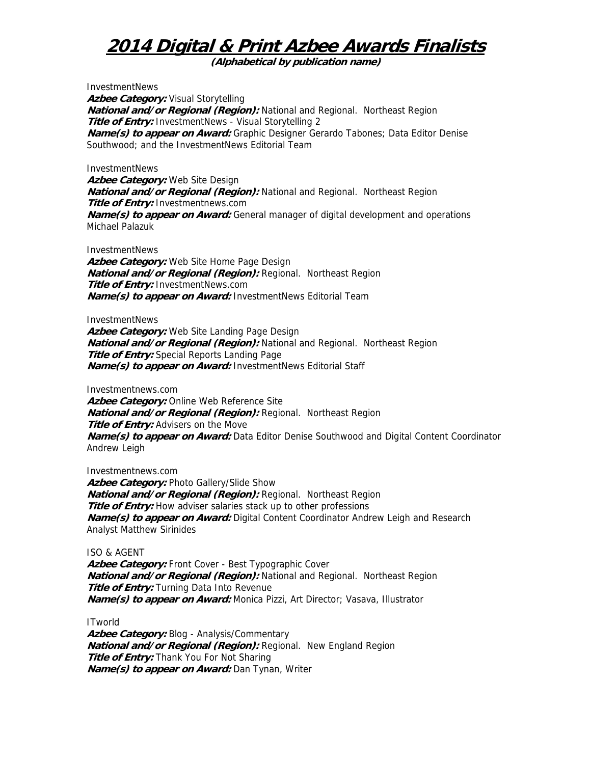# 2014 Digital & Print Azbee Awards Finalists

**(Alphabetical by publication name)**

InvestmentNews
***Azbee Category:*** Visual Storytelling
***National and/or Regional (Region):*** National and Regional. Northeast Region
***Title of Entry:*** InvestmentNews - Visual Storytelling 2
***Name(s) to appear on Award:*** Graphic Designer Gerardo Tabones; Data Editor Denise Southwood; and the InvestmentNews Editorial Team

InvestmentNews
***Azbee Category:*** Web Site Design
***National and/or Regional (Region):*** National and Regional. Northeast Region
***Title of Entry:*** Investmentnews.com
***Name(s) to appear on Award:*** General manager of digital development and operations Michael Palazuk

InvestmentNews
***Azbee Category:*** Web Site Home Page Design
***National and/or Regional (Region):*** Regional. Northeast Region
***Title of Entry:*** InvestmentNews.com
***Name(s) to appear on Award:*** InvestmentNews Editorial Team

InvestmentNews
***Azbee Category:*** Web Site Landing Page Design
***National and/or Regional (Region):*** National and Regional. Northeast Region
***Title of Entry:*** Special Reports Landing Page
***Name(s) to appear on Award:*** InvestmentNews Editorial Staff

Investmentnews.com
***Azbee Category:*** Online Web Reference Site
***National and/or Regional (Region):*** Regional. Northeast Region
***Title of Entry:*** Advisers on the Move
***Name(s) to appear on Award:*** Data Editor Denise Southwood and Digital Content Coordinator Andrew Leigh

Investmentnews.com
***Azbee Category:*** Photo Gallery/Slide Show
***National and/or Regional (Region):*** Regional. Northeast Region
***Title of Entry:*** How adviser salaries stack up to other professions
***Name(s) to appear on Award:*** Digital Content Coordinator Andrew Leigh and Research Analyst Matthew Sirinides

ISO & AGENT
***Azbee Category:*** Front Cover - Best Typographic Cover
***National and/or Regional (Region):*** National and Regional. Northeast Region
***Title of Entry:*** Turning Data Into Revenue
***Name(s) to appear on Award:*** Monica Pizzi, Art Director; Vasava, Illustrator

ITworld
***Azbee Category:*** Blog - Analysis/Commentary
***National and/or Regional (Region):*** Regional. New England Region
***Title of Entry:*** Thank You For Not Sharing
***Name(s) to appear on Award:*** Dan Tynan, Writer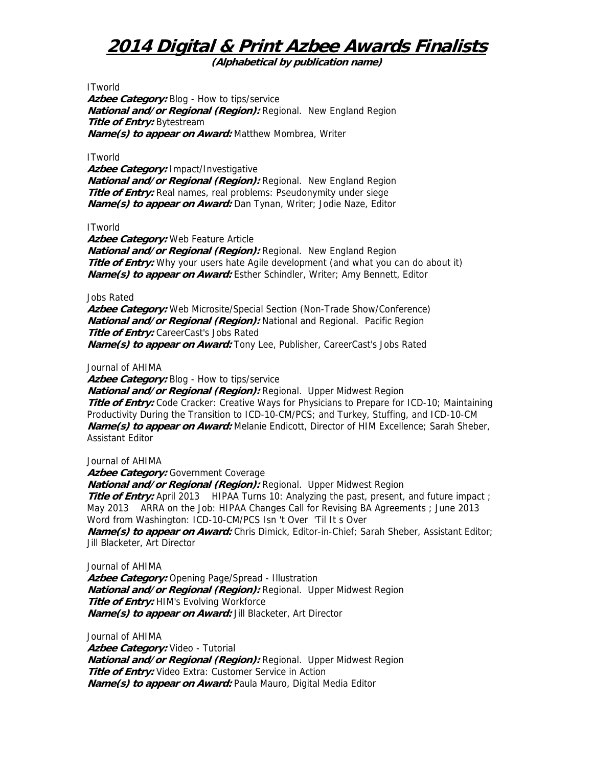# 2014 Digital & Print Azbee Awards Finalists

**(Alphabetical by publication name)**

ITworld
***Azbee Category:*** Blog - How to tips/service
***National and/or Regional (Region):*** Regional. New England Region
***Title of Entry:*** Bytestream
***Name(s) to appear on Award:*** Matthew Mombrea, Writer

ITworld
***Azbee Category:*** Impact/Investigative
***National and/or Regional (Region):*** Regional. New England Region
***Title of Entry:*** Real names, real problems: Pseudonymity under siege
***Name(s) to appear on Award:*** Dan Tynan, Writer; Jodie Naze, Editor

ITworld
***Azbee Category:*** Web Feature Article
***National and/or Regional (Region):*** Regional. New England Region
***Title of Entry:*** Why your users hate Agile development (and what you can do about it)
***Name(s) to appear on Award:*** Esther Schindler, Writer; Amy Bennett, Editor

Jobs Rated
***Azbee Category:*** Web Microsite/Special Section (Non-Trade Show/Conference)
***National and/or Regional (Region):*** National and Regional. Pacific Region
***Title of Entry:*** CareerCast's Jobs Rated
***Name(s) to appear on Award:*** Tony Lee, Publisher, CareerCast's Jobs Rated

Journal of AHIMA
***Azbee Category:*** Blog - How to tips/service
***National and/or Regional (Region):*** Regional. Upper Midwest Region
***Title of Entry:*** Code Cracker: Creative Ways for Physicians to Prepare for ICD-10; Maintaining Productivity During the Transition to ICD-10-CM/PCS; and Turkey, Stuffing, and ICD-10-CM
***Name(s) to appear on Award:*** Melanie Endicott, Director of HIM Excellence; Sarah Sheber, Assistant Editor

Journal of AHIMA
***Azbee Category:*** Government Coverage
***National and/or Regional (Region):*** Regional. Upper Midwest Region
***Title of Entry:*** April 2013 HIPAA Turns 10: Analyzing the past, present, and future impact ; May 2013 ARRA on the Job: HIPAA Changes Call for Revising BA Agreements ; June 2013 Word from Washington: ICD-10-CM/PCS Isn 't Over 'Til It s Over
***Name(s) to appear on Award:*** Chris Dimick, Editor-in-Chief; Sarah Sheber, Assistant Editor; Jill Blacketer, Art Director

Journal of AHIMA
***Azbee Category:*** Opening Page/Spread - Illustration
***National and/or Regional (Region):*** Regional. Upper Midwest Region
***Title of Entry:*** HIM's Evolving Workforce
***Name(s) to appear on Award:*** Jill Blacketer, Art Director

Journal of AHIMA
***Azbee Category:*** Video - Tutorial
***National and/or Regional (Region):*** Regional. Upper Midwest Region
***Title of Entry:*** Video Extra: Customer Service in Action
***Name(s) to appear on Award:*** Paula Mauro, Digital Media Editor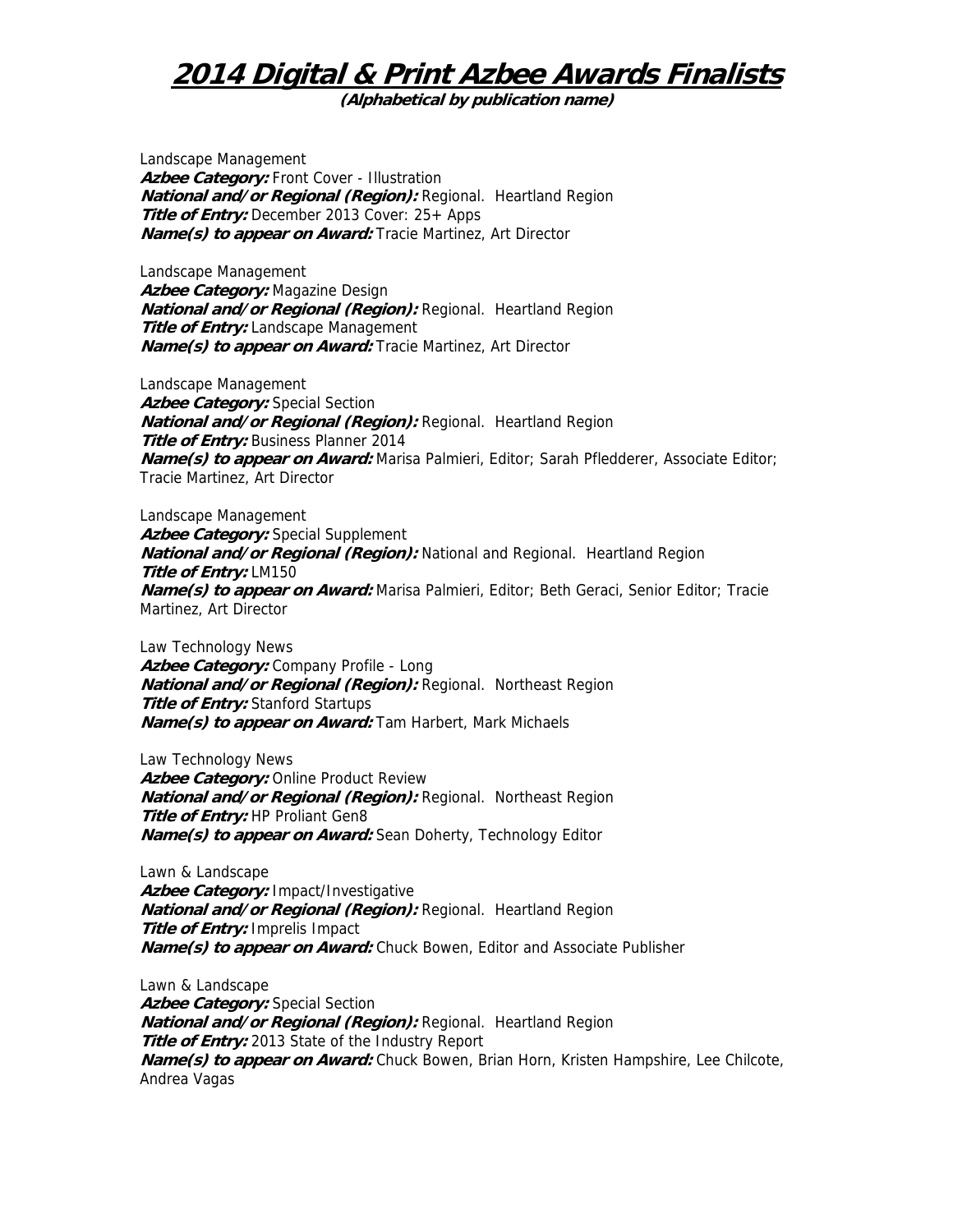# 2014 Digital & Print Azbee Awards Finalists

**(Alphabetical by publication name)**

Landscape Management
***Azbee Category:*** Front Cover - Illustration
***National and/or Regional (Region):*** Regional. Heartland Region
***Title of Entry:*** December 2013 Cover: 25+ Apps
***Name(s) to appear on Award:*** Tracie Martinez, Art Director

Landscape Management
***Azbee Category:*** Magazine Design
***National and/or Regional (Region):*** Regional. Heartland Region
***Title of Entry:*** Landscape Management
***Name(s) to appear on Award:*** Tracie Martinez, Art Director

Landscape Management
***Azbee Category:*** Special Section
***National and/or Regional (Region):*** Regional. Heartland Region
***Title of Entry:*** Business Planner 2014
***Name(s) to appear on Award:*** Marisa Palmieri, Editor; Sarah Pfledderer, Associate Editor; Tracie Martinez, Art Director

Landscape Management
***Azbee Category:*** Special Supplement
***National and/or Regional (Region):*** National and Regional. Heartland Region
***Title of Entry:*** LM150
***Name(s) to appear on Award:*** Marisa Palmieri, Editor; Beth Geraci, Senior Editor; Tracie Martinez, Art Director

Law Technology News
***Azbee Category:*** Company Profile - Long
***National and/or Regional (Region):*** Regional. Northeast Region
***Title of Entry:*** Stanford Startups
***Name(s) to appear on Award:*** Tam Harbert, Mark Michaels

Law Technology News
***Azbee Category:*** Online Product Review
***National and/or Regional (Region):*** Regional. Northeast Region
***Title of Entry:*** HP Proliant Gen8
***Name(s) to appear on Award:*** Sean Doherty, Technology Editor

Lawn & Landscape
***Azbee Category:*** Impact/Investigative
***National and/or Regional (Region):*** Regional. Heartland Region
***Title of Entry:*** Imprelis Impact
***Name(s) to appear on Award:*** Chuck Bowen, Editor and Associate Publisher

Lawn & Landscape
***Azbee Category:*** Special Section
***National and/or Regional (Region):*** Regional. Heartland Region
***Title of Entry:*** 2013 State of the Industry Report
***Name(s) to appear on Award:*** Chuck Bowen, Brian Horn, Kristen Hampshire, Lee Chilcote, Andrea Vagas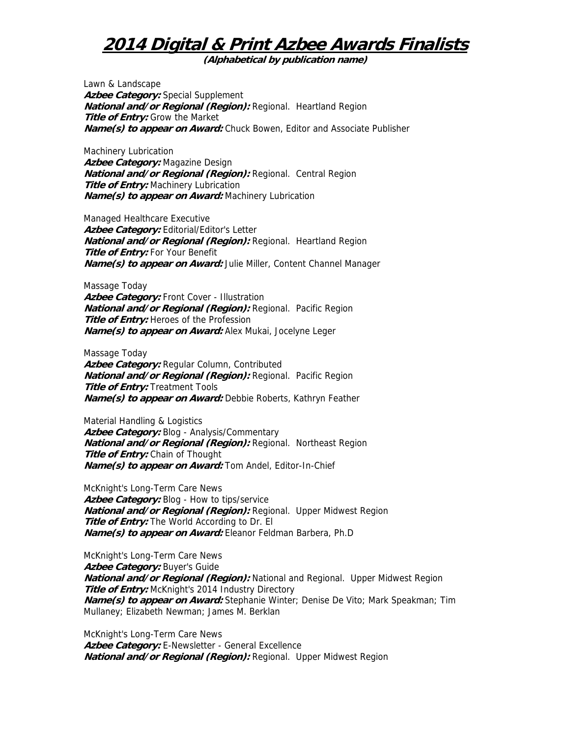# 2014 Digital & Print Azbee Awards Finalists

**(Alphabetical by publication name)**

Lawn & Landscape
***Azbee Category:*** Special Supplement
***National and/or Regional (Region):*** Regional. Heartland Region
***Title of Entry:*** Grow the Market
***Name(s) to appear on Award:*** Chuck Bowen, Editor and Associate Publisher

Machinery Lubrication
***Azbee Category:*** Magazine Design
***National and/or Regional (Region):*** Regional. Central Region
***Title of Entry:*** Machinery Lubrication
***Name(s) to appear on Award:*** Machinery Lubrication

Managed Healthcare Executive
***Azbee Category:*** Editorial/Editor's Letter
***National and/or Regional (Region):*** Regional. Heartland Region
***Title of Entry:*** For Your Benefit
***Name(s) to appear on Award:*** Julie Miller, Content Channel Manager

Massage Today
***Azbee Category:*** Front Cover - Illustration
***National and/or Regional (Region):*** Regional. Pacific Region
***Title of Entry:*** Heroes of the Profession
***Name(s) to appear on Award:*** Alex Mukai, Jocelyne Leger

Massage Today
***Azbee Category:*** Regular Column, Contributed
***National and/or Regional (Region):*** Regional. Pacific Region
***Title of Entry:*** Treatment Tools
***Name(s) to appear on Award:*** Debbie Roberts, Kathryn Feather

Material Handling & Logistics
***Azbee Category:*** Blog - Analysis/Commentary
***National and/or Regional (Region):*** Regional. Northeast Region
***Title of Entry:*** Chain of Thought
***Name(s) to appear on Award:*** Tom Andel, Editor-In-Chief

McKnight's Long-Term Care News
***Azbee Category:*** Blog - How to tips/service
***National and/or Regional (Region):*** Regional. Upper Midwest Region
***Title of Entry:*** The World According to Dr. El
***Name(s) to appear on Award:*** Eleanor Feldman Barbera, Ph.D

McKnight's Long-Term Care News
***Azbee Category:*** Buyer's Guide
***National and/or Regional (Region):*** National and Regional. Upper Midwest Region
***Title of Entry:*** McKnight's 2014 Industry Directory
***Name(s) to appear on Award:*** Stephanie Winter; Denise De Vito; Mark Speakman; Tim Mullaney; Elizabeth Newman; James M. Berklan

McKnight's Long-Term Care News
***Azbee Category:*** E-Newsletter - General Excellence
***National and/or Regional (Region):*** Regional. Upper Midwest Region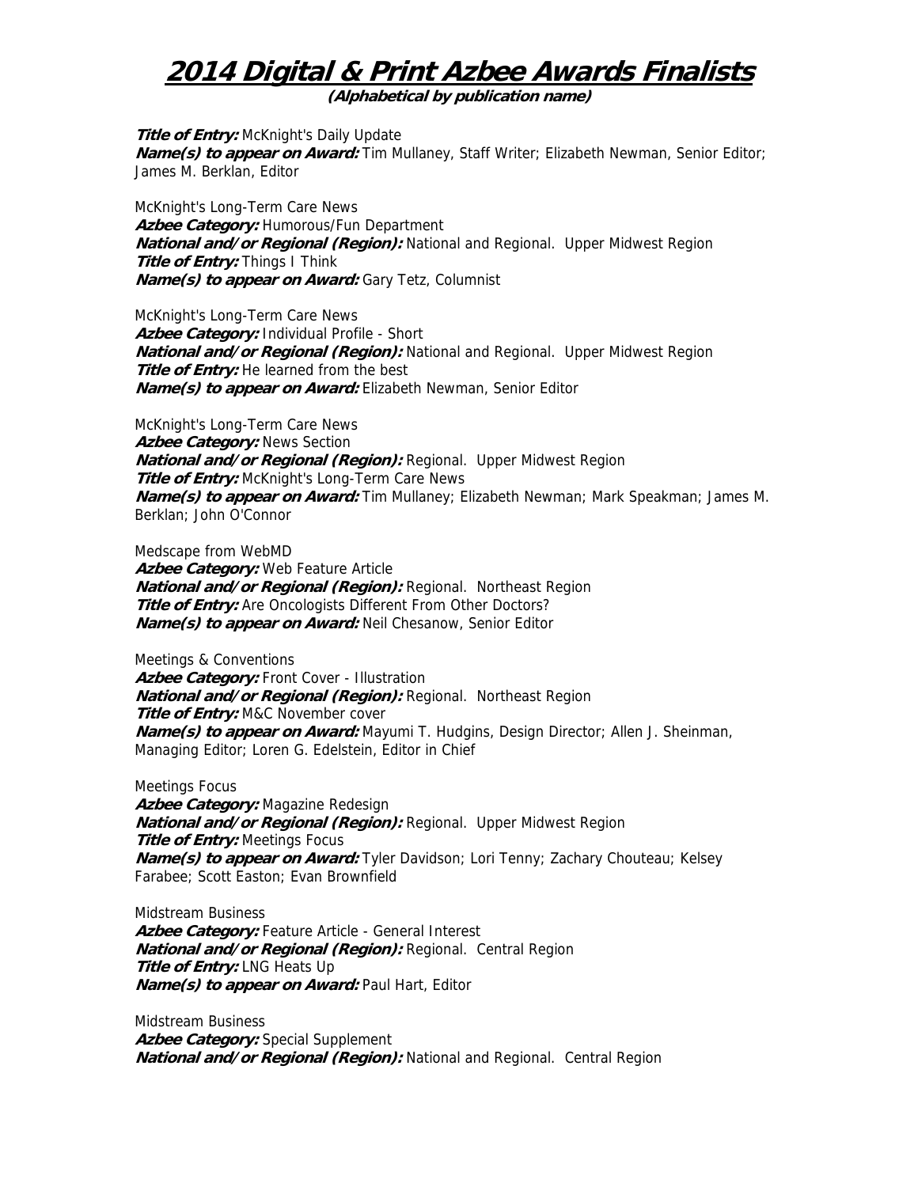# 2014 Digital & Print Azbee Awards Finalists

**(Alphabetical by publication name)**

***Title of Entry:*** McKnight's Daily Update
***Name(s) to appear on Award:*** Tim Mullaney, Staff Writer; Elizabeth Newman, Senior Editor; James M. Berklan, Editor

McKnight's Long-Term Care News
***Azbee Category:*** Humorous/Fun Department
***National and/or Regional (Region):*** National and Regional. Upper Midwest Region
***Title of Entry:*** Things I Think
***Name(s) to appear on Award:*** Gary Tetz, Columnist

McKnight's Long-Term Care News
***Azbee Category:*** Individual Profile - Short
***National and/or Regional (Region):*** National and Regional. Upper Midwest Region
***Title of Entry:*** He learned from the best
***Name(s) to appear on Award:*** Elizabeth Newman, Senior Editor

McKnight's Long-Term Care News
***Azbee Category:*** News Section
***National and/or Regional (Region):*** Regional. Upper Midwest Region
***Title of Entry:*** McKnight's Long-Term Care News
***Name(s) to appear on Award:*** Tim Mullaney; Elizabeth Newman; Mark Speakman; James M. Berklan; John O'Connor

Medscape from WebMD
***Azbee Category:*** Web Feature Article
***National and/or Regional (Region):*** Regional. Northeast Region
***Title of Entry:*** Are Oncologists Different From Other Doctors?
***Name(s) to appear on Award:*** Neil Chesanow, Senior Editor

Meetings & Conventions
***Azbee Category:*** Front Cover - Illustration
***National and/or Regional (Region):*** Regional. Northeast Region
***Title of Entry:*** M&C November cover
***Name(s) to appear on Award:*** Mayumi T. Hudgins, Design Director; Allen J. Sheinman, Managing Editor; Loren G. Edelstein, Editor in Chief

Meetings Focus
***Azbee Category:*** Magazine Redesign
***National and/or Regional (Region):*** Regional. Upper Midwest Region
***Title of Entry:*** Meetings Focus
***Name(s) to appear on Award:*** Tyler Davidson; Lori Tenny; Zachary Chouteau; Kelsey Farabee; Scott Easton; Evan Brownfield

Midstream Business
***Azbee Category:*** Feature Article - General Interest
***National and/or Regional (Region):*** Regional. Central Region
***Title of Entry:*** LNG Heats Up
***Name(s) to appear on Award:*** Paul Hart, Editor

Midstream Business
***Azbee Category:*** Special Supplement
***National and/or Regional (Region):*** National and Regional. Central Region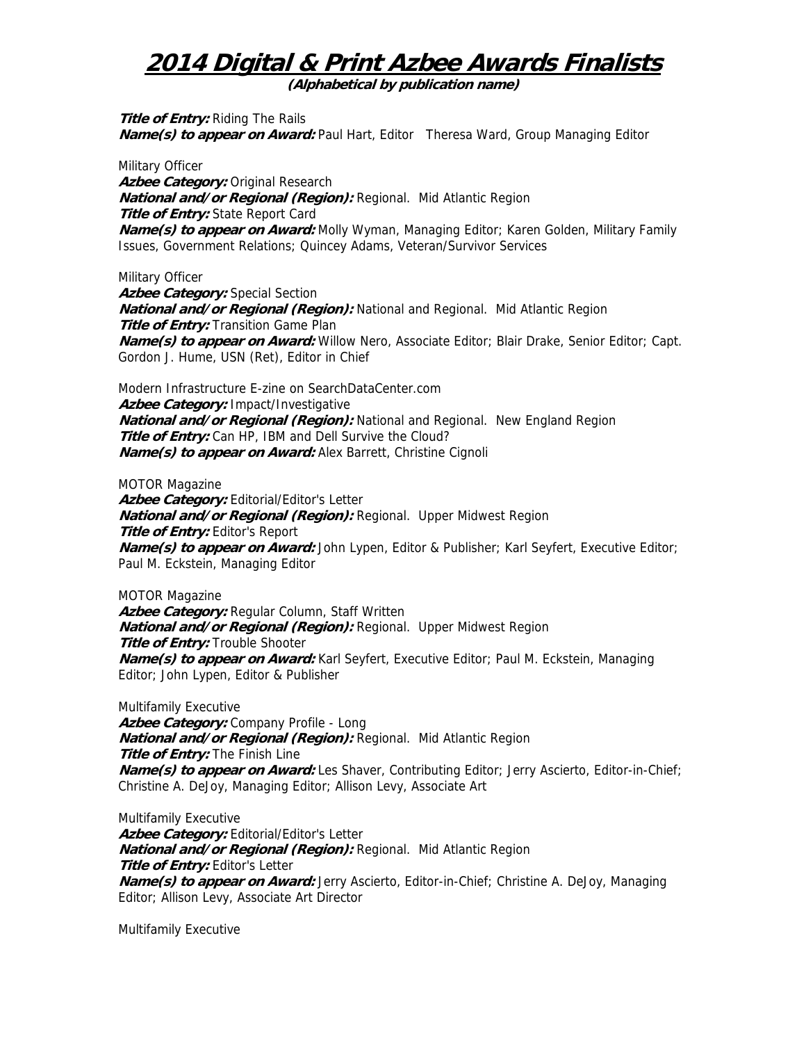# 2014 Digital & Print Azbee Awards Finalists

**(Alphabetical by publication name)**

***Title of Entry:*** Riding The Rails
***Name(s) to appear on Award:*** Paul Hart, Editor Theresa Ward, Group Managing Editor

Military Officer
***Azbee Category:*** Original Research
***National and/or Regional (Region):*** Regional. Mid Atlantic Region
***Title of Entry:*** State Report Card
***Name(s) to appear on Award:*** Molly Wyman, Managing Editor; Karen Golden, Military Family Issues, Government Relations; Quincey Adams, Veteran/Survivor Services

Military Officer
***Azbee Category:*** Special Section
***National and/or Regional (Region):*** National and Regional. Mid Atlantic Region
***Title of Entry:*** Transition Game Plan
***Name(s) to appear on Award:*** Willow Nero, Associate Editor; Blair Drake, Senior Editor; Capt. Gordon J. Hume, USN (Ret), Editor in Chief

Modern Infrastructure E-zine on SearchDataCenter.com
***Azbee Category:*** Impact/Investigative
***National and/or Regional (Region):*** National and Regional. New England Region
***Title of Entry:*** Can HP, IBM and Dell Survive the Cloud?
***Name(s) to appear on Award:*** Alex Barrett, Christine Cignoli

MOTOR Magazine
***Azbee Category:*** Editorial/Editor's Letter
***National and/or Regional (Region):*** Regional. Upper Midwest Region
***Title of Entry:*** Editor's Report
***Name(s) to appear on Award:*** John Lypen, Editor & Publisher; Karl Seyfert, Executive Editor; Paul M. Eckstein, Managing Editor

MOTOR Magazine
***Azbee Category:*** Regular Column, Staff Written
***National and/or Regional (Region):*** Regional. Upper Midwest Region
***Title of Entry:*** Trouble Shooter
***Name(s) to appear on Award:*** Karl Seyfert, Executive Editor; Paul M. Eckstein, Managing Editor; John Lypen, Editor & Publisher

Multifamily Executive
***Azbee Category:*** Company Profile - Long
***National and/or Regional (Region):*** Regional. Mid Atlantic Region
***Title of Entry:*** The Finish Line
***Name(s) to appear on Award:*** Les Shaver, Contributing Editor; Jerry Ascierto, Editor-in-Chief; Christine A. DeJoy, Managing Editor; Allison Levy, Associate Art

Multifamily Executive
***Azbee Category:*** Editorial/Editor's Letter
***National and/or Regional (Region):*** Regional. Mid Atlantic Region
***Title of Entry:*** Editor's Letter
***Name(s) to appear on Award:*** Jerry Ascierto, Editor-in-Chief; Christine A. DeJoy, Managing Editor; Allison Levy, Associate Art Director

Multifamily Executive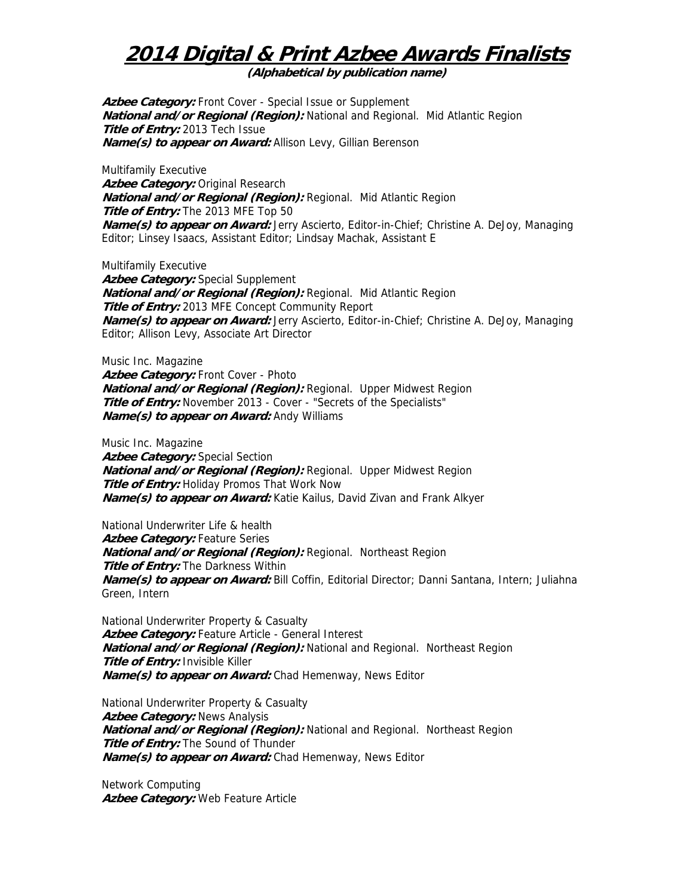# 2014 Digital & Print Azbee Awards Finalists

**(Alphabetical by publication name)**

***Azbee Category:*** Front Cover - Special Issue or Supplement
***National and/or Regional (Region):*** National and Regional. Mid Atlantic Region
***Title of Entry:*** 2013 Tech Issue
***Name(s) to appear on Award:*** Allison Levy, Gillian Berenson

Multifamily Executive
***Azbee Category:*** Original Research
***National and/or Regional (Region):*** Regional. Mid Atlantic Region
***Title of Entry:*** The 2013 MFE Top 50
***Name(s) to appear on Award:*** Jerry Ascierto, Editor-in-Chief; Christine A. DeJoy, Managing Editor; Linsey Isaacs, Assistant Editor; Lindsay Machak, Assistant E

Multifamily Executive
***Azbee Category:*** Special Supplement
***National and/or Regional (Region):*** Regional. Mid Atlantic Region
***Title of Entry:*** 2013 MFE Concept Community Report
***Name(s) to appear on Award:*** Jerry Ascierto, Editor-in-Chief; Christine A. DeJoy, Managing Editor; Allison Levy, Associate Art Director

Music Inc. Magazine
***Azbee Category:*** Front Cover - Photo
***National and/or Regional (Region):*** Regional. Upper Midwest Region
***Title of Entry:*** November 2013 - Cover - "Secrets of the Specialists"
***Name(s) to appear on Award:*** Andy Williams

Music Inc. Magazine
***Azbee Category:*** Special Section
***National and/or Regional (Region):*** Regional. Upper Midwest Region
***Title of Entry:*** Holiday Promos That Work Now
***Name(s) to appear on Award:*** Katie Kailus, David Zivan and Frank Alkyer

National Underwriter Life & health
***Azbee Category:*** Feature Series
***National and/or Regional (Region):*** Regional. Northeast Region
***Title of Entry:*** The Darkness Within
***Name(s) to appear on Award:*** Bill Coffin, Editorial Director; Danni Santana, Intern; Juliahna Green, Intern

National Underwriter Property & Casualty
***Azbee Category:*** Feature Article - General Interest
***National and/or Regional (Region):*** National and Regional. Northeast Region
***Title of Entry:*** Invisible Killer
***Name(s) to appear on Award:*** Chad Hemenway, News Editor

National Underwriter Property & Casualty
***Azbee Category:*** News Analysis
***National and/or Regional (Region):*** National and Regional. Northeast Region
***Title of Entry:*** The Sound of Thunder
***Name(s) to appear on Award:*** Chad Hemenway, News Editor

Network Computing
***Azbee Category:*** Web Feature Article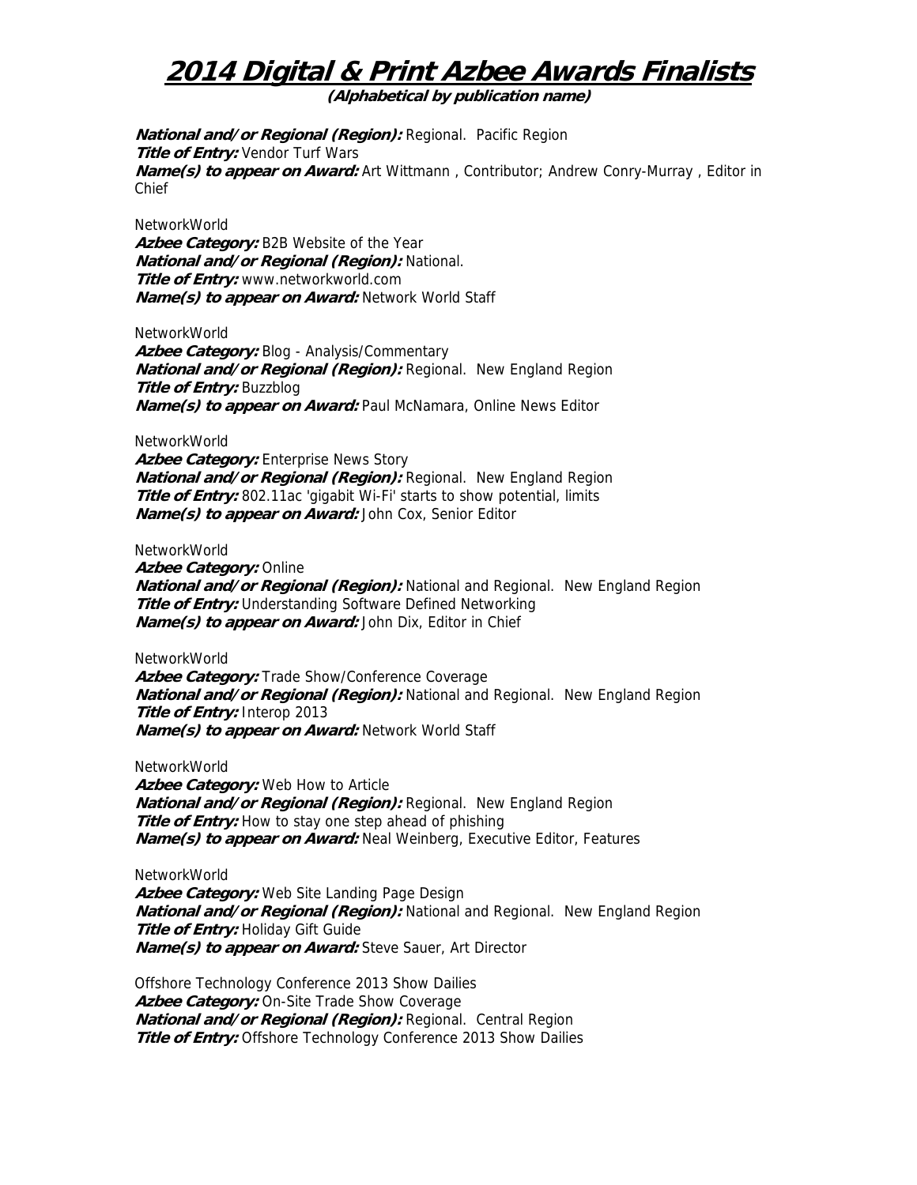# 2014 Digital & Print Azbee Awards Finalists

**(Alphabetical by publication name)**

***National and/or Regional (Region):*** Regional. Pacific Region
***Title of Entry:*** Vendor Turf Wars
***Name(s) to appear on Award:*** Art Wittmann , Contributor; Andrew Conry-Murray , Editor in Chief

NetworkWorld
***Azbee Category:*** B2B Website of the Year
***National and/or Regional (Region):*** National.
***Title of Entry:*** www.networkworld.com
***Name(s) to appear on Award:*** Network World Staff

NetworkWorld
***Azbee Category:*** Blog - Analysis/Commentary
***National and/or Regional (Region):*** Regional. New England Region
***Title of Entry:*** Buzzblog
***Name(s) to appear on Award:*** Paul McNamara, Online News Editor

NetworkWorld
***Azbee Category:*** Enterprise News Story
***National and/or Regional (Region):*** Regional. New England Region
***Title of Entry:*** 802.11ac 'gigabit Wi-Fi' starts to show potential, limits
***Name(s) to appear on Award:*** John Cox, Senior Editor

NetworkWorld
***Azbee Category:*** Online
***National and/or Regional (Region):*** National and Regional. New England Region
***Title of Entry:*** Understanding Software Defined Networking
***Name(s) to appear on Award:*** John Dix, Editor in Chief

NetworkWorld
***Azbee Category:*** Trade Show/Conference Coverage
***National and/or Regional (Region):*** National and Regional. New England Region
***Title of Entry:*** Interop 2013
***Name(s) to appear on Award:*** Network World Staff

NetworkWorld
***Azbee Category:*** Web How to Article
***National and/or Regional (Region):*** Regional. New England Region
***Title of Entry:*** How to stay one step ahead of phishing
***Name(s) to appear on Award:*** Neal Weinberg, Executive Editor, Features

NetworkWorld
***Azbee Category:*** Web Site Landing Page Design
***National and/or Regional (Region):*** National and Regional. New England Region
***Title of Entry:*** Holiday Gift Guide
***Name(s) to appear on Award:*** Steve Sauer, Art Director

Offshore Technology Conference 2013 Show Dailies
***Azbee Category:*** On-Site Trade Show Coverage
***National and/or Regional (Region):*** Regional. Central Region
***Title of Entry:*** Offshore Technology Conference 2013 Show Dailies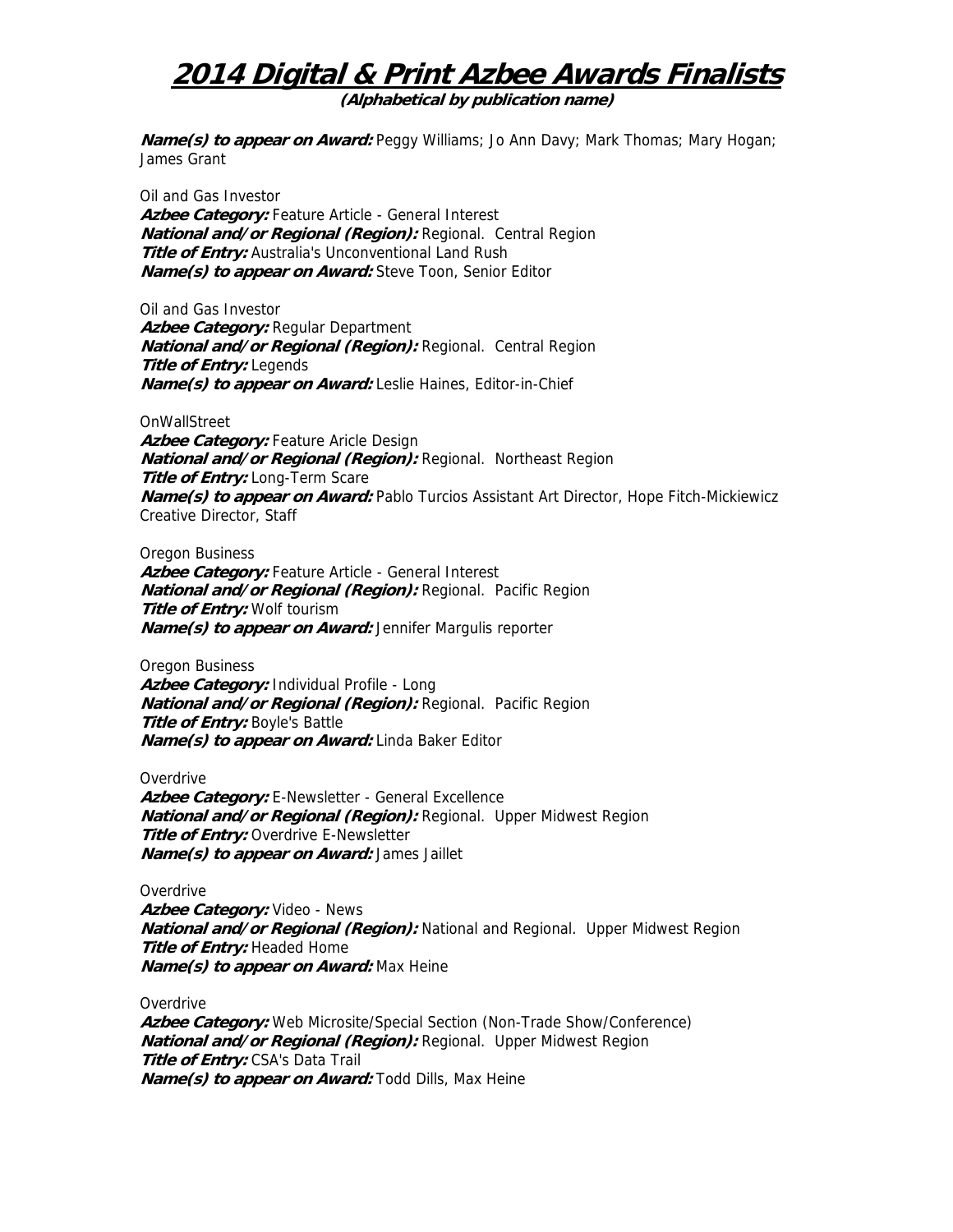# 2014 Digital & Print Azbee Awards Finalists

**(Alphabetical by publication name)**

***Name(s) to appear on Award:*** Peggy Williams; Jo Ann Davy; Mark Thomas; Mary Hogan; James Grant

Oil and Gas Investor
***Azbee Category:*** Feature Article - General Interest
***National and/or Regional (Region):*** Regional. Central Region
***Title of Entry:*** Australia's Unconventional Land Rush
***Name(s) to appear on Award:*** Steve Toon, Senior Editor

Oil and Gas Investor
***Azbee Category:*** Regular Department
***National and/or Regional (Region):*** Regional. Central Region
***Title of Entry:*** Legends
***Name(s) to appear on Award:*** Leslie Haines, Editor-in-Chief

OnWallStreet
***Azbee Category:*** Feature Aricle Design
***National and/or Regional (Region):*** Regional. Northeast Region
***Title of Entry:*** Long-Term Scare
***Name(s) to appear on Award:*** Pablo Turcios Assistant Art Director, Hope Fitch-Mickiewicz Creative Director, Staff

Oregon Business
***Azbee Category:*** Feature Article - General Interest
***National and/or Regional (Region):*** Regional. Pacific Region
***Title of Entry:*** Wolf tourism
***Name(s) to appear on Award:*** Jennifer Margulis reporter

Oregon Business
***Azbee Category:*** Individual Profile - Long
***National and/or Regional (Region):*** Regional. Pacific Region
***Title of Entry:*** Boyle's Battle
***Name(s) to appear on Award:*** Linda Baker Editor

Overdrive
***Azbee Category:*** E-Newsletter - General Excellence
***National and/or Regional (Region):*** Regional. Upper Midwest Region
***Title of Entry:*** Overdrive E-Newsletter
***Name(s) to appear on Award:*** James Jaillet

Overdrive
***Azbee Category:*** Video - News
***National and/or Regional (Region):*** National and Regional. Upper Midwest Region
***Title of Entry:*** Headed Home
***Name(s) to appear on Award:*** Max Heine

Overdrive
***Azbee Category:*** Web Microsite/Special Section (Non-Trade Show/Conference)
***National and/or Regional (Region):*** Regional. Upper Midwest Region
***Title of Entry:*** CSA's Data Trail
***Name(s) to appear on Award:*** Todd Dills, Max Heine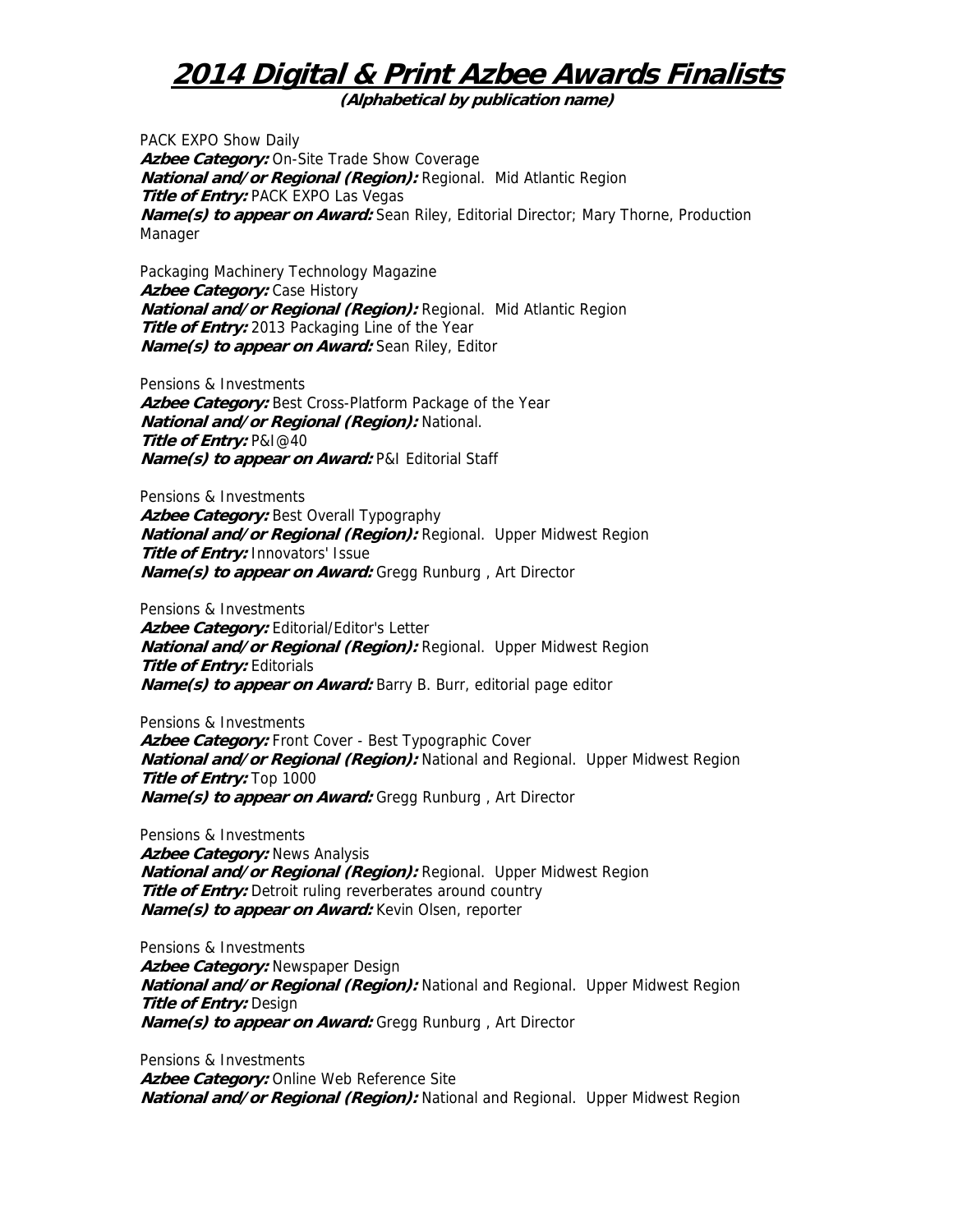# 2014 Digital & Print Azbee Awards Finalists

**(Alphabetical by publication name)**

PACK EXPO Show Daily
***Azbee Category:*** On-Site Trade Show Coverage
***National and/or Regional (Region):*** Regional. Mid Atlantic Region
***Title of Entry:*** PACK EXPO Las Vegas
***Name(s) to appear on Award:*** Sean Riley, Editorial Director; Mary Thorne, Production Manager

Packaging Machinery Technology Magazine
***Azbee Category:*** Case History
***National and/or Regional (Region):*** Regional. Mid Atlantic Region
***Title of Entry:*** 2013 Packaging Line of the Year
***Name(s) to appear on Award:*** Sean Riley, Editor

Pensions & Investments
***Azbee Category:*** Best Cross-Platform Package of the Year
***National and/or Regional (Region):*** National.
***Title of Entry:*** P&I@40
***Name(s) to appear on Award:*** P&I Editorial Staff

Pensions & Investments
***Azbee Category:*** Best Overall Typography
***National and/or Regional (Region):*** Regional. Upper Midwest Region
***Title of Entry:*** Innovators' Issue
***Name(s) to appear on Award:*** Gregg Runburg , Art Director

Pensions & Investments
***Azbee Category:*** Editorial/Editor's Letter
***National and/or Regional (Region):*** Regional. Upper Midwest Region
***Title of Entry:*** Editorials
***Name(s) to appear on Award:*** Barry B. Burr, editorial page editor

Pensions & Investments
***Azbee Category:*** Front Cover - Best Typographic Cover
***National and/or Regional (Region):*** National and Regional. Upper Midwest Region
***Title of Entry:*** Top 1000
***Name(s) to appear on Award:*** Gregg Runburg , Art Director

Pensions & Investments
***Azbee Category:*** News Analysis
***National and/or Regional (Region):*** Regional. Upper Midwest Region
***Title of Entry:*** Detroit ruling reverberates around country
***Name(s) to appear on Award:*** Kevin Olsen, reporter

Pensions & Investments
***Azbee Category:*** Newspaper Design
***National and/or Regional (Region):*** National and Regional. Upper Midwest Region
***Title of Entry:*** Design
***Name(s) to appear on Award:*** Gregg Runburg , Art Director

Pensions & Investments
***Azbee Category:*** Online Web Reference Site
***National and/or Regional (Region):*** National and Regional. Upper Midwest Region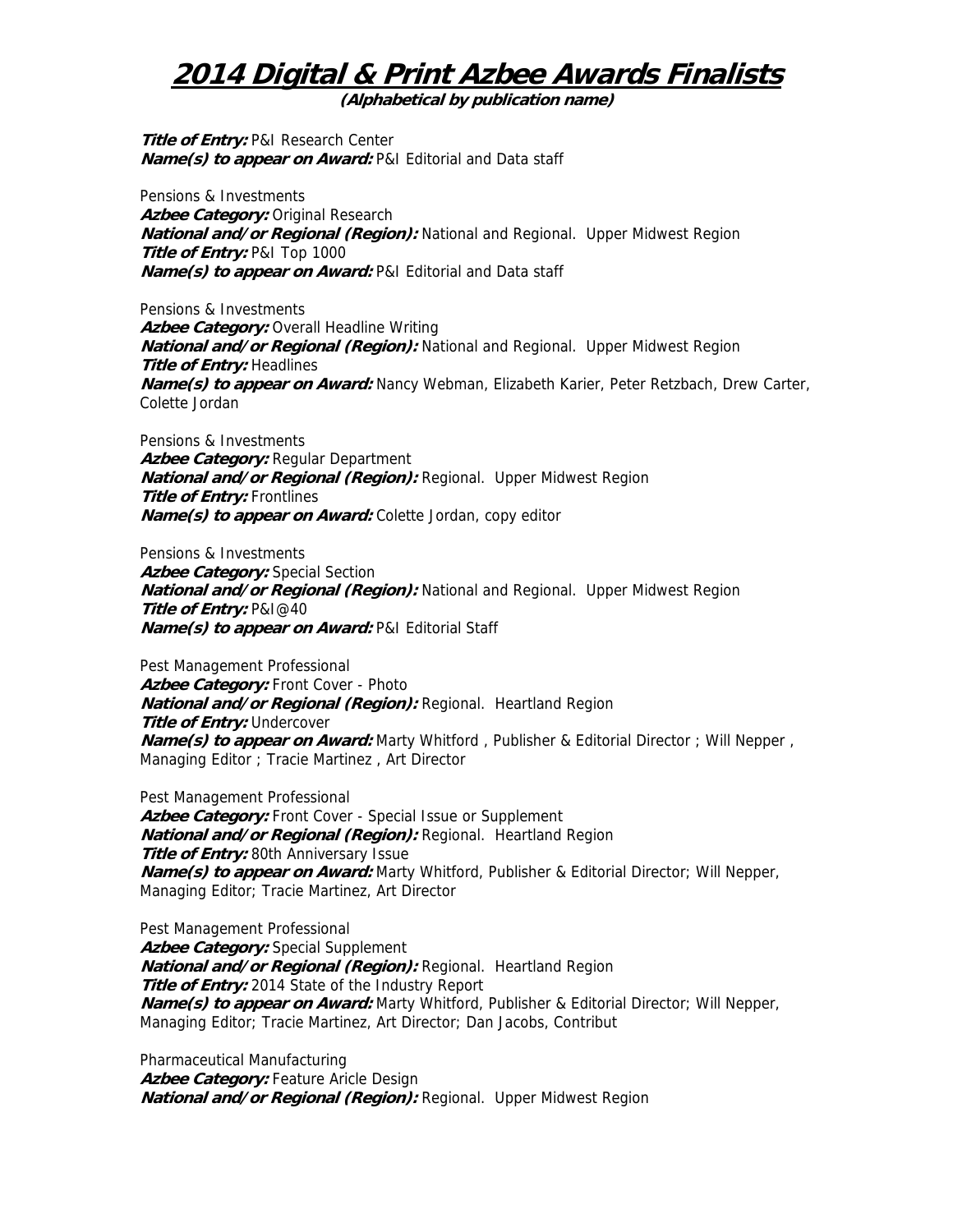# 2014 Digital & Print Azbee Awards Finalists

**(Alphabetical by publication name)**

***Title of Entry:*** P&I Research Center
***Name(s) to appear on Award:*** P&I Editorial and Data staff

Pensions & Investments
***Azbee Category:*** Original Research
***National and/or Regional (Region):*** National and Regional.  Upper Midwest Region
***Title of Entry:*** P&I Top 1000
***Name(s) to appear on Award:*** P&I Editorial and Data staff

Pensions & Investments
***Azbee Category:*** Overall Headline Writing
***National and/or Regional (Region):*** National and Regional.  Upper Midwest Region
***Title of Entry:*** Headlines
***Name(s) to appear on Award:*** Nancy Webman, Elizabeth Karier, Peter Retzbach, Drew Carter, Colette Jordan

Pensions & Investments
***Azbee Category:*** Regular Department
***National and/or Regional (Region):*** Regional.  Upper Midwest Region
***Title of Entry:*** Frontlines
***Name(s) to appear on Award:*** Colette Jordan, copy editor

Pensions & Investments
***Azbee Category:*** Special Section
***National and/or Regional (Region):*** National and Regional.  Upper Midwest Region
***Title of Entry:*** P&I@40
***Name(s) to appear on Award:*** P&I Editorial Staff

Pest Management Professional
***Azbee Category:*** Front Cover - Photo
***National and/or Regional (Region):*** Regional.  Heartland Region
***Title of Entry:*** Undercover
***Name(s) to appear on Award:*** Marty Whitford , Publisher & Editorial Director ; Will Nepper , Managing Editor ; Tracie Martinez , Art Director

Pest Management Professional
***Azbee Category:*** Front Cover - Special Issue or Supplement
***National and/or Regional (Region):*** Regional.  Heartland Region
***Title of Entry:*** 80th Anniversary Issue
***Name(s) to appear on Award:*** Marty Whitford, Publisher & Editorial Director; Will Nepper, Managing Editor; Tracie Martinez, Art Director

Pest Management Professional
***Azbee Category:*** Special Supplement
***National and/or Regional (Region):*** Regional.  Heartland Region
***Title of Entry:*** 2014 State of the Industry Report
***Name(s) to appear on Award:*** Marty Whitford, Publisher & Editorial Director; Will Nepper, Managing Editor; Tracie Martinez, Art Director; Dan Jacobs, Contribut

Pharmaceutical Manufacturing
***Azbee Category:*** Feature Aricle Design
***National and/or Regional (Region):*** Regional.  Upper Midwest Region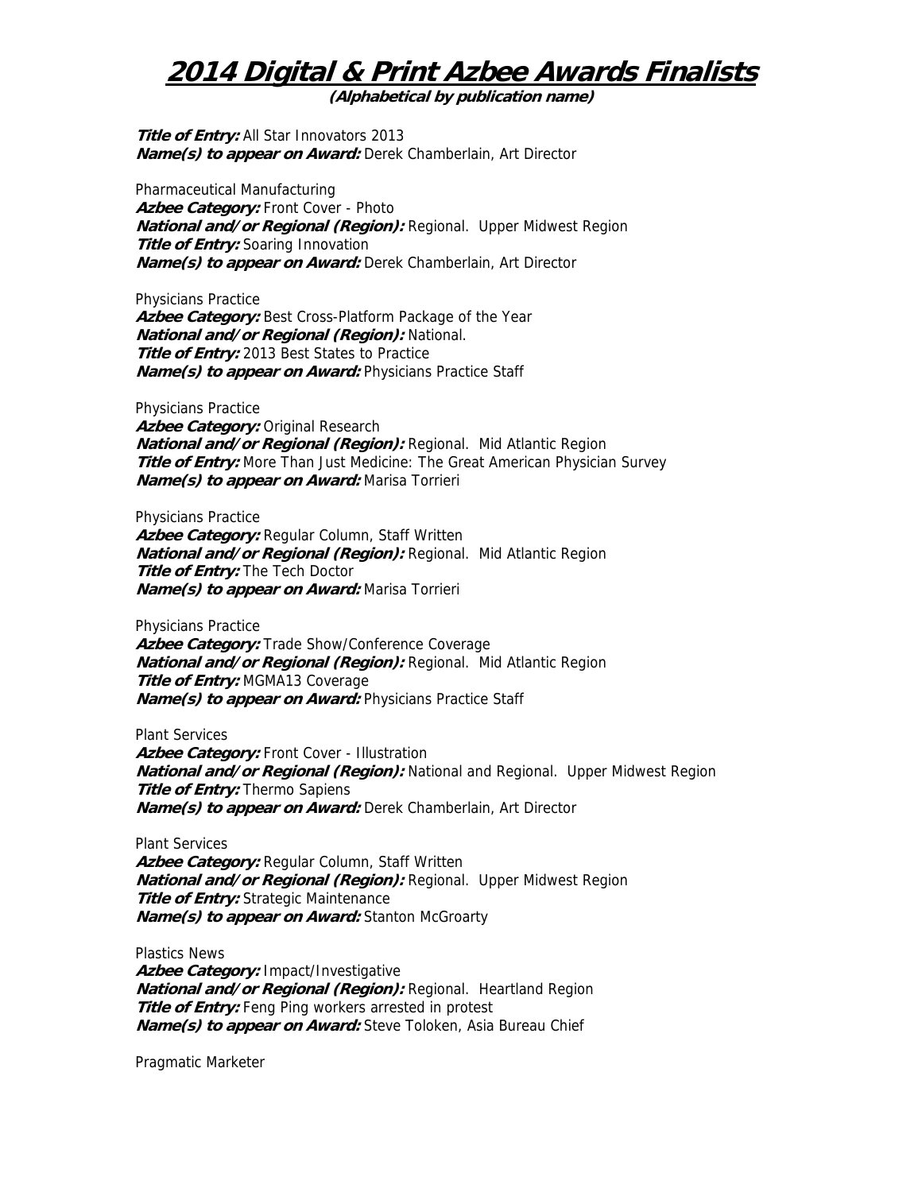# 2014 Digital & Print Azbee Awards Finalists

**(Alphabetical by publication name)**

***Title of Entry:*** All Star Innovators 2013
***Name(s) to appear on Award:*** Derek Chamberlain, Art Director

Pharmaceutical Manufacturing
***Azbee Category:*** Front Cover - Photo
***National and/or Regional (Region):*** Regional. Upper Midwest Region
***Title of Entry:*** Soaring Innovation
***Name(s) to appear on Award:*** Derek Chamberlain, Art Director

Physicians Practice
***Azbee Category:*** Best Cross-Platform Package of the Year
***National and/or Regional (Region):*** National.
***Title of Entry:*** 2013 Best States to Practice
***Name(s) to appear on Award:*** Physicians Practice Staff

Physicians Practice
***Azbee Category:*** Original Research
***National and/or Regional (Region):*** Regional. Mid Atlantic Region
***Title of Entry:*** More Than Just Medicine: The Great American Physician Survey
***Name(s) to appear on Award:*** Marisa Torrieri

Physicians Practice
***Azbee Category:*** Regular Column, Staff Written
***National and/or Regional (Region):*** Regional. Mid Atlantic Region
***Title of Entry:*** The Tech Doctor
***Name(s) to appear on Award:*** Marisa Torrieri

Physicians Practice
***Azbee Category:*** Trade Show/Conference Coverage
***National and/or Regional (Region):*** Regional. Mid Atlantic Region
***Title of Entry:*** MGMA13 Coverage
***Name(s) to appear on Award:*** Physicians Practice Staff

Plant Services
***Azbee Category:*** Front Cover - Illustration
***National and/or Regional (Region):*** National and Regional. Upper Midwest Region
***Title of Entry:*** Thermo Sapiens
***Name(s) to appear on Award:*** Derek Chamberlain, Art Director

Plant Services
***Azbee Category:*** Regular Column, Staff Written
***National and/or Regional (Region):*** Regional. Upper Midwest Region
***Title of Entry:*** Strategic Maintenance
***Name(s) to appear on Award:*** Stanton McGroarty

Plastics News
***Azbee Category:*** Impact/Investigative
***National and/or Regional (Region):*** Regional. Heartland Region
***Title of Entry:*** Feng Ping workers arrested in protest
***Name(s) to appear on Award:*** Steve Toloken, Asia Bureau Chief

Pragmatic Marketer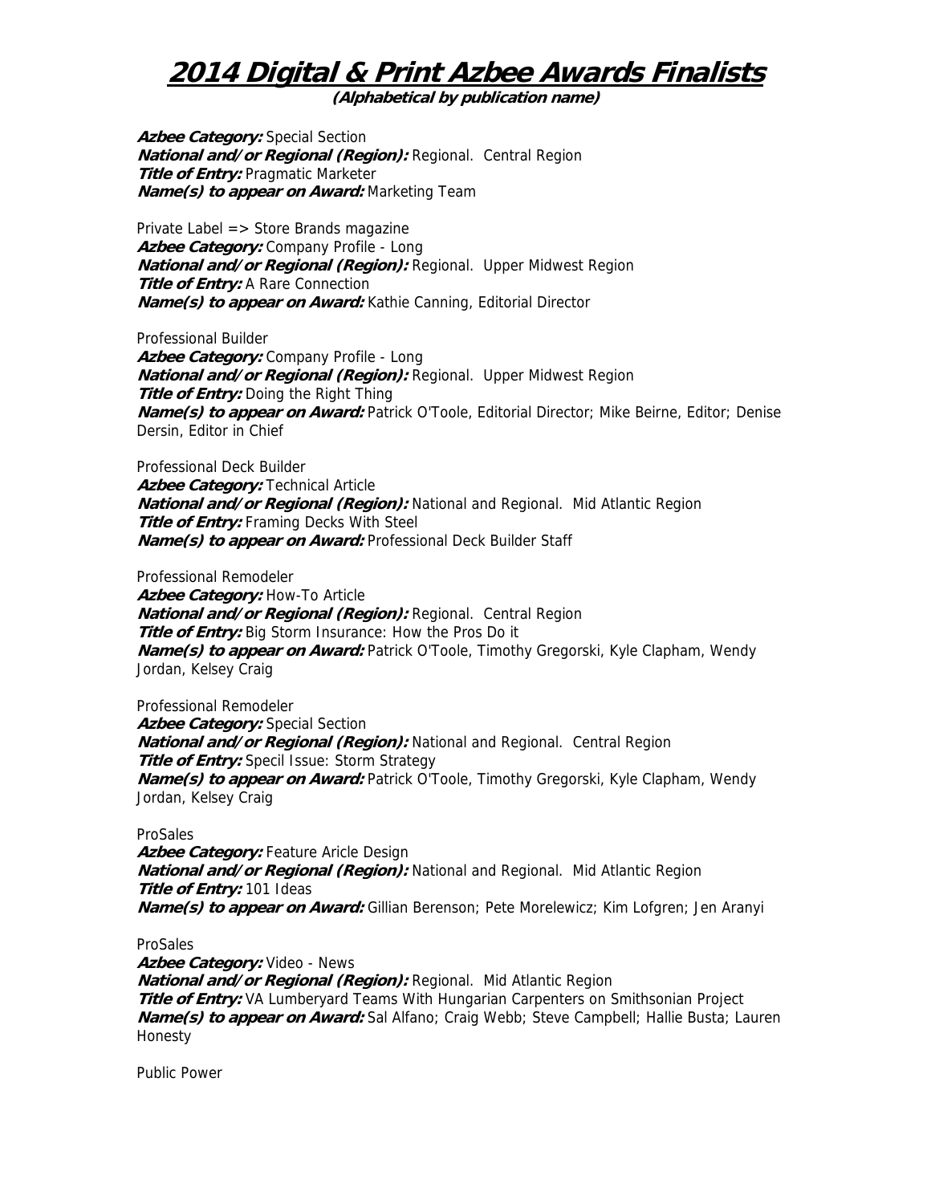# 2014 Digital & Print Azbee Awards Finalists

**(Alphabetical by publication name)**

***Azbee Category:*** Special Section
***National and/or Regional (Region):*** Regional.  Central Region
***Title of Entry:*** Pragmatic Marketer
***Name(s) to appear on Award:*** Marketing Team

Private Label => Store Brands magazine
***Azbee Category:*** Company Profile - Long
***National and/or Regional (Region):*** Regional.  Upper Midwest Region
***Title of Entry:*** A Rare Connection
***Name(s) to appear on Award:*** Kathie Canning, Editorial Director

Professional Builder
***Azbee Category:*** Company Profile - Long
***National and/or Regional (Region):*** Regional.  Upper Midwest Region
***Title of Entry:*** Doing the Right Thing
***Name(s) to appear on Award:*** Patrick O'Toole, Editorial Director; Mike Beirne, Editor; Denise Dersin, Editor in Chief

Professional Deck Builder
***Azbee Category:*** Technical Article
***National and/or Regional (Region):*** National and Regional.  Mid Atlantic Region
***Title of Entry:*** Framing Decks With Steel
***Name(s) to appear on Award:*** Professional Deck Builder Staff

Professional Remodeler
***Azbee Category:*** How-To Article
***National and/or Regional (Region):*** Regional.  Central Region
***Title of Entry:*** Big Storm Insurance: How the Pros Do it
***Name(s) to appear on Award:*** Patrick O'Toole, Timothy Gregorski, Kyle Clapham, Wendy Jordan, Kelsey Craig

Professional Remodeler
***Azbee Category:*** Special Section
***National and/or Regional (Region):*** National and Regional.  Central Region
***Title of Entry:*** Specil Issue: Storm Strategy
***Name(s) to appear on Award:*** Patrick O'Toole, Timothy Gregorski, Kyle Clapham, Wendy Jordan, Kelsey Craig

ProSales
***Azbee Category:*** Feature Aricle Design
***National and/or Regional (Region):*** National and Regional.  Mid Atlantic Region
***Title of Entry:*** 101 Ideas
***Name(s) to appear on Award:*** Gillian Berenson; Pete Morelewicz; Kim Lofgren; Jen Aranyi

ProSales
***Azbee Category:*** Video - News
***National and/or Regional (Region):*** Regional.  Mid Atlantic Region
***Title of Entry:*** VA Lumberyard Teams With Hungarian Carpenters on Smithsonian Project
***Name(s) to appear on Award:*** Sal Alfano; Craig Webb; Steve Campbell; Hallie Busta; Lauren Honesty

Public Power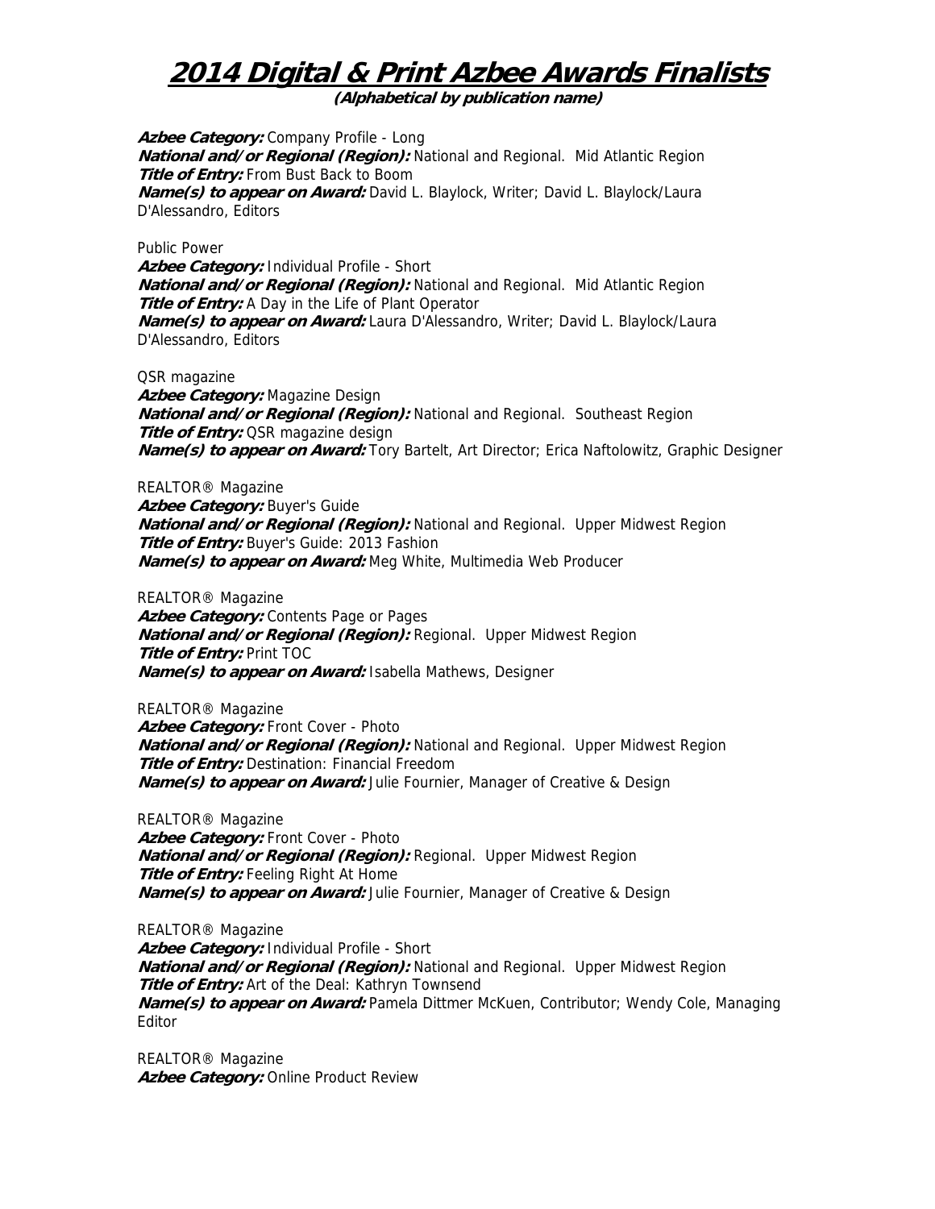# 2014 Digital & Print Azbee Awards Finalists

**(Alphabetical by publication name)**

***Azbee Category:*** Company Profile - Long
***National and/or Regional (Region):*** National and Regional.  Mid Atlantic Region
***Title of Entry:*** From Bust Back to Boom
***Name(s) to appear on Award:*** David L. Blaylock, Writer; David L. Blaylock/Laura D'Alessandro, Editors

Public Power
***Azbee Category:*** Individual Profile - Short
***National and/or Regional (Region):*** National and Regional.  Mid Atlantic Region
***Title of Entry:*** A Day in the Life of Plant Operator
***Name(s) to appear on Award:*** Laura D'Alessandro, Writer; David L. Blaylock/Laura D'Alessandro, Editors

QSR magazine
***Azbee Category:*** Magazine Design
***National and/or Regional (Region):*** National and Regional.  Southeast Region
***Title of Entry:*** QSR magazine design
***Name(s) to appear on Award:*** Tory Bartelt, Art Director; Erica Naftolowitz, Graphic Designer

REALTOR® Magazine
***Azbee Category:*** Buyer's Guide
***National and/or Regional (Region):*** National and Regional.  Upper Midwest Region
***Title of Entry:*** Buyer's Guide: 2013 Fashion
***Name(s) to appear on Award:*** Meg White, Multimedia Web Producer

REALTOR® Magazine
***Azbee Category:*** Contents Page or Pages
***National and/or Regional (Region):*** Regional.  Upper Midwest Region
***Title of Entry:*** Print TOC
***Name(s) to appear on Award:*** Isabella Mathews, Designer

REALTOR® Magazine
***Azbee Category:*** Front Cover - Photo
***National and/or Regional (Region):*** National and Regional.  Upper Midwest Region
***Title of Entry:*** Destination: Financial Freedom
***Name(s) to appear on Award:*** Julie Fournier, Manager of Creative & Design

REALTOR® Magazine
***Azbee Category:*** Front Cover - Photo
***National and/or Regional (Region):*** Regional.  Upper Midwest Region
***Title of Entry:*** Feeling Right At Home
***Name(s) to appear on Award:*** Julie Fournier, Manager of Creative & Design

REALTOR® Magazine
***Azbee Category:*** Individual Profile - Short
***National and/or Regional (Region):*** National and Regional.  Upper Midwest Region
***Title of Entry:*** Art of the Deal: Kathryn Townsend
***Name(s) to appear on Award:*** Pamela Dittmer McKuen, Contributor; Wendy Cole, Managing Editor

REALTOR® Magazine
***Azbee Category:*** Online Product Review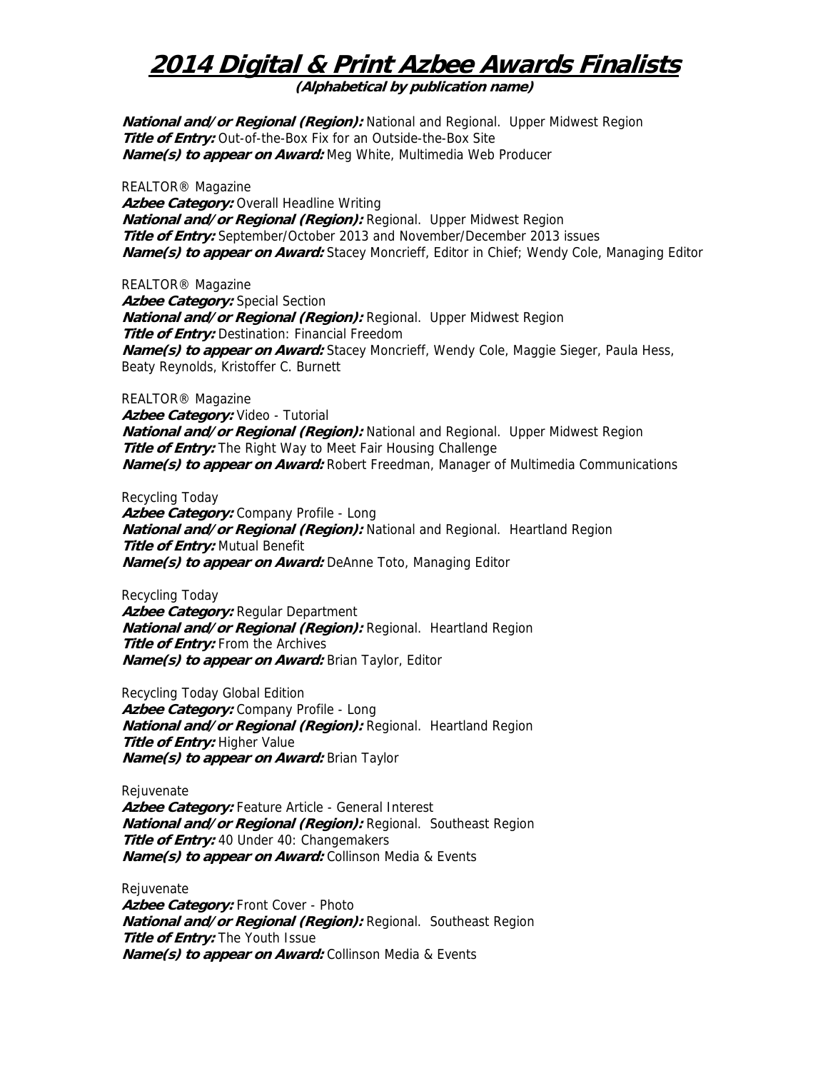# 2014 Digital & Print Azbee Awards Finalists

**(Alphabetical by publication name)**

***National and/or Regional (Region):*** National and Regional. Upper Midwest Region
***Title of Entry:*** Out-of-the-Box Fix for an Outside-the-Box Site
***Name(s) to appear on Award:*** Meg White, Multimedia Web Producer

REALTOR® Magazine
***Azbee Category:*** Overall Headline Writing
***National and/or Regional (Region):*** Regional. Upper Midwest Region
***Title of Entry:*** September/October 2013 and November/December 2013 issues
***Name(s) to appear on Award:*** Stacey Moncrieff, Editor in Chief; Wendy Cole, Managing Editor

REALTOR® Magazine
***Azbee Category:*** Special Section
***National and/or Regional (Region):*** Regional. Upper Midwest Region
***Title of Entry:*** Destination: Financial Freedom
***Name(s) to appear on Award:*** Stacey Moncrieff, Wendy Cole, Maggie Sieger, Paula Hess, Beaty Reynolds, Kristoffer C. Burnett

REALTOR® Magazine
***Azbee Category:*** Video - Tutorial
***National and/or Regional (Region):*** National and Regional. Upper Midwest Region
***Title of Entry:*** The Right Way to Meet Fair Housing Challenge
***Name(s) to appear on Award:*** Robert Freedman, Manager of Multimedia Communications

Recycling Today
***Azbee Category:*** Company Profile - Long
***National and/or Regional (Region):*** National and Regional. Heartland Region
***Title of Entry:*** Mutual Benefit
***Name(s) to appear on Award:*** DeAnne Toto, Managing Editor

Recycling Today
***Azbee Category:*** Regular Department
***National and/or Regional (Region):*** Regional. Heartland Region
***Title of Entry:*** From the Archives
***Name(s) to appear on Award:*** Brian Taylor, Editor

Recycling Today Global Edition
***Azbee Category:*** Company Profile - Long
***National and/or Regional (Region):*** Regional. Heartland Region
***Title of Entry:*** Higher Value
***Name(s) to appear on Award:*** Brian Taylor

Rejuvenate
***Azbee Category:*** Feature Article - General Interest
***National and/or Regional (Region):*** Regional. Southeast Region
***Title of Entry:*** 40 Under 40: Changemakers
***Name(s) to appear on Award:*** Collinson Media & Events

Rejuvenate
***Azbee Category:*** Front Cover - Photo
***National and/or Regional (Region):*** Regional. Southeast Region
***Title of Entry:*** The Youth Issue
***Name(s) to appear on Award:*** Collinson Media & Events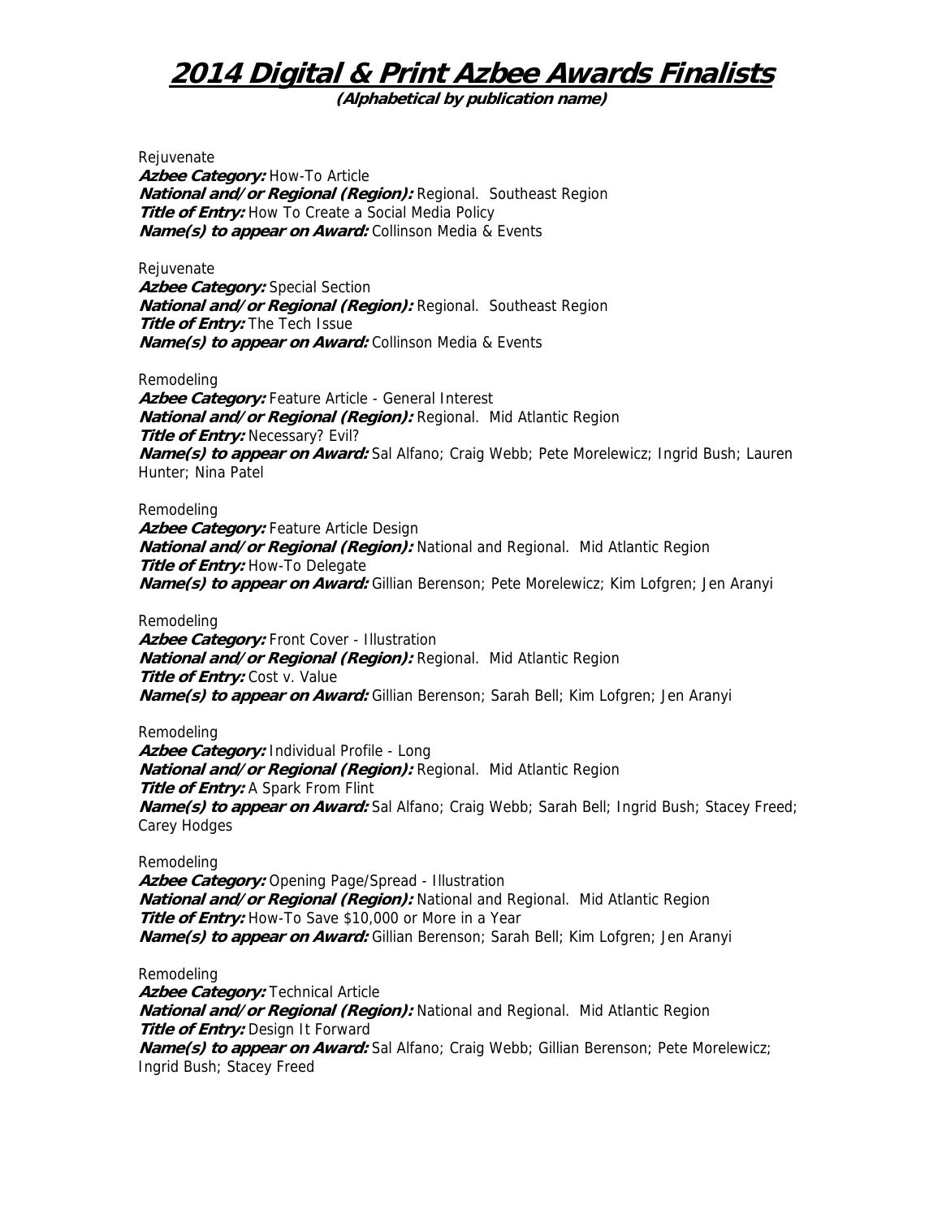# 2014 Digital & Print Azbee Awards Finalists

**(Alphabetical by publication name)**

Rejuvenate
***Azbee Category:*** How-To Article
***National and/or Regional (Region):*** Regional. Southeast Region
***Title of Entry:*** How To Create a Social Media Policy
***Name(s) to appear on Award:*** Collinson Media & Events

Rejuvenate
***Azbee Category:*** Special Section
***National and/or Regional (Region):*** Regional. Southeast Region
***Title of Entry:*** The Tech Issue
***Name(s) to appear on Award:*** Collinson Media & Events

Remodeling
***Azbee Category:*** Feature Article - General Interest
***National and/or Regional (Region):*** Regional. Mid Atlantic Region
***Title of Entry:*** Necessary? Evil?
***Name(s) to appear on Award:*** Sal Alfano; Craig Webb; Pete Morelewicz; Ingrid Bush; Lauren Hunter; Nina Patel

Remodeling
***Azbee Category:*** Feature Article Design
***National and/or Regional (Region):*** National and Regional. Mid Atlantic Region
***Title of Entry:*** How-To Delegate
***Name(s) to appear on Award:*** Gillian Berenson; Pete Morelewicz; Kim Lofgren; Jen Aranyi

Remodeling
***Azbee Category:*** Front Cover - Illustration
***National and/or Regional (Region):*** Regional. Mid Atlantic Region
***Title of Entry:*** Cost v. Value
***Name(s) to appear on Award:*** Gillian Berenson; Sarah Bell; Kim Lofgren; Jen Aranyi

Remodeling
***Azbee Category:*** Individual Profile - Long
***National and/or Regional (Region):*** Regional. Mid Atlantic Region
***Title of Entry:*** A Spark From Flint
***Name(s) to appear on Award:*** Sal Alfano; Craig Webb; Sarah Bell; Ingrid Bush; Stacey Freed; Carey Hodges

Remodeling
***Azbee Category:*** Opening Page/Spread - Illustration
***National and/or Regional (Region):*** National and Regional. Mid Atlantic Region
***Title of Entry:*** How-To Save $10,000 or More in a Year
***Name(s) to appear on Award:*** Gillian Berenson; Sarah Bell; Kim Lofgren; Jen Aranyi

Remodeling
***Azbee Category:*** Technical Article
***National and/or Regional (Region):*** National and Regional. Mid Atlantic Region
***Title of Entry:*** Design It Forward
***Name(s) to appear on Award:*** Sal Alfano; Craig Webb; Gillian Berenson; Pete Morelewicz; Ingrid Bush; Stacey Freed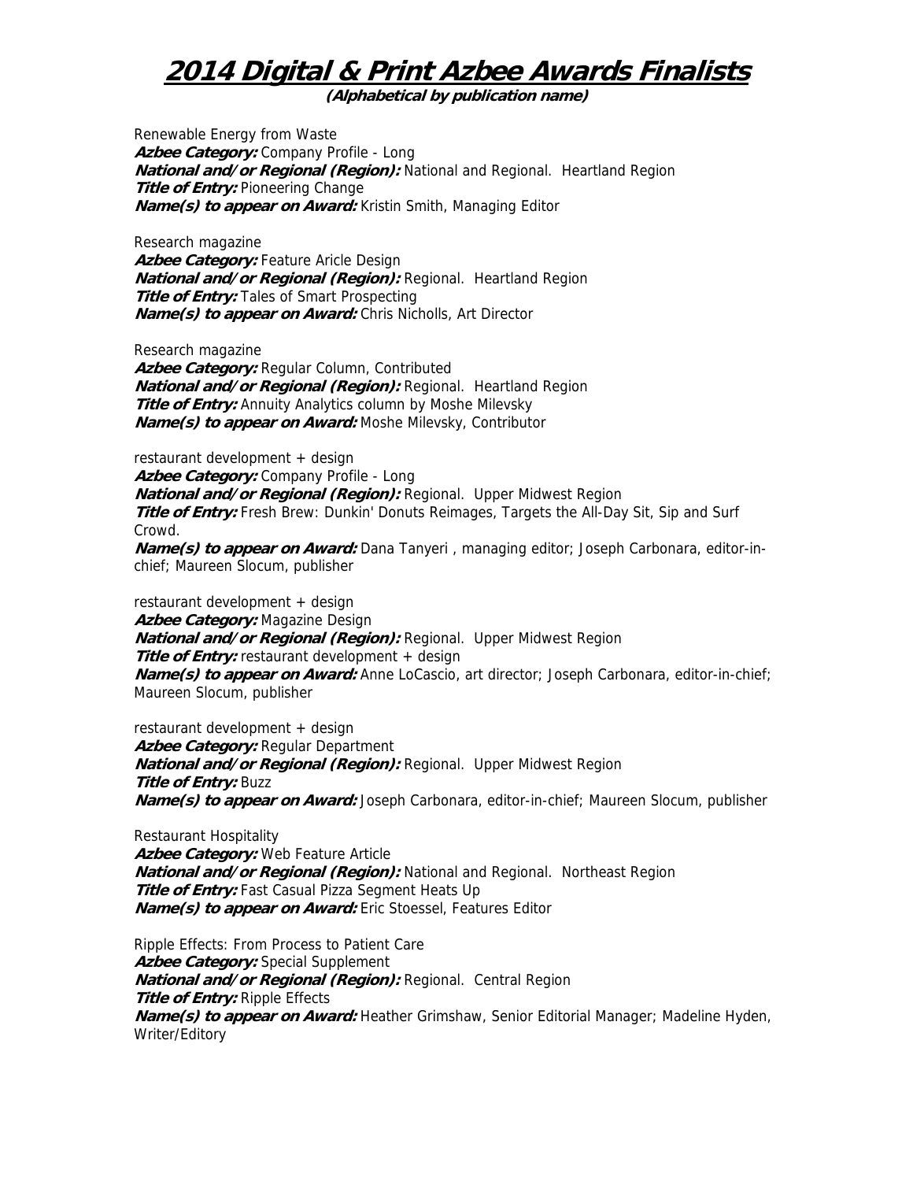# 2014 Digital & Print Azbee Awards Finalists

**(Alphabetical by publication name)**

Renewable Energy from Waste
***Azbee Category:*** Company Profile - Long
***National and/or Regional (Region):*** National and Regional. Heartland Region
***Title of Entry:*** Pioneering Change
***Name(s) to appear on Award:*** Kristin Smith, Managing Editor

Research magazine
***Azbee Category:*** Feature Aricle Design
***National and/or Regional (Region):*** Regional. Heartland Region
***Title of Entry:*** Tales of Smart Prospecting
***Name(s) to appear on Award:*** Chris Nicholls, Art Director

Research magazine
***Azbee Category:*** Regular Column, Contributed
***National and/or Regional (Region):*** Regional. Heartland Region
***Title of Entry:*** Annuity Analytics column by Moshe Milevsky
***Name(s) to appear on Award:*** Moshe Milevsky, Contributor

restaurant development + design
***Azbee Category:*** Company Profile - Long
***National and/or Regional (Region):*** Regional. Upper Midwest Region
***Title of Entry:*** Fresh Brew: Dunkin' Donuts Reimages, Targets the All-Day Sit, Sip and Surf Crowd.
***Name(s) to appear on Award:*** Dana Tanyeri , managing editor; Joseph Carbonara, editor-in-chief; Maureen Slocum, publisher

restaurant development + design
***Azbee Category:*** Magazine Design
***National and/or Regional (Region):*** Regional. Upper Midwest Region
***Title of Entry:*** restaurant development + design
***Name(s) to appear on Award:*** Anne LoCascio, art director; Joseph Carbonara, editor-in-chief; Maureen Slocum, publisher

restaurant development + design
***Azbee Category:*** Regular Department
***National and/or Regional (Region):*** Regional. Upper Midwest Region
***Title of Entry:*** Buzz
***Name(s) to appear on Award:*** Joseph Carbonara, editor-in-chief; Maureen Slocum, publisher

Restaurant Hospitality
***Azbee Category:*** Web Feature Article
***National and/or Regional (Region):*** National and Regional. Northeast Region
***Title of Entry:*** Fast Casual Pizza Segment Heats Up
***Name(s) to appear on Award:*** Eric Stoessel, Features Editor

Ripple Effects: From Process to Patient Care
***Azbee Category:*** Special Supplement
***National and/or Regional (Region):*** Regional. Central Region
***Title of Entry:*** Ripple Effects
***Name(s) to appear on Award:*** Heather Grimshaw, Senior Editorial Manager; Madeline Hyden, Writer/Editory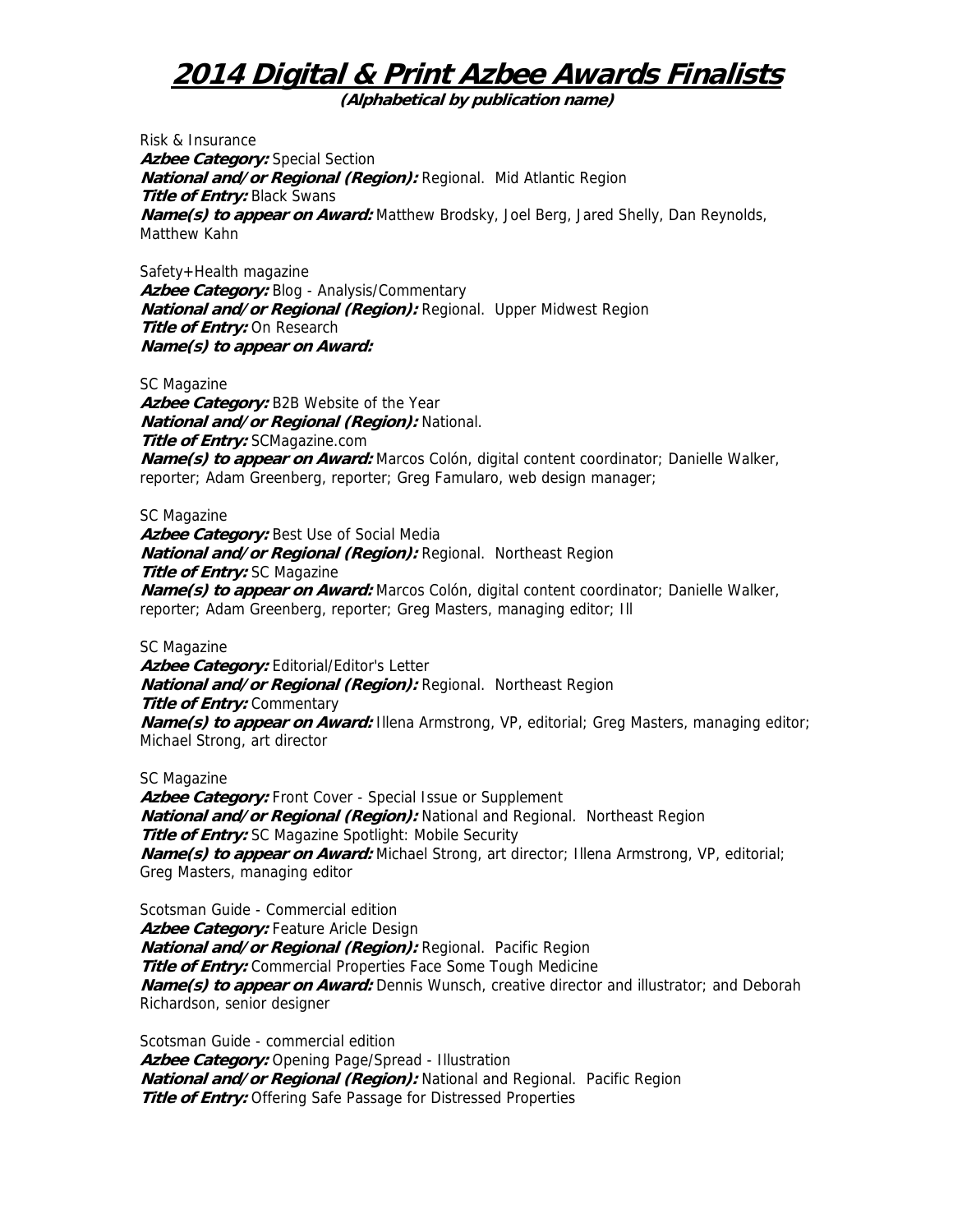# 2014 Digital & Print Azbee Awards Finalists

**(Alphabetical by publication name)**

Risk & Insurance
***Azbee Category:*** Special Section
***National and/or Regional (Region):*** Regional.  Mid Atlantic Region
***Title of Entry:*** Black Swans
***Name(s) to appear on Award:*** Matthew Brodsky, Joel Berg, Jared Shelly, Dan Reynolds, Matthew Kahn

Safety+Health magazine
***Azbee Category:*** Blog - Analysis/Commentary
***National and/or Regional (Region):*** Regional.  Upper Midwest Region
***Title of Entry:*** On Research
***Name(s) to appear on Award:***

SC Magazine
***Azbee Category:*** B2B Website of the Year
***National and/or Regional (Region):*** National.
***Title of Entry:*** SCMagazine.com
***Name(s) to appear on Award:*** Marcos Colón, digital content coordinator; Danielle Walker, reporter; Adam Greenberg, reporter; Greg Famularo, web design manager;

SC Magazine
***Azbee Category:*** Best Use of Social Media
***National and/or Regional (Region):*** Regional.  Northeast Region
***Title of Entry:*** SC Magazine
***Name(s) to appear on Award:*** Marcos Colón, digital content coordinator; Danielle Walker, reporter; Adam Greenberg, reporter; Greg Masters, managing editor; Ill

SC Magazine
***Azbee Category:*** Editorial/Editor's Letter
***National and/or Regional (Region):*** Regional.  Northeast Region
***Title of Entry:*** Commentary
***Name(s) to appear on Award:*** Illena Armstrong, VP, editorial; Greg Masters, managing editor; Michael Strong, art director

SC Magazine
***Azbee Category:*** Front Cover - Special Issue or Supplement
***National and/or Regional (Region):*** National and Regional.  Northeast Region
***Title of Entry:*** SC Magazine Spotlight: Mobile Security
***Name(s) to appear on Award:*** Michael Strong, art director; Illena Armstrong, VP, editorial; Greg Masters, managing editor

Scotsman Guide - Commercial edition
***Azbee Category:*** Feature Aricle Design
***National and/or Regional (Region):*** Regional.  Pacific Region
***Title of Entry:*** Commercial Properties Face Some Tough Medicine
***Name(s) to appear on Award:*** Dennis Wunsch, creative director and illustrator; and Deborah Richardson, senior designer

Scotsman Guide - commercial edition
***Azbee Category:*** Opening Page/Spread - Illustration
***National and/or Regional (Region):*** National and Regional.  Pacific Region
***Title of Entry:*** Offering Safe Passage for Distressed Properties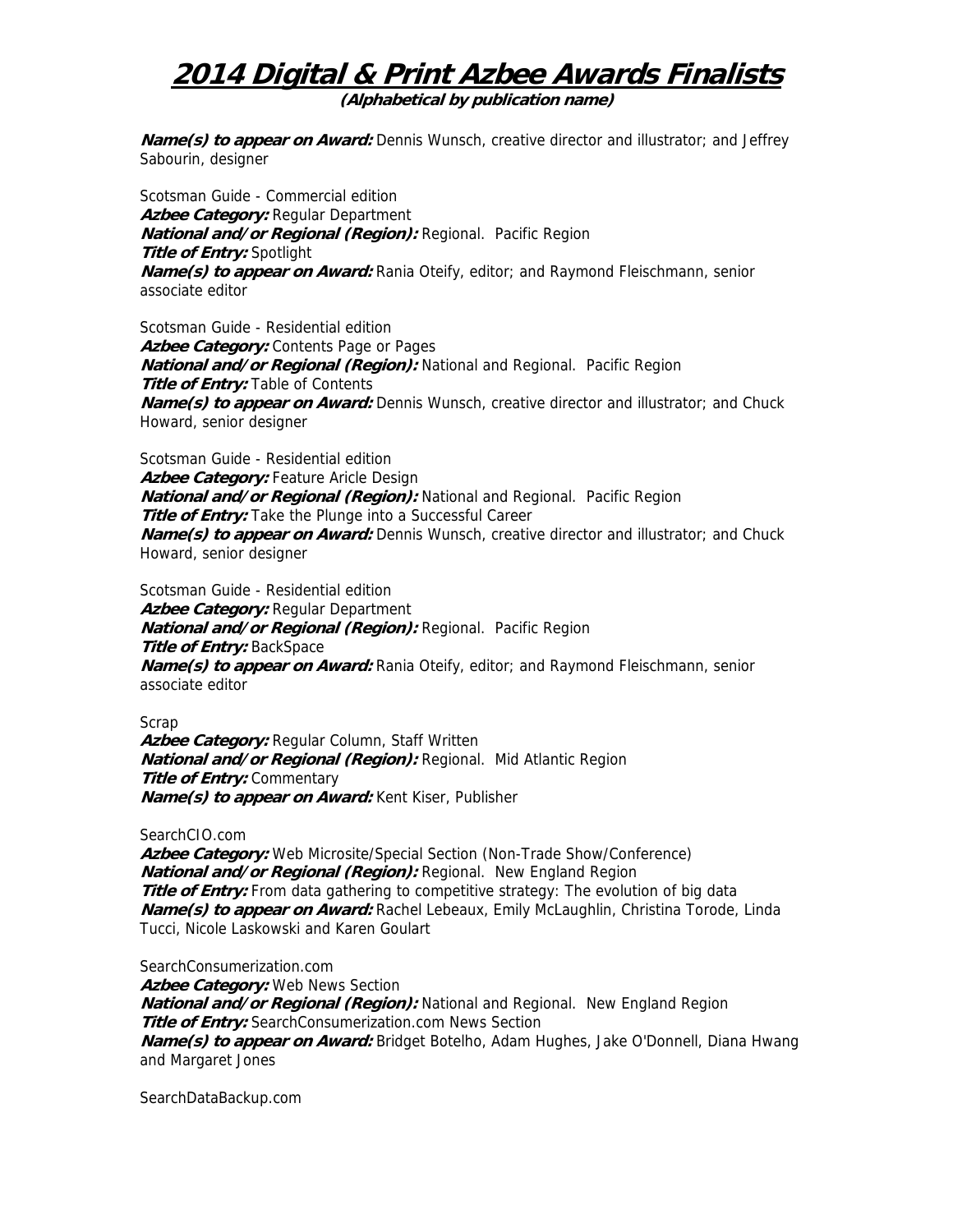# 2014 Digital & Print Azbee Awards Finalists

**(Alphabetical by publication name)**

***Name(s) to appear on Award:*** Dennis Wunsch, creative director and illustrator; and Jeffrey Sabourin, designer

Scotsman Guide - Commercial edition
***Azbee Category:*** Regular Department
***National and/or Regional (Region):*** Regional. Pacific Region
***Title of Entry:*** Spotlight
***Name(s) to appear on Award:*** Rania Oteify, editor; and Raymond Fleischmann, senior associate editor

Scotsman Guide - Residential edition
***Azbee Category:*** Contents Page or Pages
***National and/or Regional (Region):*** National and Regional. Pacific Region
***Title of Entry:*** Table of Contents
***Name(s) to appear on Award:*** Dennis Wunsch, creative director and illustrator; and Chuck Howard, senior designer

Scotsman Guide - Residential edition
***Azbee Category:*** Feature Aricle Design
***National and/or Regional (Region):*** National and Regional. Pacific Region
***Title of Entry:*** Take the Plunge into a Successful Career
***Name(s) to appear on Award:*** Dennis Wunsch, creative director and illustrator; and Chuck Howard, senior designer

Scotsman Guide - Residential edition
***Azbee Category:*** Regular Department
***National and/or Regional (Region):*** Regional. Pacific Region
***Title of Entry:*** BackSpace
***Name(s) to appear on Award:*** Rania Oteify, editor; and Raymond Fleischmann, senior associate editor

Scrap
***Azbee Category:*** Regular Column, Staff Written
***National and/or Regional (Region):*** Regional. Mid Atlantic Region
***Title of Entry:*** Commentary
***Name(s) to appear on Award:*** Kent Kiser, Publisher

SearchCIO.com
***Azbee Category:*** Web Microsite/Special Section (Non-Trade Show/Conference)
***National and/or Regional (Region):*** Regional. New England Region
***Title of Entry:*** From data gathering to competitive strategy: The evolution of big data
***Name(s) to appear on Award:*** Rachel Lebeaux, Emily McLaughlin, Christina Torode, Linda Tucci, Nicole Laskowski and Karen Goulart

SearchConsumerization.com
***Azbee Category:*** Web News Section
***National and/or Regional (Region):*** National and Regional. New England Region
***Title of Entry:*** SearchConsumerization.com News Section
***Name(s) to appear on Award:*** Bridget Botelho, Adam Hughes, Jake O'Donnell, Diana Hwang and Margaret Jones

SearchDataBackup.com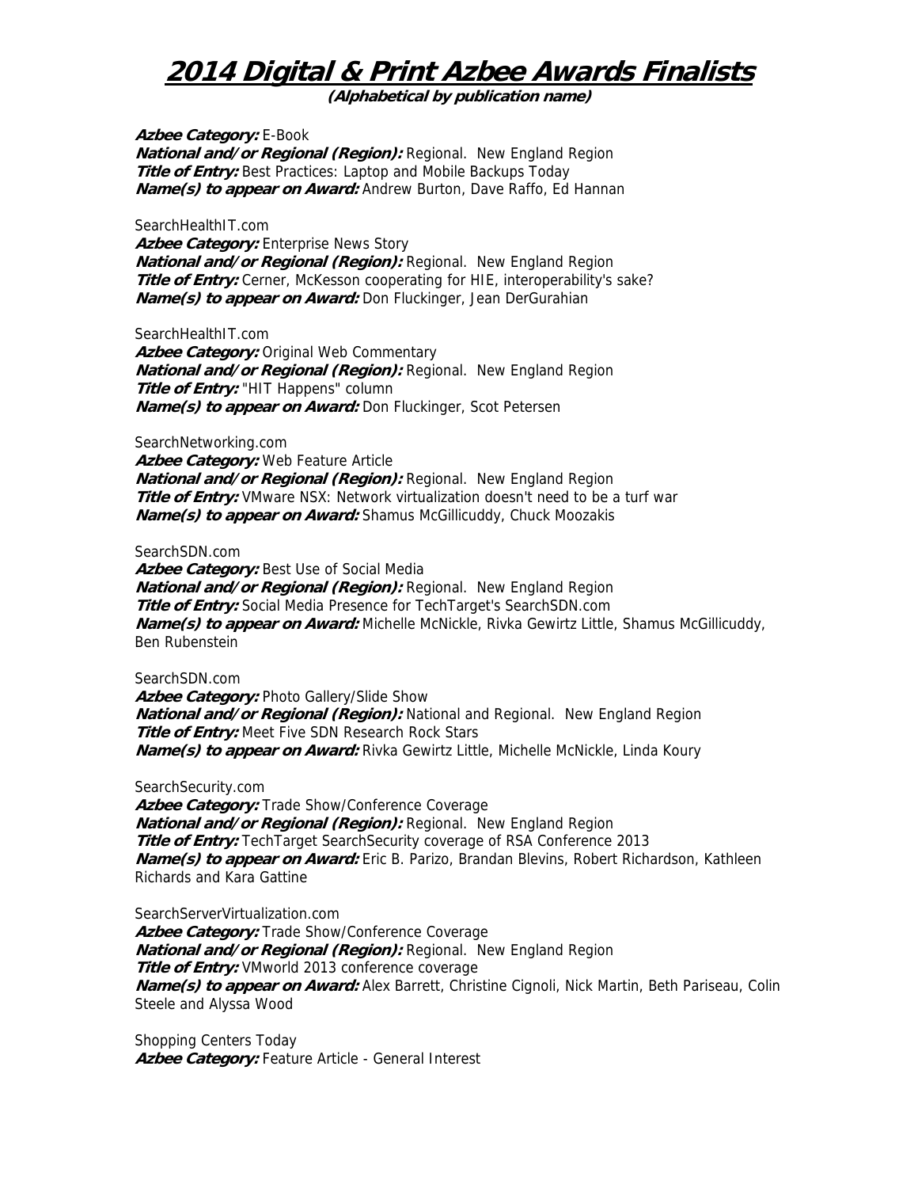# 2014 Digital & Print Azbee Awards Finalists

**(Alphabetical by publication name)**

***Azbee Category:*** E-Book
***National and/or Regional (Region):*** Regional.  New England Region
***Title of Entry:*** Best Practices: Laptop and Mobile Backups Today
***Name(s) to appear on Award:*** Andrew Burton, Dave Raffo, Ed Hannan

SearchHealthIT.com
***Azbee Category:*** Enterprise News Story
***National and/or Regional (Region):*** Regional.  New England Region
***Title of Entry:*** Cerner, McKesson cooperating for HIE, interoperability's sake?
***Name(s) to appear on Award:*** Don Fluckinger, Jean DerGurahian

SearchHealthIT.com
***Azbee Category:*** Original Web Commentary
***National and/or Regional (Region):*** Regional.  New England Region
***Title of Entry:*** "HIT Happens" column
***Name(s) to appear on Award:*** Don Fluckinger, Scot Petersen

SearchNetworking.com
***Azbee Category:*** Web Feature Article
***National and/or Regional (Region):*** Regional.  New England Region
***Title of Entry:*** VMware NSX: Network virtualization doesn't need to be a turf war
***Name(s) to appear on Award:*** Shamus McGillicuddy, Chuck Moozakis

SearchSDN.com
***Azbee Category:*** Best Use of Social Media
***National and/or Regional (Region):*** Regional.  New England Region
***Title of Entry:*** Social Media Presence for TechTarget's SearchSDN.com
***Name(s) to appear on Award:*** Michelle McNickle, Rivka Gewirtz Little, Shamus McGillicuddy, Ben Rubenstein

SearchSDN.com
***Azbee Category:*** Photo Gallery/Slide Show
***National and/or Regional (Region):*** National and Regional.  New England Region
***Title of Entry:*** Meet Five SDN Research Rock Stars
***Name(s) to appear on Award:*** Rivka Gewirtz Little, Michelle McNickle, Linda Koury

SearchSecurity.com
***Azbee Category:*** Trade Show/Conference Coverage
***National and/or Regional (Region):*** Regional.  New England Region
***Title of Entry:*** TechTarget SearchSecurity coverage of RSA Conference 2013
***Name(s) to appear on Award:*** Eric B. Parizo, Brandan Blevins, Robert Richardson, Kathleen Richards and Kara Gattine

SearchServerVirtualization.com
***Azbee Category:*** Trade Show/Conference Coverage
***National and/or Regional (Region):*** Regional.  New England Region
***Title of Entry:*** VMworld 2013 conference coverage
***Name(s) to appear on Award:*** Alex Barrett, Christine Cignoli, Nick Martin, Beth Pariseau, Colin Steele and Alyssa Wood

Shopping Centers Today
***Azbee Category:*** Feature Article - General Interest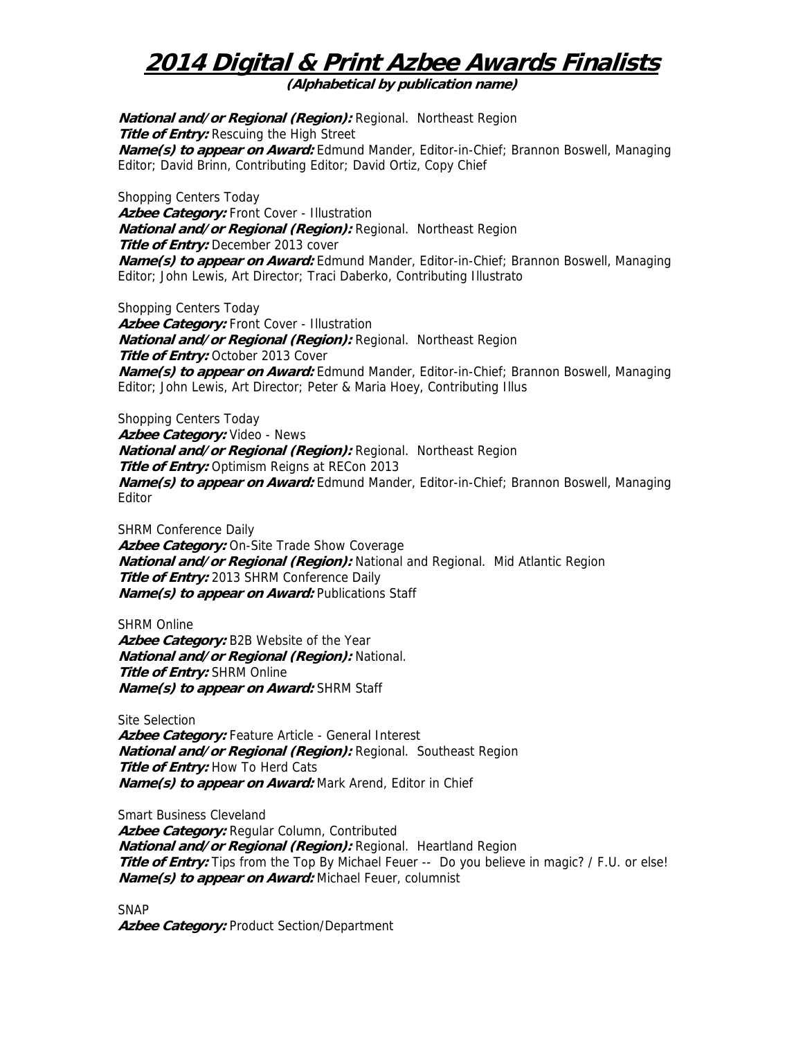# 2014 Digital & Print Azbee Awards Finalists

**(Alphabetical by publication name)**

***National and/or Regional (Region):*** Regional. Northeast Region
***Title of Entry:*** Rescuing the High Street
***Name(s) to appear on Award:*** Edmund Mander, Editor-in-Chief; Brannon Boswell, Managing Editor; David Brinn, Contributing Editor; David Ortiz, Copy Chief

Shopping Centers Today
***Azbee Category:*** Front Cover - Illustration
***National and/or Regional (Region):*** Regional. Northeast Region
***Title of Entry:*** December 2013 cover
***Name(s) to appear on Award:*** Edmund Mander, Editor-in-Chief; Brannon Boswell, Managing Editor; John Lewis, Art Director; Traci Daberko, Contributing Illustrato

Shopping Centers Today
***Azbee Category:*** Front Cover - Illustration
***National and/or Regional (Region):*** Regional. Northeast Region
***Title of Entry:*** October 2013 Cover
***Name(s) to appear on Award:*** Edmund Mander, Editor-in-Chief; Brannon Boswell, Managing Editor; John Lewis, Art Director; Peter & Maria Hoey, Contributing Illus

Shopping Centers Today
***Azbee Category:*** Video - News
***National and/or Regional (Region):*** Regional. Northeast Region
***Title of Entry:*** Optimism Reigns at RECon 2013
***Name(s) to appear on Award:*** Edmund Mander, Editor-in-Chief; Brannon Boswell, Managing Editor

SHRM Conference Daily
***Azbee Category:*** On-Site Trade Show Coverage
***National and/or Regional (Region):*** National and Regional. Mid Atlantic Region
***Title of Entry:*** 2013 SHRM Conference Daily
***Name(s) to appear on Award:*** Publications Staff

SHRM Online
***Azbee Category:*** B2B Website of the Year
***National and/or Regional (Region):*** National.
***Title of Entry:*** SHRM Online
***Name(s) to appear on Award:*** SHRM Staff

Site Selection
***Azbee Category:*** Feature Article - General Interest
***National and/or Regional (Region):*** Regional. Southeast Region
***Title of Entry:*** How To Herd Cats
***Name(s) to appear on Award:*** Mark Arend, Editor in Chief

Smart Business Cleveland
***Azbee Category:*** Regular Column, Contributed
***National and/or Regional (Region):*** Regional. Heartland Region
***Title of Entry:*** Tips from the Top By Michael Feuer -- Do you believe in magic? / F.U. or else!
***Name(s) to appear on Award:*** Michael Feuer, columnist

SNAP
***Azbee Category:*** Product Section/Department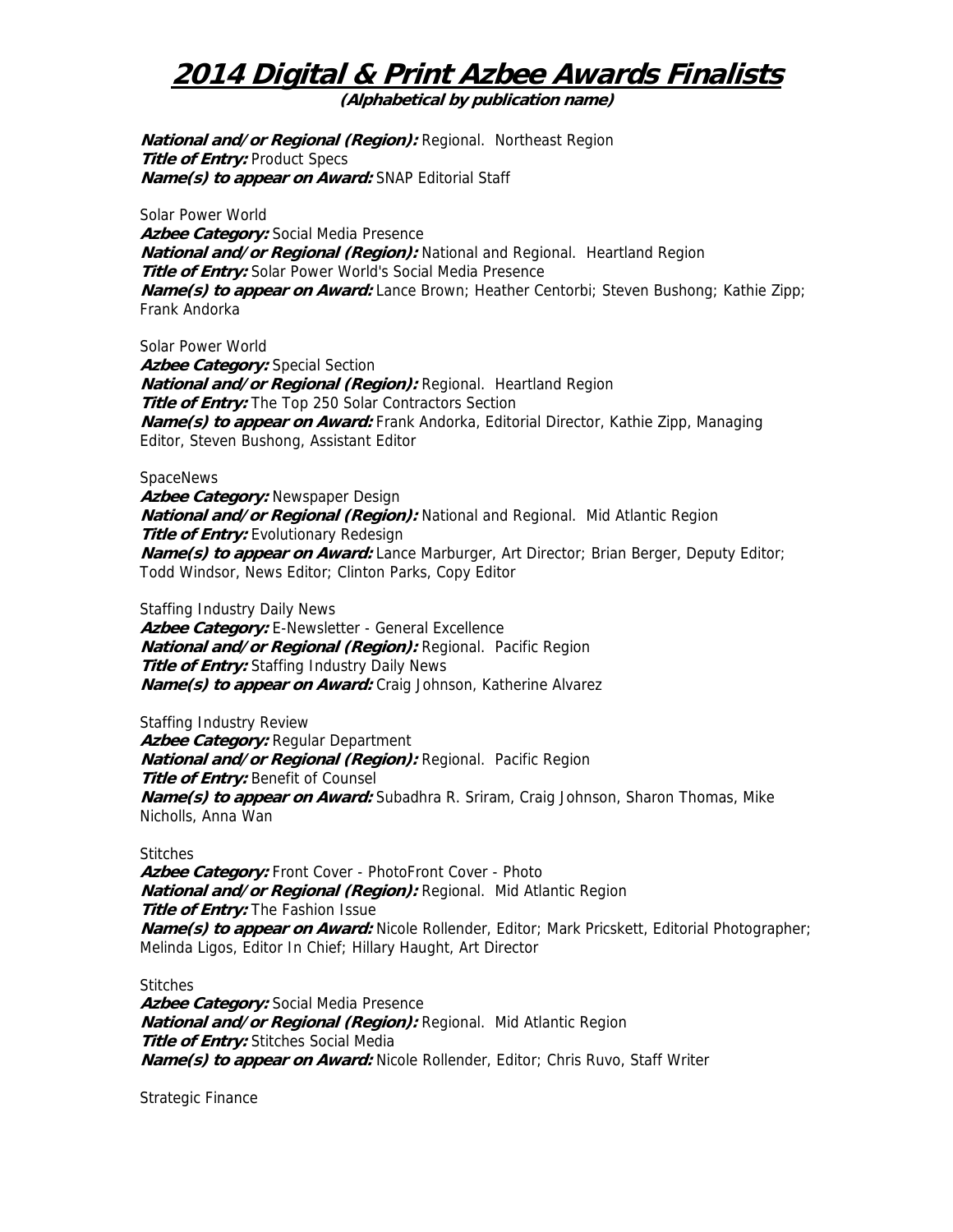# 2014 Digital & Print Azbee Awards Finalists

**(Alphabetical by publication name)**

***National and/or Regional (Region):*** Regional. Northeast Region
***Title of Entry:*** Product Specs
***Name(s) to appear on Award:*** SNAP Editorial Staff

Solar Power World
***Azbee Category:*** Social Media Presence
***National and/or Regional (Region):*** National and Regional. Heartland Region
***Title of Entry:*** Solar Power World's Social Media Presence
***Name(s) to appear on Award:*** Lance Brown; Heather Centorbi; Steven Bushong; Kathie Zipp; Frank Andorka

Solar Power World
***Azbee Category:*** Special Section
***National and/or Regional (Region):*** Regional. Heartland Region
***Title of Entry:*** The Top 250 Solar Contractors Section
***Name(s) to appear on Award:*** Frank Andorka, Editorial Director, Kathie Zipp, Managing Editor, Steven Bushong, Assistant Editor

SpaceNews
***Azbee Category:*** Newspaper Design
***National and/or Regional (Region):*** National and Regional. Mid Atlantic Region
***Title of Entry:*** Evolutionary Redesign
***Name(s) to appear on Award:*** Lance Marburger, Art Director; Brian Berger, Deputy Editor; Todd Windsor, News Editor; Clinton Parks, Copy Editor

Staffing Industry Daily News
***Azbee Category:*** E-Newsletter - General Excellence
***National and/or Regional (Region):*** Regional. Pacific Region
***Title of Entry:*** Staffing Industry Daily News
***Name(s) to appear on Award:*** Craig Johnson, Katherine Alvarez

Staffing Industry Review
***Azbee Category:*** Regular Department
***National and/or Regional (Region):*** Regional. Pacific Region
***Title of Entry:*** Benefit of Counsel
***Name(s) to appear on Award:*** Subadhra R. Sriram, Craig Johnson, Sharon Thomas, Mike Nicholls, Anna Wan

Stitches
***Azbee Category:*** Front Cover - PhotoFront Cover - Photo
***National and/or Regional (Region):*** Regional. Mid Atlantic Region
***Title of Entry:*** The Fashion Issue
***Name(s) to appear on Award:*** Nicole Rollender, Editor; Mark Pricskett, Editorial Photographer; Melinda Ligos, Editor In Chief; Hillary Haught, Art Director

Stitches
***Azbee Category:*** Social Media Presence
***National and/or Regional (Region):*** Regional. Mid Atlantic Region
***Title of Entry:*** Stitches Social Media
***Name(s) to appear on Award:*** Nicole Rollender, Editor; Chris Ruvo, Staff Writer

Strategic Finance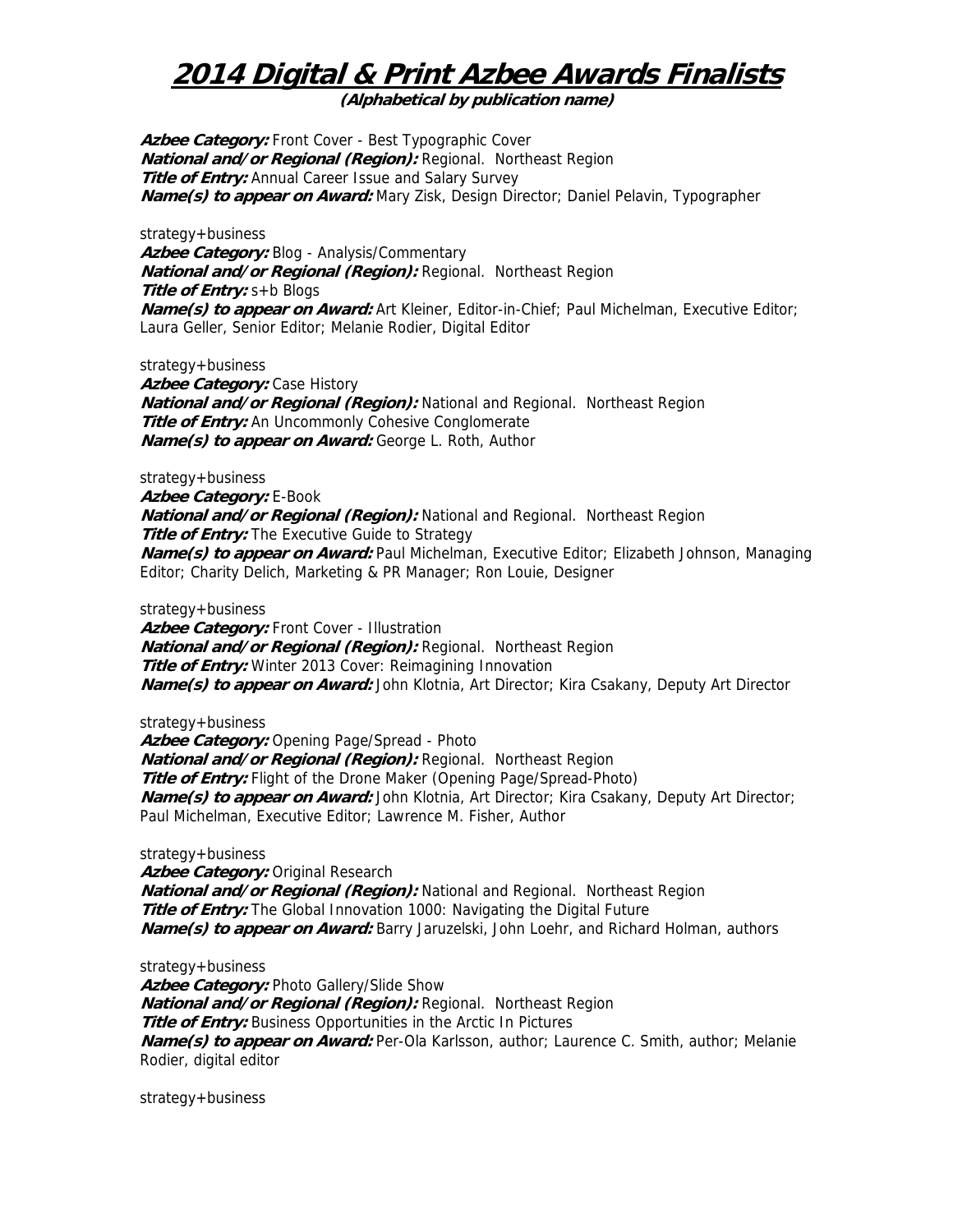# 2014 Digital & Print Azbee Awards Finalists

**(Alphabetical by publication name)**

***Azbee Category:*** Front Cover - Best Typographic Cover
***National and/or Regional (Region):*** Regional. Northeast Region
***Title of Entry:*** Annual Career Issue and Salary Survey
***Name(s) to appear on Award:*** Mary Zisk, Design Director; Daniel Pelavin, Typographer

strategy+business
***Azbee Category:*** Blog - Analysis/Commentary
***National and/or Regional (Region):*** Regional. Northeast Region
***Title of Entry:*** s+b Blogs
***Name(s) to appear on Award:*** Art Kleiner, Editor-in-Chief; Paul Michelman, Executive Editor; Laura Geller, Senior Editor; Melanie Rodier, Digital Editor

strategy+business
***Azbee Category:*** Case History
***National and/or Regional (Region):*** National and Regional. Northeast Region
***Title of Entry:*** An Uncommonly Cohesive Conglomerate
***Name(s) to appear on Award:*** George L. Roth, Author

strategy+business
***Azbee Category:*** E-Book
***National and/or Regional (Region):*** National and Regional. Northeast Region
***Title of Entry:*** The Executive Guide to Strategy
***Name(s) to appear on Award:*** Paul Michelman, Executive Editor; Elizabeth Johnson, Managing Editor; Charity Delich, Marketing & PR Manager; Ron Louie, Designer

strategy+business
***Azbee Category:*** Front Cover - Illustration
***National and/or Regional (Region):*** Regional. Northeast Region
***Title of Entry:*** Winter 2013 Cover: Reimagining Innovation
***Name(s) to appear on Award:*** John Klotnia, Art Director; Kira Csakany, Deputy Art Director

strategy+business
***Azbee Category:*** Opening Page/Spread - Photo
***National and/or Regional (Region):*** Regional. Northeast Region
***Title of Entry:*** Flight of the Drone Maker (Opening Page/Spread-Photo)
***Name(s) to appear on Award:*** John Klotnia, Art Director; Kira Csakany, Deputy Art Director; Paul Michelman, Executive Editor; Lawrence M. Fisher, Author

strategy+business
***Azbee Category:*** Original Research
***National and/or Regional (Region):*** National and Regional. Northeast Region
***Title of Entry:*** The Global Innovation 1000: Navigating the Digital Future
***Name(s) to appear on Award:*** Barry Jaruzelski, John Loehr, and Richard Holman, authors

strategy+business
***Azbee Category:*** Photo Gallery/Slide Show
***National and/or Regional (Region):*** Regional. Northeast Region
***Title of Entry:*** Business Opportunities in the Arctic In Pictures
***Name(s) to appear on Award:*** Per-Ola Karlsson, author; Laurence C. Smith, author; Melanie Rodier, digital editor

strategy+business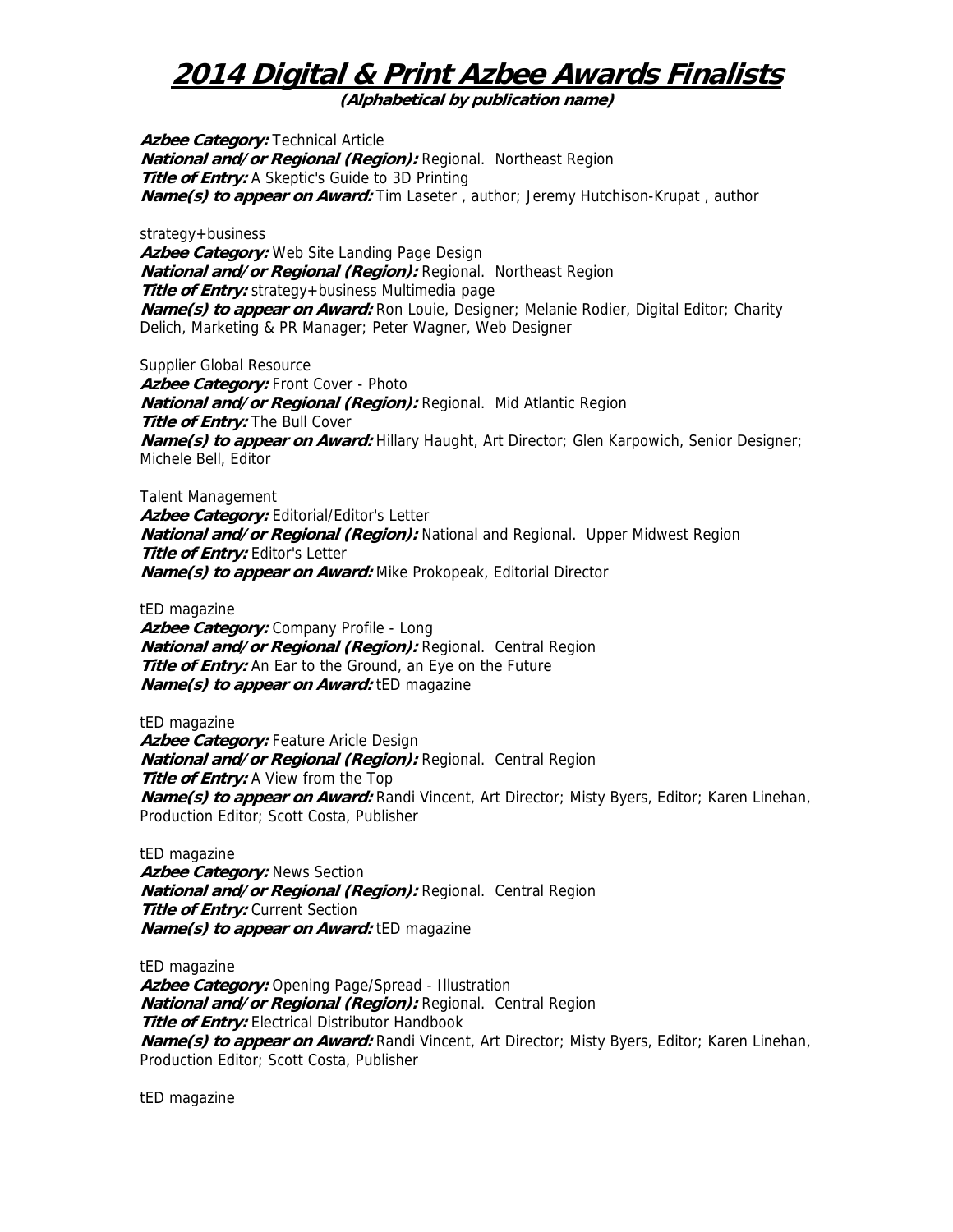# 2014 Digital & Print Azbee Awards Finalists

**(Alphabetical by publication name)**

***Azbee Category:*** Technical Article
***National and/or Regional (Region):*** Regional. Northeast Region
***Title of Entry:*** A Skeptic's Guide to 3D Printing
***Name(s) to appear on Award:*** Tim Laseter , author; Jeremy Hutchison-Krupat , author

strategy+business
***Azbee Category:*** Web Site Landing Page Design
***National and/or Regional (Region):*** Regional. Northeast Region
***Title of Entry:*** strategy+business Multimedia page
***Name(s) to appear on Award:*** Ron Louie, Designer; Melanie Rodier, Digital Editor; Charity Delich, Marketing & PR Manager; Peter Wagner, Web Designer

Supplier Global Resource
***Azbee Category:*** Front Cover - Photo
***National and/or Regional (Region):*** Regional. Mid Atlantic Region
***Title of Entry:*** The Bull Cover
***Name(s) to appear on Award:*** Hillary Haught, Art Director; Glen Karpowich, Senior Designer; Michele Bell, Editor

Talent Management
***Azbee Category:*** Editorial/Editor's Letter
***National and/or Regional (Region):*** National and Regional. Upper Midwest Region
***Title of Entry:*** Editor's Letter
***Name(s) to appear on Award:*** Mike Prokopeak, Editorial Director

tED magazine
***Azbee Category:*** Company Profile - Long
***National and/or Regional (Region):*** Regional. Central Region
***Title of Entry:*** An Ear to the Ground, an Eye on the Future
***Name(s) to appear on Award:*** tED magazine

tED magazine
***Azbee Category:*** Feature Aricle Design
***National and/or Regional (Region):*** Regional. Central Region
***Title of Entry:*** A View from the Top
***Name(s) to appear on Award:*** Randi Vincent, Art Director; Misty Byers, Editor; Karen Linehan, Production Editor; Scott Costa, Publisher

tED magazine
***Azbee Category:*** News Section
***National and/or Regional (Region):*** Regional. Central Region
***Title of Entry:*** Current Section
***Name(s) to appear on Award:*** tED magazine

tED magazine
***Azbee Category:*** Opening Page/Spread - Illustration
***National and/or Regional (Region):*** Regional. Central Region
***Title of Entry:*** Electrical Distributor Handbook
***Name(s) to appear on Award:*** Randi Vincent, Art Director; Misty Byers, Editor; Karen Linehan, Production Editor; Scott Costa, Publisher

tED magazine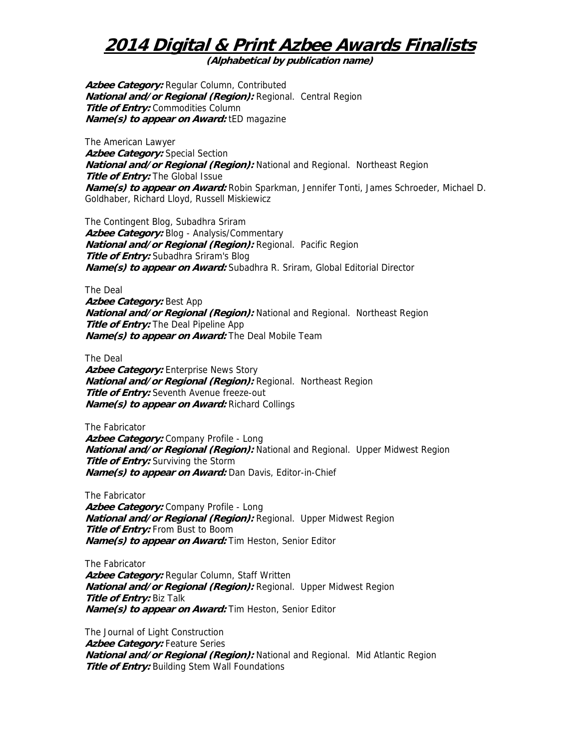# 2014 Digital & Print Azbee Awards Finalists

**(Alphabetical by publication name)**

***Azbee Category:*** Regular Column, Contributed
***National and/or Regional (Region):*** Regional. Central Region
***Title of Entry:*** Commodities Column
***Name(s) to appear on Award:*** tED magazine

The American Lawyer
***Azbee Category:*** Special Section
***National and/or Regional (Region):*** National and Regional. Northeast Region
***Title of Entry:*** The Global Issue
***Name(s) to appear on Award:*** Robin Sparkman, Jennifer Tonti, James Schroeder, Michael D. Goldhaber, Richard Lloyd, Russell Miskiewicz

The Contingent Blog, Subadhra Sriram
***Azbee Category:*** Blog - Analysis/Commentary
***National and/or Regional (Region):*** Regional. Pacific Region
***Title of Entry:*** Subadhra Sriram's Blog
***Name(s) to appear on Award:*** Subadhra R. Sriram, Global Editorial Director

The Deal
***Azbee Category:*** Best App
***National and/or Regional (Region):*** National and Regional. Northeast Region
***Title of Entry:*** The Deal Pipeline App
***Name(s) to appear on Award:*** The Deal Mobile Team

The Deal
***Azbee Category:*** Enterprise News Story
***National and/or Regional (Region):*** Regional. Northeast Region
***Title of Entry:*** Seventh Avenue freeze-out
***Name(s) to appear on Award:*** Richard Collings

The Fabricator
***Azbee Category:*** Company Profile - Long
***National and/or Regional (Region):*** National and Regional. Upper Midwest Region
***Title of Entry:*** Surviving the Storm
***Name(s) to appear on Award:*** Dan Davis, Editor-in-Chief

The Fabricator
***Azbee Category:*** Company Profile - Long
***National and/or Regional (Region):*** Regional. Upper Midwest Region
***Title of Entry:*** From Bust to Boom
***Name(s) to appear on Award:*** Tim Heston, Senior Editor

The Fabricator
***Azbee Category:*** Regular Column, Staff Written
***National and/or Regional (Region):*** Regional. Upper Midwest Region
***Title of Entry:*** Biz Talk
***Name(s) to appear on Award:*** Tim Heston, Senior Editor

The Journal of Light Construction
***Azbee Category:*** Feature Series
***National and/or Regional (Region):*** National and Regional. Mid Atlantic Region
***Title of Entry:*** Building Stem Wall Foundations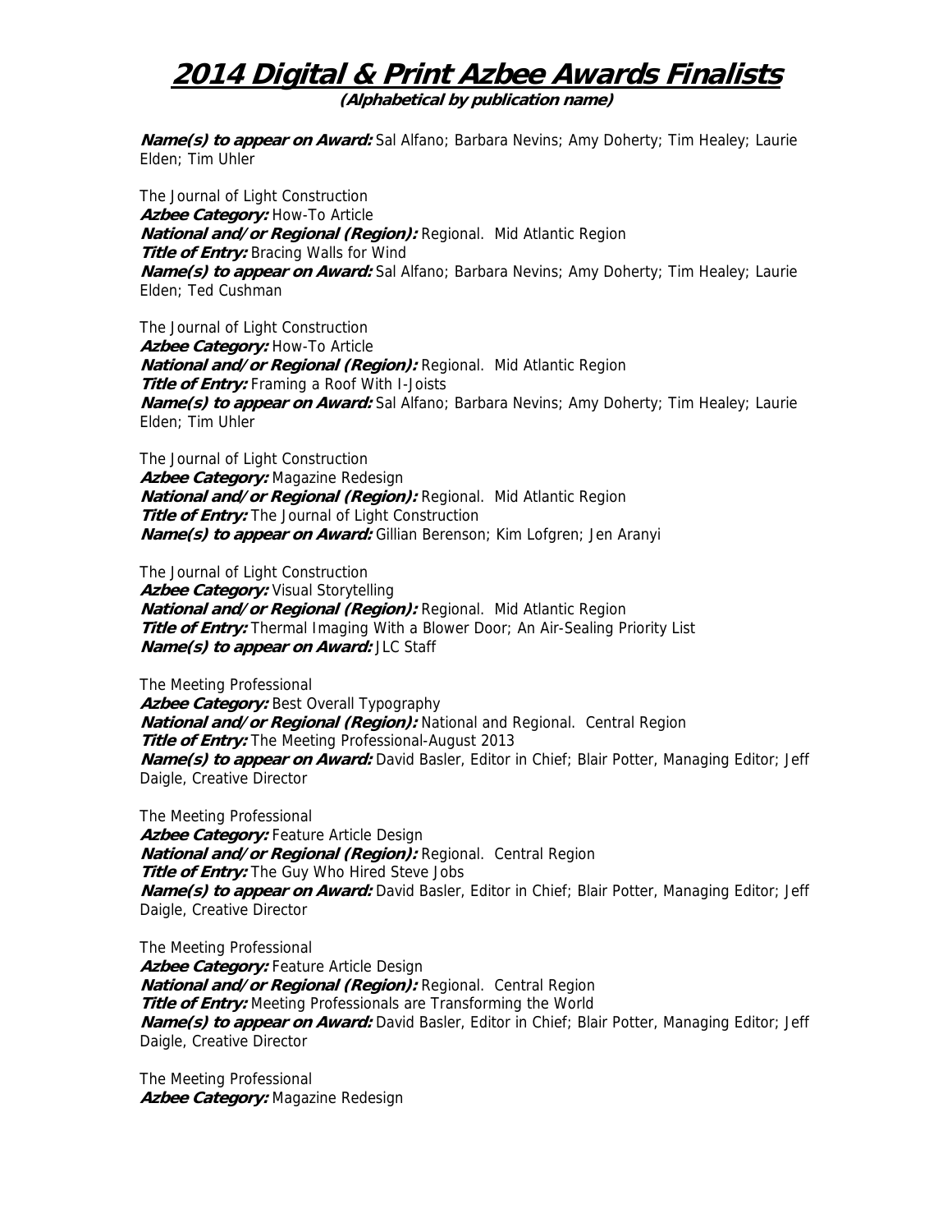# 2014 Digital & Print Azbee Awards Finalists

**(Alphabetical by publication name)**

***Name(s) to appear on Award:*** Sal Alfano; Barbara Nevins; Amy Doherty; Tim Healey; Laurie Elden; Tim Uhler

The Journal of Light Construction
***Azbee Category:*** How-To Article
***National and/or Regional (Region):*** Regional. Mid Atlantic Region
***Title of Entry:*** Bracing Walls for Wind
***Name(s) to appear on Award:*** Sal Alfano; Barbara Nevins; Amy Doherty; Tim Healey; Laurie Elden; Ted Cushman

The Journal of Light Construction
***Azbee Category:*** How-To Article
***National and/or Regional (Region):*** Regional. Mid Atlantic Region
***Title of Entry:*** Framing a Roof With I-Joists
***Name(s) to appear on Award:*** Sal Alfano; Barbara Nevins; Amy Doherty; Tim Healey; Laurie Elden; Tim Uhler

The Journal of Light Construction
***Azbee Category:*** Magazine Redesign
***National and/or Regional (Region):*** Regional. Mid Atlantic Region
***Title of Entry:*** The Journal of Light Construction
***Name(s) to appear on Award:*** Gillian Berenson; Kim Lofgren; Jen Aranyi

The Journal of Light Construction
***Azbee Category:*** Visual Storytelling
***National and/or Regional (Region):*** Regional. Mid Atlantic Region
***Title of Entry:*** Thermal Imaging With a Blower Door; An Air-Sealing Priority List
***Name(s) to appear on Award:*** JLC Staff

The Meeting Professional
***Azbee Category:*** Best Overall Typography
***National and/or Regional (Region):*** National and Regional. Central Region
***Title of Entry:*** The Meeting Professional-August 2013
***Name(s) to appear on Award:*** David Basler, Editor in Chief; Blair Potter, Managing Editor; Jeff Daigle, Creative Director

The Meeting Professional
***Azbee Category:*** Feature Article Design
***National and/or Regional (Region):*** Regional. Central Region
***Title of Entry:*** The Guy Who Hired Steve Jobs
***Name(s) to appear on Award:*** David Basler, Editor in Chief; Blair Potter, Managing Editor; Jeff Daigle, Creative Director

The Meeting Professional
***Azbee Category:*** Feature Article Design
***National and/or Regional (Region):*** Regional. Central Region
***Title of Entry:*** Meeting Professionals are Transforming the World
***Name(s) to appear on Award:*** David Basler, Editor in Chief; Blair Potter, Managing Editor; Jeff Daigle, Creative Director

The Meeting Professional
***Azbee Category:*** Magazine Redesign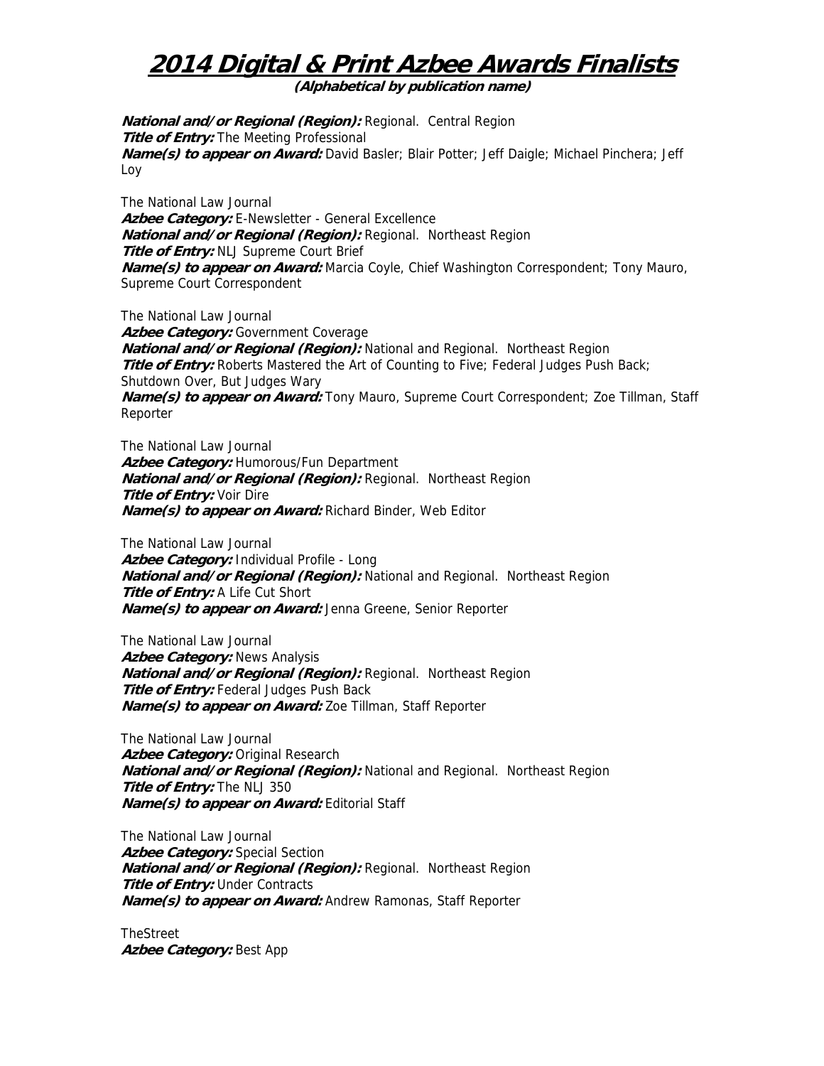# 2014 Digital & Print Azbee Awards Finalists

**(Alphabetical by publication name)**

***National and/or Regional (Region):*** Regional. Central Region
***Title of Entry:*** The Meeting Professional
***Name(s) to appear on Award:*** David Basler; Blair Potter; Jeff Daigle; Michael Pinchera; Jeff Loy

The National Law Journal
***Azbee Category:*** E-Newsletter - General Excellence
***National and/or Regional (Region):*** Regional. Northeast Region
***Title of Entry:*** NLJ Supreme Court Brief
***Name(s) to appear on Award:*** Marcia Coyle, Chief Washington Correspondent; Tony Mauro, Supreme Court Correspondent

The National Law Journal
***Azbee Category:*** Government Coverage
***National and/or Regional (Region):*** National and Regional. Northeast Region
***Title of Entry:*** Roberts Mastered the Art of Counting to Five; Federal Judges Push Back; Shutdown Over, But Judges Wary
***Name(s) to appear on Award:*** Tony Mauro, Supreme Court Correspondent; Zoe Tillman, Staff Reporter

The National Law Journal
***Azbee Category:*** Humorous/Fun Department
***National and/or Regional (Region):*** Regional. Northeast Region
***Title of Entry:*** Voir Dire
***Name(s) to appear on Award:*** Richard Binder, Web Editor

The National Law Journal
***Azbee Category:*** Individual Profile - Long
***National and/or Regional (Region):*** National and Regional. Northeast Region
***Title of Entry:*** A Life Cut Short
***Name(s) to appear on Award:*** Jenna Greene, Senior Reporter

The National Law Journal
***Azbee Category:*** News Analysis
***National and/or Regional (Region):*** Regional. Northeast Region
***Title of Entry:*** Federal Judges Push Back
***Name(s) to appear on Award:*** Zoe Tillman, Staff Reporter

The National Law Journal
***Azbee Category:*** Original Research
***National and/or Regional (Region):*** National and Regional. Northeast Region
***Title of Entry:*** The NLJ 350
***Name(s) to appear on Award:*** Editorial Staff

The National Law Journal
***Azbee Category:*** Special Section
***National and/or Regional (Region):*** Regional. Northeast Region
***Title of Entry:*** Under Contracts
***Name(s) to appear on Award:*** Andrew Ramonas, Staff Reporter

TheStreet
***Azbee Category:*** Best App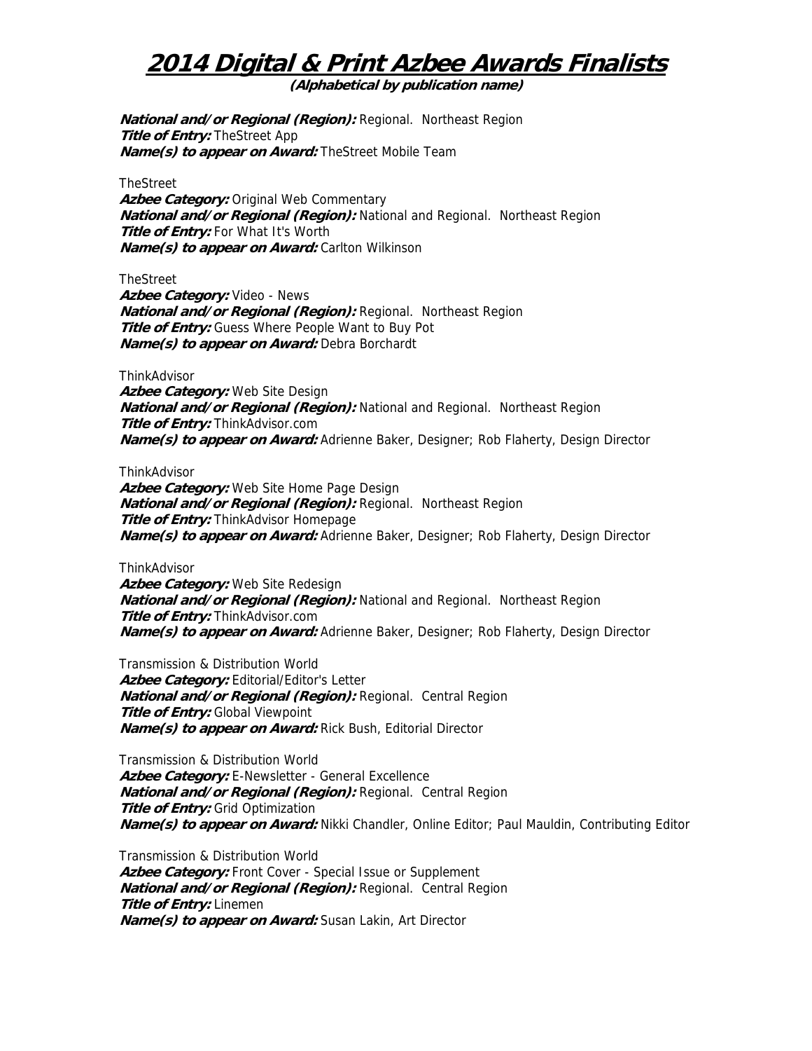# 2014 Digital & Print Azbee Awards Finalists

**(Alphabetical by publication name)**

***National and/or Regional (Region):*** Regional. Northeast Region
***Title of Entry:*** TheStreet App
***Name(s) to appear on Award:*** TheStreet Mobile Team

TheStreet
***Azbee Category:*** Original Web Commentary
***National and/or Regional (Region):*** National and Regional. Northeast Region
***Title of Entry:*** For What It's Worth
***Name(s) to appear on Award:*** Carlton Wilkinson

TheStreet
***Azbee Category:*** Video - News
***National and/or Regional (Region):*** Regional. Northeast Region
***Title of Entry:*** Guess Where People Want to Buy Pot
***Name(s) to appear on Award:*** Debra Borchardt

ThinkAdvisor
***Azbee Category:*** Web Site Design
***National and/or Regional (Region):*** National and Regional. Northeast Region
***Title of Entry:*** ThinkAdvisor.com
***Name(s) to appear on Award:*** Adrienne Baker, Designer; Rob Flaherty, Design Director

ThinkAdvisor
***Azbee Category:*** Web Site Home Page Design
***National and/or Regional (Region):*** Regional. Northeast Region
***Title of Entry:*** ThinkAdvisor Homepage
***Name(s) to appear on Award:*** Adrienne Baker, Designer; Rob Flaherty, Design Director

ThinkAdvisor
***Azbee Category:*** Web Site Redesign
***National and/or Regional (Region):*** National and Regional. Northeast Region
***Title of Entry:*** ThinkAdvisor.com
***Name(s) to appear on Award:*** Adrienne Baker, Designer; Rob Flaherty, Design Director

Transmission & Distribution World
***Azbee Category:*** Editorial/Editor's Letter
***National and/or Regional (Region):*** Regional. Central Region
***Title of Entry:*** Global Viewpoint
***Name(s) to appear on Award:*** Rick Bush, Editorial Director

Transmission & Distribution World
***Azbee Category:*** E-Newsletter - General Excellence
***National and/or Regional (Region):*** Regional. Central Region
***Title of Entry:*** Grid Optimization
***Name(s) to appear on Award:*** Nikki Chandler, Online Editor; Paul Mauldin, Contributing Editor

Transmission & Distribution World
***Azbee Category:*** Front Cover - Special Issue or Supplement
***National and/or Regional (Region):*** Regional. Central Region
***Title of Entry:*** Linemen
***Name(s) to appear on Award:*** Susan Lakin, Art Director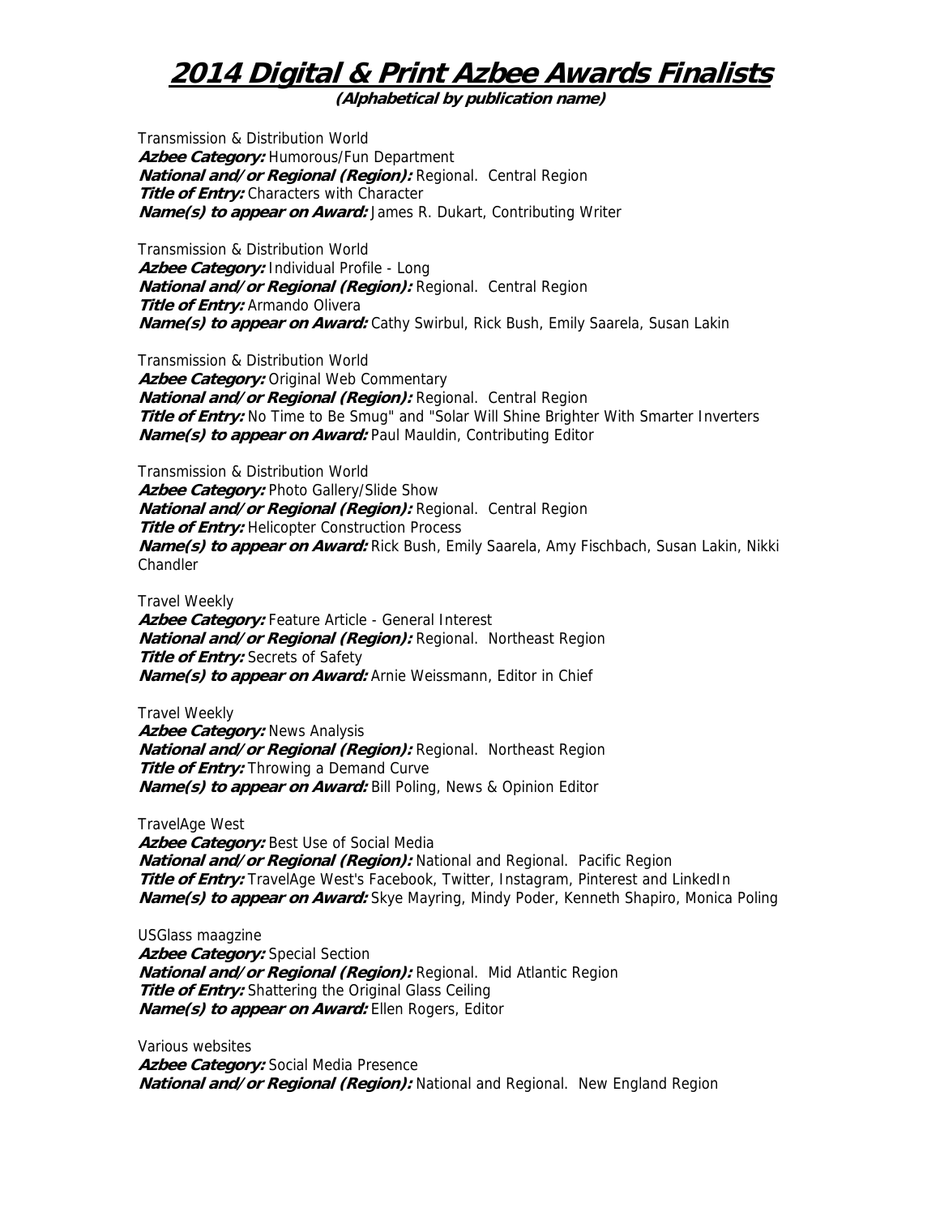# 2014 Digital & Print Azbee Awards Finalists

**(Alphabetical by publication name)**

Transmission & Distribution World
***Azbee Category:*** Humorous/Fun Department
***National and/or Regional (Region):*** Regional. Central Region
***Title of Entry:*** Characters with Character
***Name(s) to appear on Award:*** James R. Dukart, Contributing Writer

Transmission & Distribution World
***Azbee Category:*** Individual Profile - Long
***National and/or Regional (Region):*** Regional. Central Region
***Title of Entry:*** Armando Olivera
***Name(s) to appear on Award:*** Cathy Swirbul, Rick Bush, Emily Saarela, Susan Lakin

Transmission & Distribution World
***Azbee Category:*** Original Web Commentary
***National and/or Regional (Region):*** Regional. Central Region
***Title of Entry:*** No Time to Be Smug" and "Solar Will Shine Brighter With Smarter Inverters
***Name(s) to appear on Award:*** Paul Mauldin, Contributing Editor

Transmission & Distribution World
***Azbee Category:*** Photo Gallery/Slide Show
***National and/or Regional (Region):*** Regional. Central Region
***Title of Entry:*** Helicopter Construction Process
***Name(s) to appear on Award:*** Rick Bush, Emily Saarela, Amy Fischbach, Susan Lakin, Nikki Chandler

Travel Weekly
***Azbee Category:*** Feature Article - General Interest
***National and/or Regional (Region):*** Regional. Northeast Region
***Title of Entry:*** Secrets of Safety
***Name(s) to appear on Award:*** Arnie Weissmann, Editor in Chief

Travel Weekly
***Azbee Category:*** News Analysis
***National and/or Regional (Region):*** Regional. Northeast Region
***Title of Entry:*** Throwing a Demand Curve
***Name(s) to appear on Award:*** Bill Poling, News & Opinion Editor

TravelAge West
***Azbee Category:*** Best Use of Social Media
***National and/or Regional (Region):*** National and Regional. Pacific Region
***Title of Entry:*** TravelAge West's Facebook, Twitter, Instagram, Pinterest and LinkedIn
***Name(s) to appear on Award:*** Skye Mayring, Mindy Poder, Kenneth Shapiro, Monica Poling

USGlass maagzine
***Azbee Category:*** Special Section
***National and/or Regional (Region):*** Regional. Mid Atlantic Region
***Title of Entry:*** Shattering the Original Glass Ceiling
***Name(s) to appear on Award:*** Ellen Rogers, Editor

Various websites
***Azbee Category:*** Social Media Presence
***National and/or Regional (Region):*** National and Regional. New England Region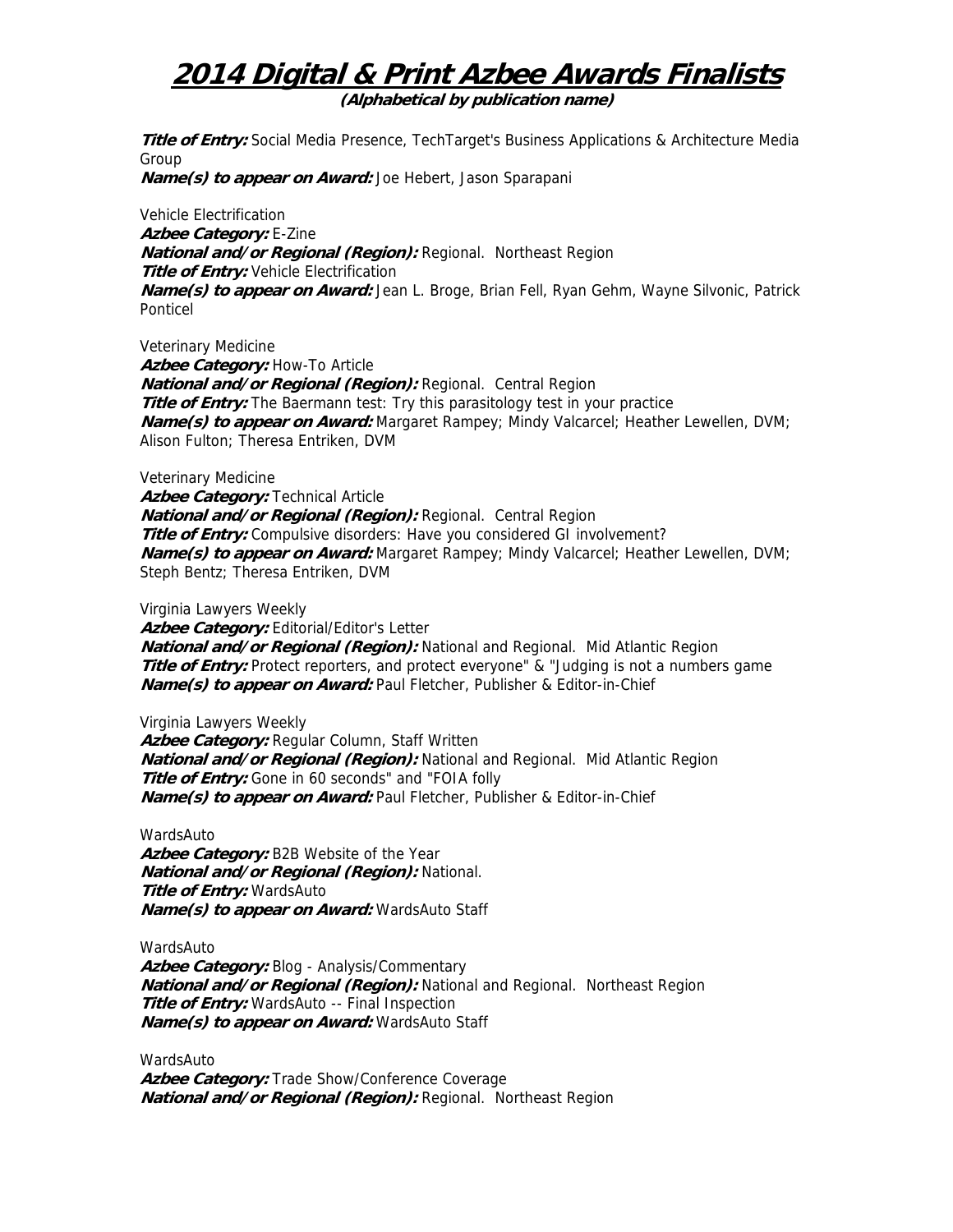# 2014 Digital & Print Azbee Awards Finalists

**(Alphabetical by publication name)**

***Title of Entry:*** Social Media Presence, TechTarget's Business Applications & Architecture Media Group
***Name(s) to appear on Award:*** Joe Hebert, Jason Sparapani

Vehicle Electrification
***Azbee Category:*** E-Zine
***National and/or Regional (Region):*** Regional.  Northeast Region
***Title of Entry:*** Vehicle Electrification
***Name(s) to appear on Award:*** Jean L. Broge, Brian Fell, Ryan Gehm, Wayne Silvonic, Patrick Ponticel

Veterinary Medicine
***Azbee Category:*** How-To Article
***National and/or Regional (Region):*** Regional.  Central Region
***Title of Entry:*** The Baermann test: Try this parasitology test in your practice
***Name(s) to appear on Award:*** Margaret Rampey; Mindy Valcarcel; Heather Lewellen, DVM; Alison Fulton; Theresa Entriken, DVM

Veterinary Medicine
***Azbee Category:*** Technical Article
***National and/or Regional (Region):*** Regional.  Central Region
***Title of Entry:*** Compulsive disorders: Have you considered GI involvement?
***Name(s) to appear on Award:*** Margaret Rampey; Mindy Valcarcel; Heather Lewellen, DVM; Steph Bentz; Theresa Entriken, DVM

Virginia Lawyers Weekly
***Azbee Category:*** Editorial/Editor's Letter
***National and/or Regional (Region):*** National and Regional.  Mid Atlantic Region
***Title of Entry:*** Protect reporters, and protect everyone" & "Judging is not a numbers game
***Name(s) to appear on Award:*** Paul Fletcher, Publisher & Editor-in-Chief

Virginia Lawyers Weekly
***Azbee Category:*** Regular Column, Staff Written
***National and/or Regional (Region):*** National and Regional.  Mid Atlantic Region
***Title of Entry:*** Gone in 60 seconds" and "FOIA folly
***Name(s) to appear on Award:*** Paul Fletcher, Publisher & Editor-in-Chief

WardsAuto
***Azbee Category:*** B2B Website of the Year
***National and/or Regional (Region):*** National.
***Title of Entry:*** WardsAuto
***Name(s) to appear on Award:*** WardsAuto Staff

WardsAuto
***Azbee Category:*** Blog - Analysis/Commentary
***National and/or Regional (Region):*** National and Regional.  Northeast Region
***Title of Entry:*** WardsAuto -- Final Inspection
***Name(s) to appear on Award:*** WardsAuto Staff

WardsAuto
***Azbee Category:*** Trade Show/Conference Coverage
***National and/or Regional (Region):*** Regional.  Northeast Region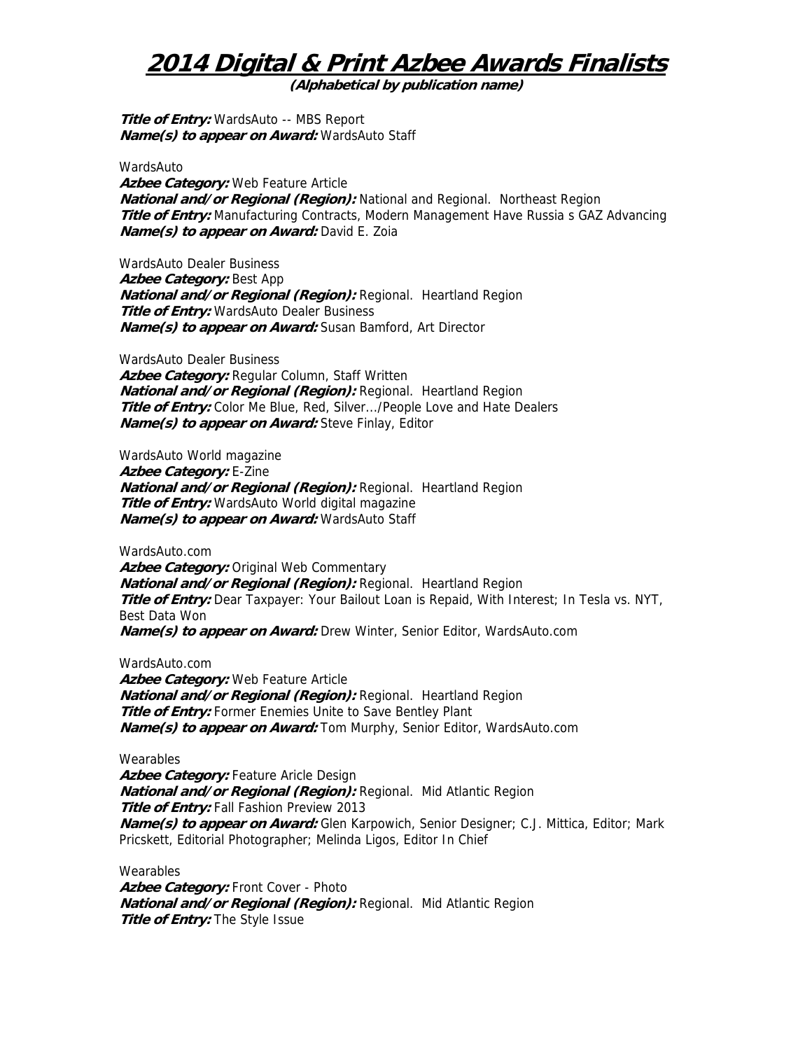# 2014 Digital & Print Azbee Awards Finalists

**(Alphabetical by publication name)**

***Title of Entry:*** WardsAuto -- MBS Report
***Name(s) to appear on Award:*** WardsAuto Staff

WardsAuto
***Azbee Category:*** Web Feature Article
***National and/or Regional (Region):*** National and Regional. Northeast Region
***Title of Entry:*** Manufacturing Contracts, Modern Management Have Russia s GAZ Advancing
***Name(s) to appear on Award:*** David E. Zoia

WardsAuto Dealer Business
***Azbee Category:*** Best App
***National and/or Regional (Region):*** Regional. Heartland Region
***Title of Entry:*** WardsAuto Dealer Business
***Name(s) to appear on Award:*** Susan Bamford, Art Director

WardsAuto Dealer Business
***Azbee Category:*** Regular Column, Staff Written
***National and/or Regional (Region):*** Regional. Heartland Region
***Title of Entry:*** Color Me Blue, Red, Silver.../People Love and Hate Dealers
***Name(s) to appear on Award:*** Steve Finlay, Editor

WardsAuto World magazine
***Azbee Category:*** E-Zine
***National and/or Regional (Region):*** Regional. Heartland Region
***Title of Entry:*** WardsAuto World digital magazine
***Name(s) to appear on Award:*** WardsAuto Staff

WardsAuto.com
***Azbee Category:*** Original Web Commentary
***National and/or Regional (Region):*** Regional. Heartland Region
***Title of Entry:*** Dear Taxpayer: Your Bailout Loan is Repaid, With Interest; In Tesla vs. NYT, Best Data Won
***Name(s) to appear on Award:*** Drew Winter, Senior Editor, WardsAuto.com

WardsAuto.com
***Azbee Category:*** Web Feature Article
***National and/or Regional (Region):*** Regional. Heartland Region
***Title of Entry:*** Former Enemies Unite to Save Bentley Plant
***Name(s) to appear on Award:*** Tom Murphy, Senior Editor, WardsAuto.com

Wearables
***Azbee Category:*** Feature Aricle Design
***National and/or Regional (Region):*** Regional. Mid Atlantic Region
***Title of Entry:*** Fall Fashion Preview 2013
***Name(s) to appear on Award:*** Glen Karpowich, Senior Designer; C.J. Mittica, Editor; Mark Pricskett, Editorial Photographer; Melinda Ligos, Editor In Chief

Wearables
***Azbee Category:*** Front Cover - Photo
***National and/or Regional (Region):*** Regional. Mid Atlantic Region
***Title of Entry:*** The Style Issue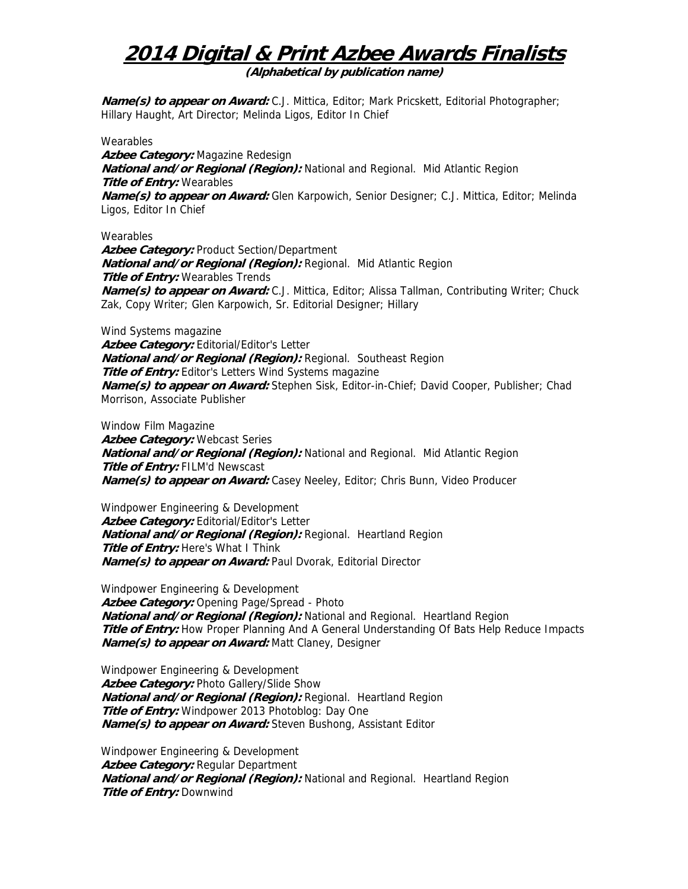# 2014 Digital & Print Azbee Awards Finalists

**(Alphabetical by publication name)**

***Name(s) to appear on Award:*** C.J. Mittica, Editor; Mark Pricskett, Editorial Photographer; Hillary Haught, Art Director; Melinda Ligos, Editor In Chief

Wearables
***Azbee Category:*** Magazine Redesign
***National and/or Regional (Region):*** National and Regional. Mid Atlantic Region
***Title of Entry:*** Wearables
***Name(s) to appear on Award:*** Glen Karpowich, Senior Designer; C.J. Mittica, Editor; Melinda Ligos, Editor In Chief

Wearables
***Azbee Category:*** Product Section/Department
***National and/or Regional (Region):*** Regional. Mid Atlantic Region
***Title of Entry:*** Wearables Trends
***Name(s) to appear on Award:*** C.J. Mittica, Editor; Alissa Tallman, Contributing Writer; Chuck Zak, Copy Writer; Glen Karpowich, Sr. Editorial Designer; Hillary

Wind Systems magazine
***Azbee Category:*** Editorial/Editor's Letter
***National and/or Regional (Region):*** Regional. Southeast Region
***Title of Entry:*** Editor's Letters Wind Systems magazine
***Name(s) to appear on Award:*** Stephen Sisk, Editor-in-Chief; David Cooper, Publisher; Chad Morrison, Associate Publisher

Window Film Magazine
***Azbee Category:*** Webcast Series
***National and/or Regional (Region):*** National and Regional. Mid Atlantic Region
***Title of Entry:*** FILM'd Newscast
***Name(s) to appear on Award:*** Casey Neeley, Editor; Chris Bunn, Video Producer

Windpower Engineering & Development
***Azbee Category:*** Editorial/Editor's Letter
***National and/or Regional (Region):*** Regional. Heartland Region
***Title of Entry:*** Here's What I Think
***Name(s) to appear on Award:*** Paul Dvorak, Editorial Director

Windpower Engineering & Development
***Azbee Category:*** Opening Page/Spread - Photo
***National and/or Regional (Region):*** National and Regional. Heartland Region
***Title of Entry:*** How Proper Planning And A General Understanding Of Bats Help Reduce Impacts
***Name(s) to appear on Award:*** Matt Claney, Designer

Windpower Engineering & Development
***Azbee Category:*** Photo Gallery/Slide Show
***National and/or Regional (Region):*** Regional. Heartland Region
***Title of Entry:*** Windpower 2013 Photoblog: Day One
***Name(s) to appear on Award:*** Steven Bushong, Assistant Editor

Windpower Engineering & Development
***Azbee Category:*** Regular Department
***National and/or Regional (Region):*** National and Regional. Heartland Region
***Title of Entry:*** Downwind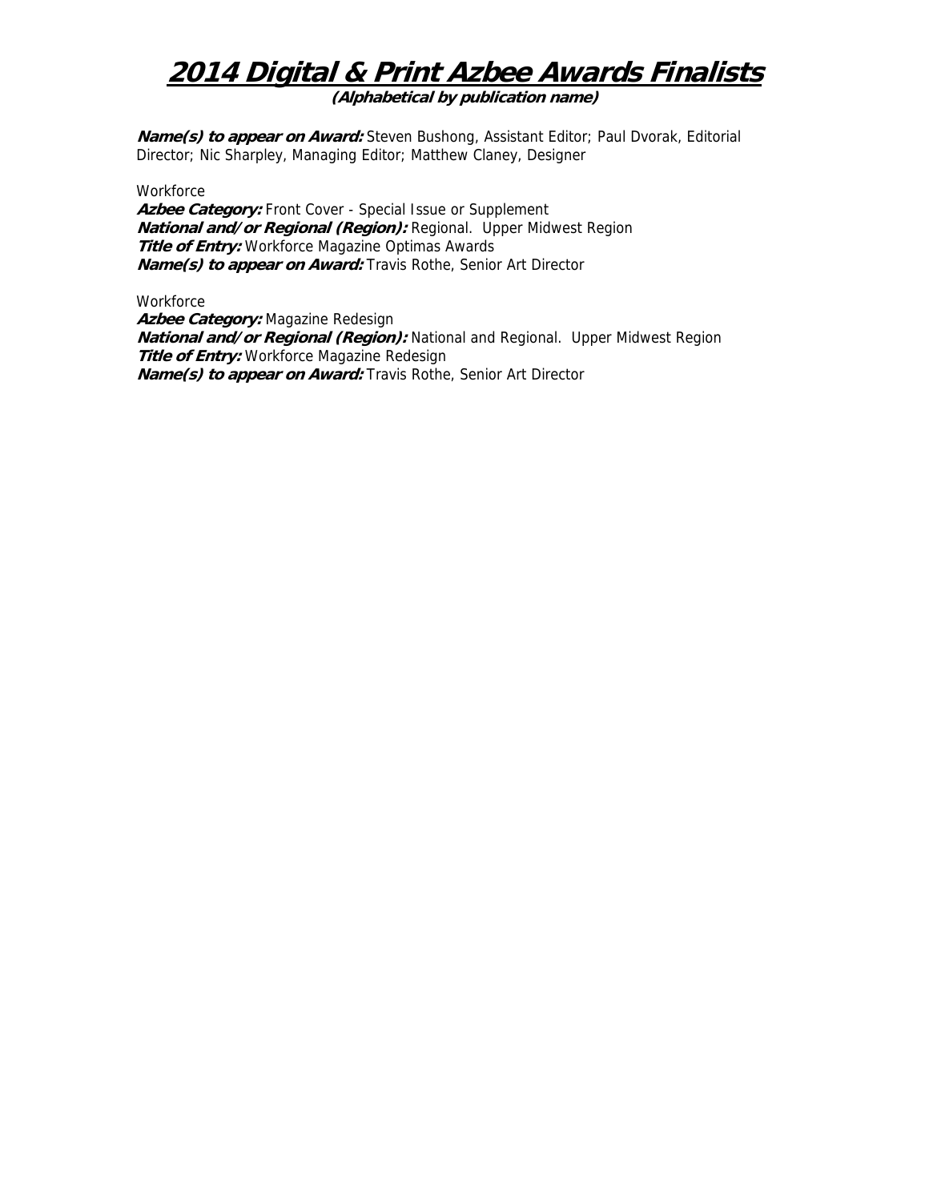# 2014 Digital & Print Azbee Awards Finalists

**(Alphabetical by publication name)**

***Name(s) to appear on Award:*** Steven Bushong, Assistant Editor; Paul Dvorak, Editorial Director; Nic Sharpley, Managing Editor; Matthew Claney, Designer

Workforce
***Azbee Category:*** Front Cover - Special Issue or Supplement
***National and/or Regional (Region):*** Regional. Upper Midwest Region
***Title of Entry:*** Workforce Magazine Optimas Awards
***Name(s) to appear on Award:*** Travis Rothe, Senior Art Director

Workforce
***Azbee Category:*** Magazine Redesign
***National and/or Regional (Region):*** National and Regional. Upper Midwest Region
***Title of Entry:*** Workforce Magazine Redesign
***Name(s) to appear on Award:*** Travis Rothe, Senior Art Director